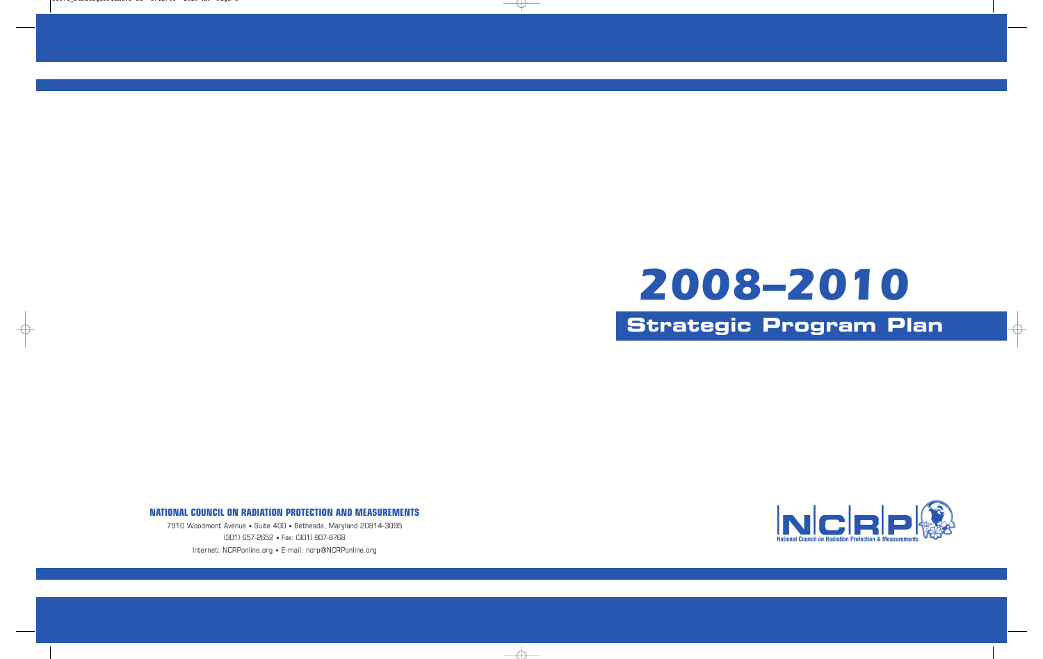# 2008–2010

## Strategic Program Plan

**NATIONAL COUNCIL ON RADIATION PROTECTION AND MEASUREMENTS**

7910 Woodmont Avenue • Suite 400 • Bethesda, Maryland 20814-3095

(301) 657-2652 • Fax: (301) 907-8768

Internet: NCRPonline.org • E-mail: ncrp@NCRPonline.org

NCRP

National Council on Radiation Protection & Measurements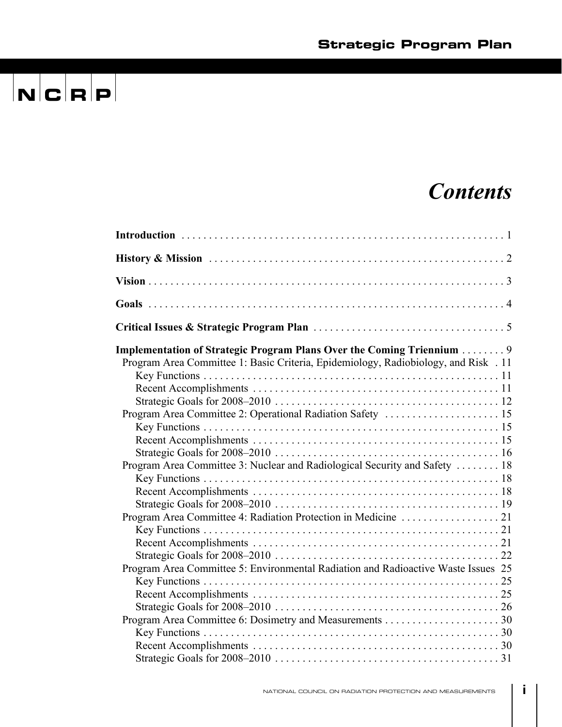# Contents

**Introduction** . . . . . . . . . . . . . . . . . . . . . . . . . . . . . . . . . . . . . . . . . . . . . . . . . . . . . . . . . . . 1

**History & Mission** . . . . . . . . . . . . . . . . . . . . . . . . . . . . . . . . . . . . . . . . . . . . . . . . . . . . . 2

**Vision** . . . . . . . . . . . . . . . . . . . . . . . . . . . . . . . . . . . . . . . . . . . . . . . . . . . . . . . . . . . . . . . 3

**Goals** . . . . . . . . . . . . . . . . . . . . . . . . . . . . . . . . . . . . . . . . . . . . . . . . . . . . . . . . . . . . . . . 4

**Critical Issues & Strategic Program Plan** . . . . . . . . . . . . . . . . . . . . . . . . . . . . . . . . . . . 5

**Implementation of Strategic Program Plans Over the Coming Triennium** . . . . . . . . 9

- Program Area Committee 1: Basic Criteria, Epidemiology, Radiobiology, and Risk . 11
  - Key Functions . . . . . . . . . . . . . . . . . . . . . . . . . . . . . . . . . . . . . . . . . . . . . . . . . . . . . 11
  - Recent Accomplishments . . . . . . . . . . . . . . . . . . . . . . . . . . . . . . . . . . . . . . . . . . . . 11
  - Strategic Goals for 2008–2010 . . . . . . . . . . . . . . . . . . . . . . . . . . . . . . . . . . . . . . . . 12
- Program Area Committee 2: Operational Radiation Safety . . . . . . . . . . . . . . . . . . . . . 15
  - Key Functions . . . . . . . . . . . . . . . . . . . . . . . . . . . . . . . . . . . . . . . . . . . . . . . . . . . . . . 15
  - Recent Accomplishments . . . . . . . . . . . . . . . . . . . . . . . . . . . . . . . . . . . . . . . . . . . . 15
  - Strategic Goals for 2008–2010 . . . . . . . . . . . . . . . . . . . . . . . . . . . . . . . . . . . . . . . . 16
- Program Area Committee 3: Nuclear and Radiological Security and Safety . . . . . . . . 18
  - Key Functions . . . . . . . . . . . . . . . . . . . . . . . . . . . . . . . . . . . . . . . . . . . . . . . . . . . . . 18
  - Recent Accomplishments . . . . . . . . . . . . . . . . . . . . . . . . . . . . . . . . . . . . . . . . . . . . 18
  - Strategic Goals for 2008–2010 . . . . . . . . . . . . . . . . . . . . . . . . . . . . . . . . . . . . . . . . 19
- Program Area Committee 4: Radiation Protection in Medicine . . . . . . . . . . . . . . . . . . 21
  - Key Functions . . . . . . . . . . . . . . . . . . . . . . . . . . . . . . . . . . . . . . . . . . . . . . . . . . . . . 21
  - Recent Accomplishments . . . . . . . . . . . . . . . . . . . . . . . . . . . . . . . . . . . . . . . . . . . . 21
  - Strategic Goals for 2008–2010 . . . . . . . . . . . . . . . . . . . . . . . . . . . . . . . . . . . . . . . . 22
- Program Area Committee 5: Environmental Radiation and Radioactive Waste Issues 25
  - Key Functions . . . . . . . . . . . . . . . . . . . . . . . . . . . . . . . . . . . . . . . . . . . . . . . . . . . . . 25
  - Recent Accomplishments . . . . . . . . . . . . . . . . . . . . . . . . . . . . . . . . . . . . . . . . . . . . 25
  - Strategic Goals for 2008–2010 . . . . . . . . . . . . . . . . . . . . . . . . . . . . . . . . . . . . . . . . 26
- Program Area Committee 6: Dosimetry and Measurements . . . . . . . . . . . . . . . . . . . . . 30
  - Key Functions . . . . . . . . . . . . . . . . . . . . . . . . . . . . . . . . . . . . . . . . . . . . . . . . . . . . . 30
  - Recent Accomplishments . . . . . . . . . . . . . . . . . . . . . . . . . . . . . . . . . . . . . . . . . . . . 30
  - Strategic Goals for 2008–2010 . . . . . . . . . . . . . . . . . . . . . . . . . . . . . . . . . . . . . . . . 31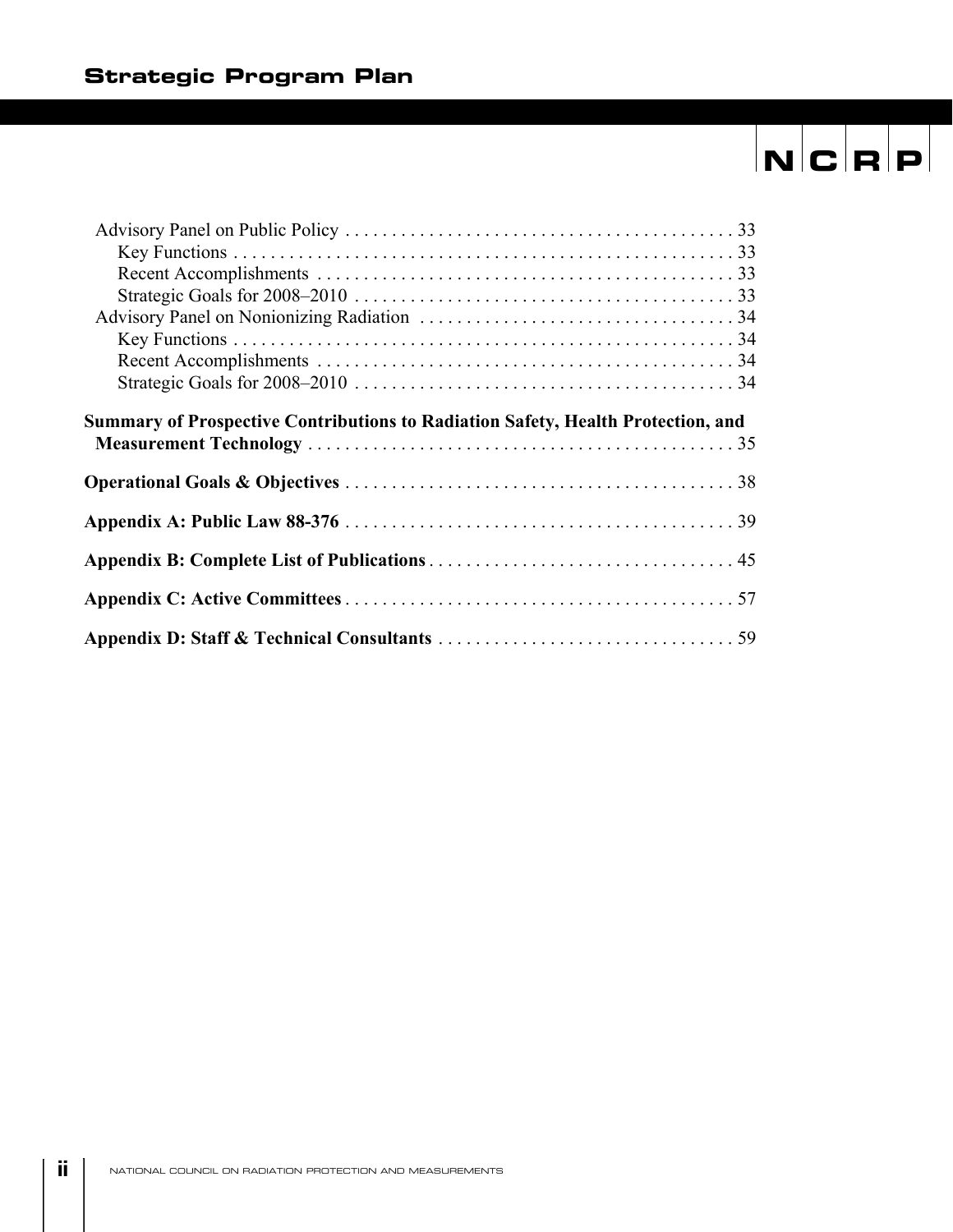- Advisory Panel on Public Policy . . . . . . . . . . 33
  - Key Functions . . . . . . . . . . 33
  - Recent Accomplishments . . . . . . . . . . 33
  - Strategic Goals for 2008–2010 . . . . . . . . . . 33
- Advisory Panel on Nonionizing Radiation . . . . . . . . . . 34
  - Key Functions . . . . . . . . . . 34
  - Recent Accomplishments . . . . . . . . . . 34
  - Strategic Goals for 2008–2010 . . . . . . . . . . 34

**Summary of Prospective Contributions to Radiation Safety, Health Protection, and Measurement Technology** . . . . . . . . . . 35

**Operational Goals & Objectives** . . . . . . . . . . 38

**Appendix A: Public Law 88-376** . . . . . . . . . . 39

**Appendix B: Complete List of Publications** . . . . . . . . . . 45

**Appendix C: Active Committees** . . . . . . . . . . 57

**Appendix D: Staff & Technical Consultants** . . . . . . . . . . 59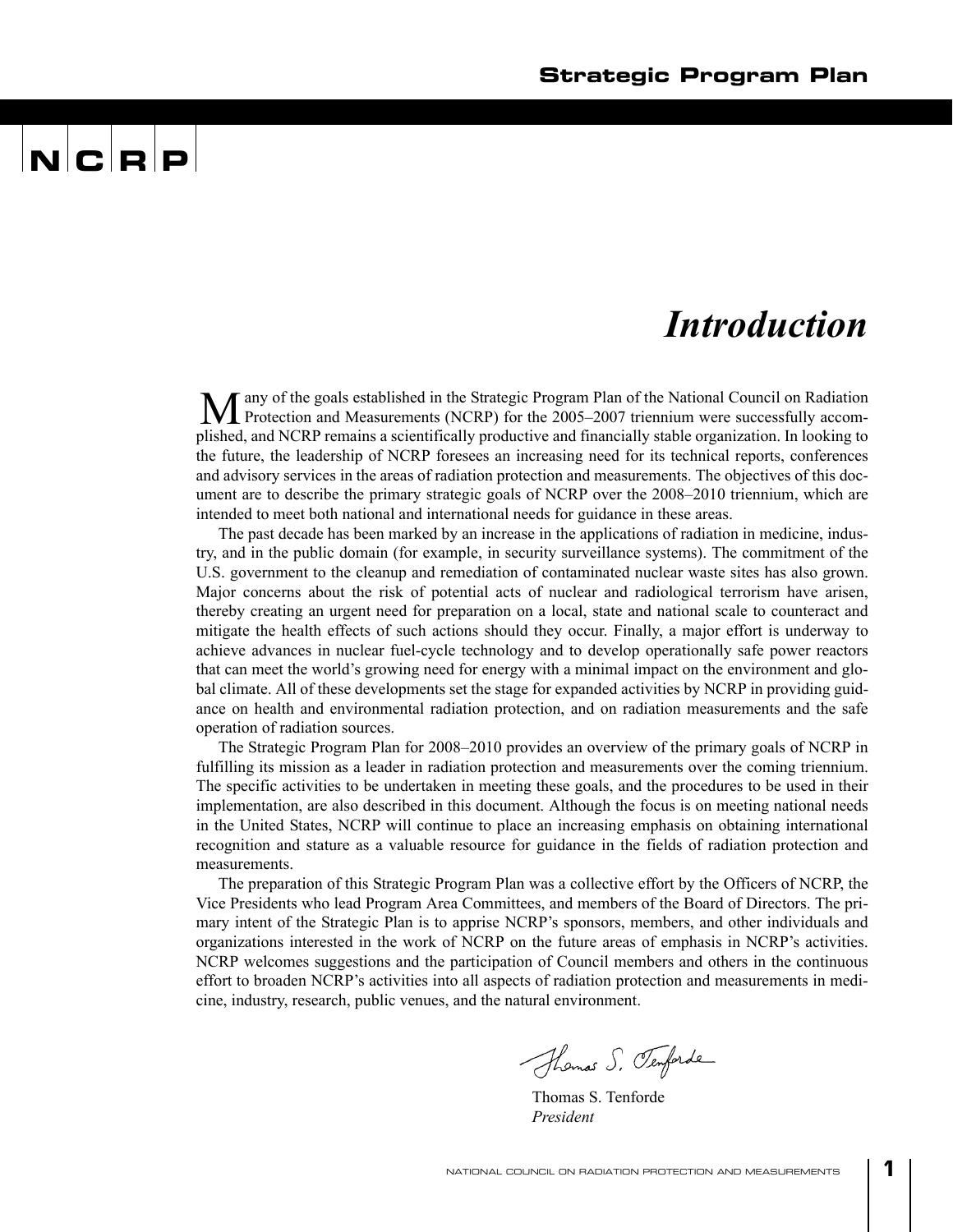# Introduction

Many of the goals established in the Strategic Program Plan of the National Council on Radiation Protection and Measurements (NCRP) for the 2005–2007 triennium were successfully accomplished, and NCRP remains a scientifically productive and financially stable organization. In looking to the future, the leadership of NCRP foresees an increasing need for its technical reports, conferences and advisory services in the areas of radiation protection and measurements. The objectives of this document are to describe the primary strategic goals of NCRP over the 2008–2010 triennium, which are intended to meet both national and international needs for guidance in these areas.

The past decade has been marked by an increase in the applications of radiation in medicine, industry, and in the public domain (for example, in security surveillance systems). The commitment of the U.S. government to the cleanup and remediation of contaminated nuclear waste sites has also grown. Major concerns about the risk of potential acts of nuclear and radiological terrorism have arisen, thereby creating an urgent need for preparation on a local, state and national scale to counteract and mitigate the health effects of such actions should they occur. Finally, a major effort is underway to achieve advances in nuclear fuel-cycle technology and to develop operationally safe power reactors that can meet the world's growing need for energy with a minimal impact on the environment and global climate. All of these developments set the stage for expanded activities by NCRP in providing guidance on health and environmental radiation protection, and on radiation measurements and the safe operation of radiation sources.

The Strategic Program Plan for 2008–2010 provides an overview of the primary goals of NCRP in fulfilling its mission as a leader in radiation protection and measurements over the coming triennium. The specific activities to be undertaken in meeting these goals, and the procedures to be used in their implementation, are also described in this document. Although the focus is on meeting national needs in the United States, NCRP will continue to place an increasing emphasis on obtaining international recognition and stature as a valuable resource for guidance in the fields of radiation protection and measurements.

The preparation of this Strategic Program Plan was a collective effort by the Officers of NCRP, the Vice Presidents who lead Program Area Committees, and members of the Board of Directors. The primary intent of the Strategic Plan is to apprise NCRP's sponsors, members, and other individuals and organizations interested in the work of NCRP on the future areas of emphasis in NCRP's activities. NCRP welcomes suggestions and the participation of Council members and others in the continuous effort to broaden NCRP's activities into all aspects of radiation protection and measurements in medicine, industry, research, public venues, and the natural environment.

Thomas S. Tenforde
*President*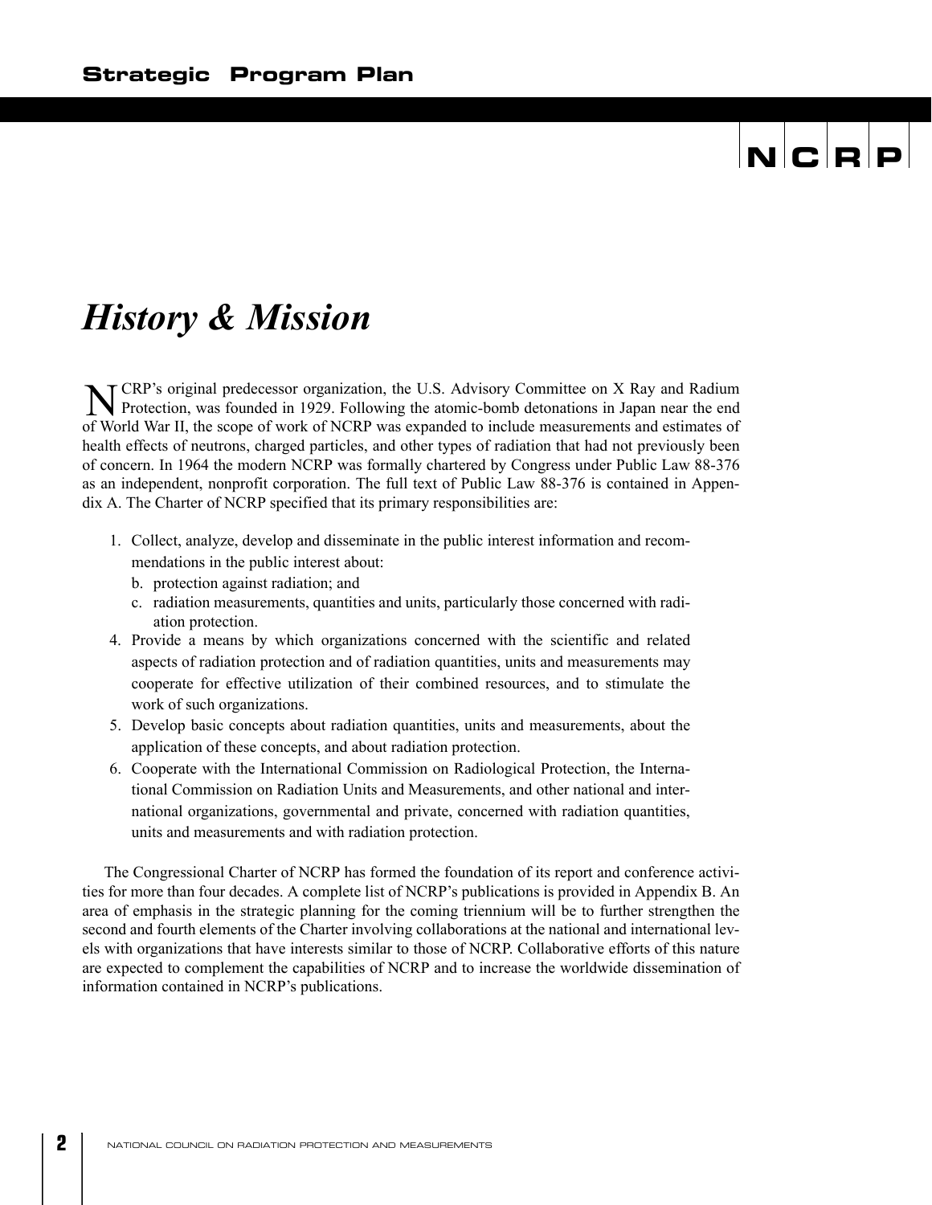# History & Mission

NCRP's original predecessor organization, the U.S. Advisory Committee on X Ray and Radium Protection, was founded in 1929. Following the atomic-bomb detonations in Japan near the end of World War II, the scope of work of NCRP was expanded to include measurements and estimates of health effects of neutrons, charged particles, and other types of radiation that had not previously been of concern. In 1964 the modern NCRP was formally chartered by Congress under Public Law 88-376 as an independent, nonprofit corporation. The full text of Public Law 88-376 is contained in Appendix A. The Charter of NCRP specified that its primary responsibilities are:

1. Collect, analyze, develop and disseminate in the public interest information and recommendations in the public interest about:
   b. protection against radiation; and
   c. radiation measurements, quantities and units, particularly those concerned with radiation protection.
4. Provide a means by which organizations concerned with the scientific and related aspects of radiation protection and of radiation quantities, units and measurements may cooperate for effective utilization of their combined resources, and to stimulate the work of such organizations.
5. Develop basic concepts about radiation quantities, units and measurements, about the application of these concepts, and about radiation protection.
6. Cooperate with the International Commission on Radiological Protection, the International Commission on Radiation Units and Measurements, and other national and international organizations, governmental and private, concerned with radiation quantities, units and measurements and with radiation protection.

The Congressional Charter of NCRP has formed the foundation of its report and conference activities for more than four decades. A complete list of NCRP's publications is provided in Appendix B. An area of emphasis in the strategic planning for the coming triennium will be to further strengthen the second and fourth elements of the Charter involving collaborations at the national and international levels with organizations that have interests similar to those of NCRP. Collaborative efforts of this nature are expected to complement the capabilities of NCRP and to increase the worldwide dissemination of information contained in NCRP's publications.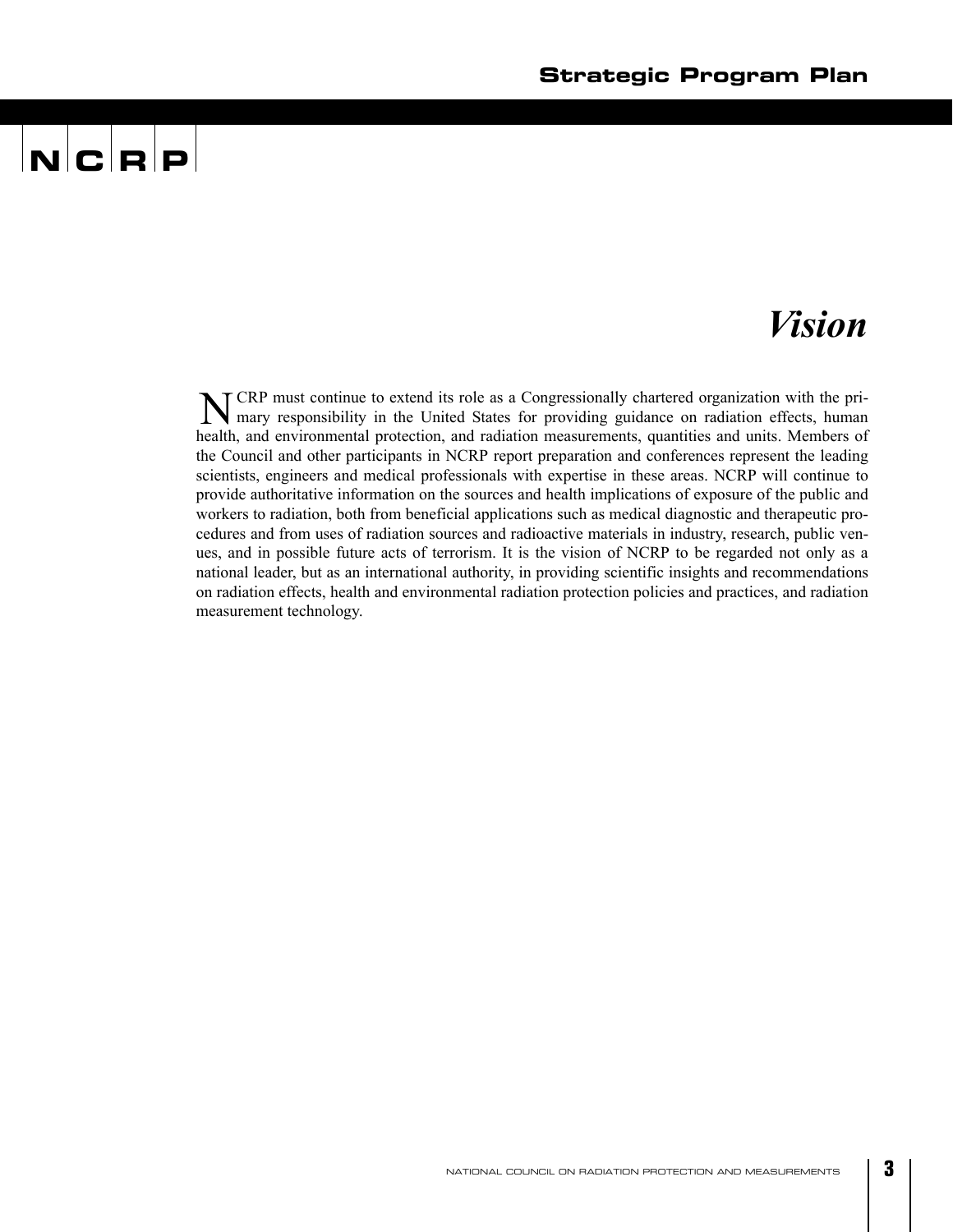# *Vision*

NCRP must continue to extend its role as a Congressionally chartered organization with the primary responsibility in the United States for providing guidance on radiation effects, human health, and environmental protection, and radiation measurements, quantities and units. Members of the Council and other participants in NCRP report preparation and conferences represent the leading scientists, engineers and medical professionals with expertise in these areas. NCRP will continue to provide authoritative information on the sources and health implications of exposure of the public and workers to radiation, both from beneficial applications such as medical diagnostic and therapeutic procedures and from uses of radiation sources and radioactive materials in industry, research, public venues, and in possible future acts of terrorism. It is the vision of NCRP to be regarded not only as a national leader, but as an international authority, in providing scientific insights and recommendations on radiation effects, health and environmental radiation protection policies and practices, and radiation measurement technology.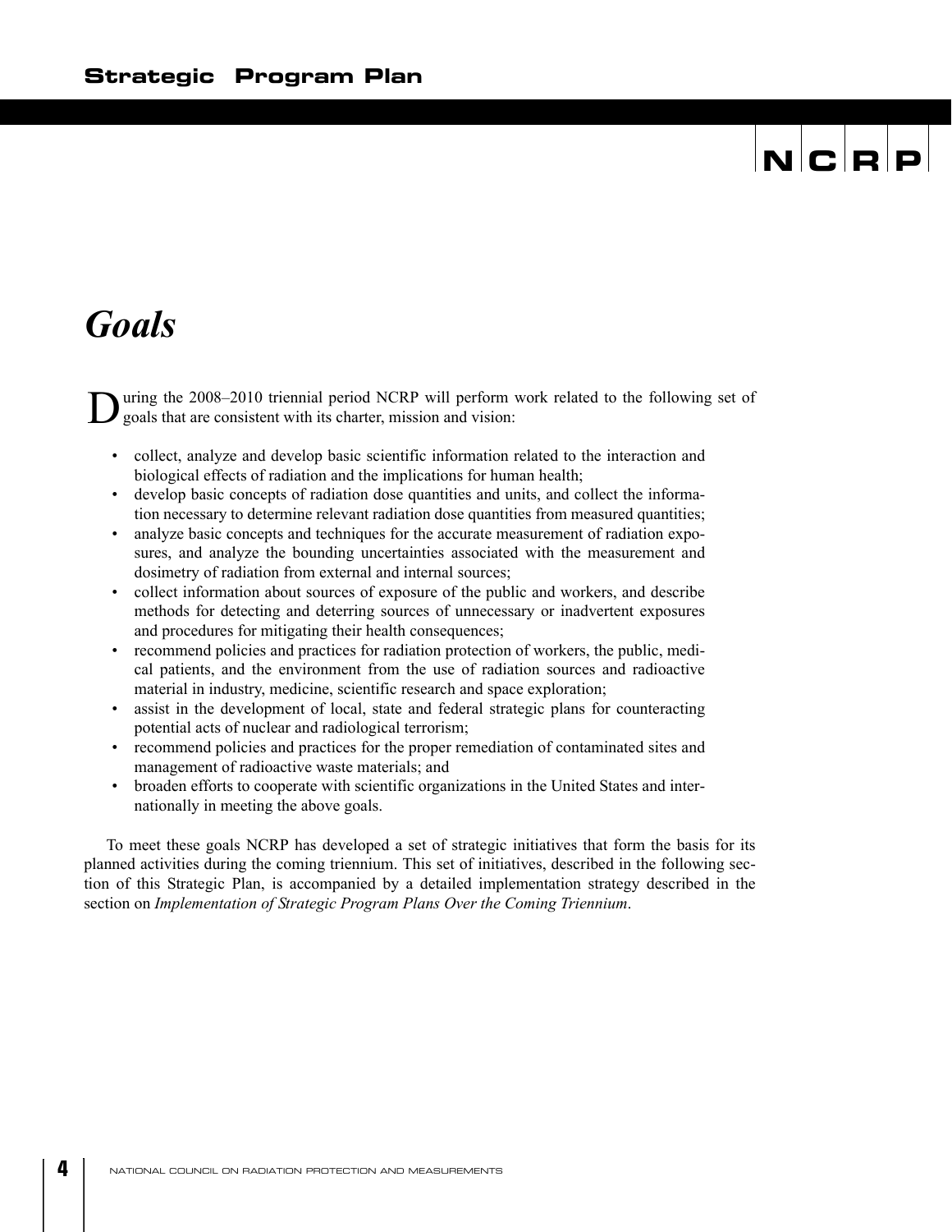# Goals

During the 2008–2010 triennial period NCRP will perform work related to the following set of goals that are consistent with its charter, mission and vision:

- collect, analyze and develop basic scientific information related to the interaction and biological effects of radiation and the implications for human health;
- develop basic concepts of radiation dose quantities and units, and collect the information necessary to determine relevant radiation dose quantities from measured quantities;
- analyze basic concepts and techniques for the accurate measurement of radiation exposures, and analyze the bounding uncertainties associated with the measurement and dosimetry of radiation from external and internal sources;
- collect information about sources of exposure of the public and workers, and describe methods for detecting and deterring sources of unnecessary or inadvertent exposures and procedures for mitigating their health consequences;
- recommend policies and practices for radiation protection of workers, the public, medical patients, and the environment from the use of radiation sources and radioactive material in industry, medicine, scientific research and space exploration;
- assist in the development of local, state and federal strategic plans for counteracting potential acts of nuclear and radiological terrorism;
- recommend policies and practices for the proper remediation of contaminated sites and management of radioactive waste materials; and
- broaden efforts to cooperate with scientific organizations in the United States and internationally in meeting the above goals.

To meet these goals NCRP has developed a set of strategic initiatives that form the basis for its planned activities during the coming triennium. This set of initiatives, described in the following section of this Strategic Plan, is accompanied by a detailed implementation strategy described in the section on *Implementation of Strategic Program Plans Over the Coming Triennium*.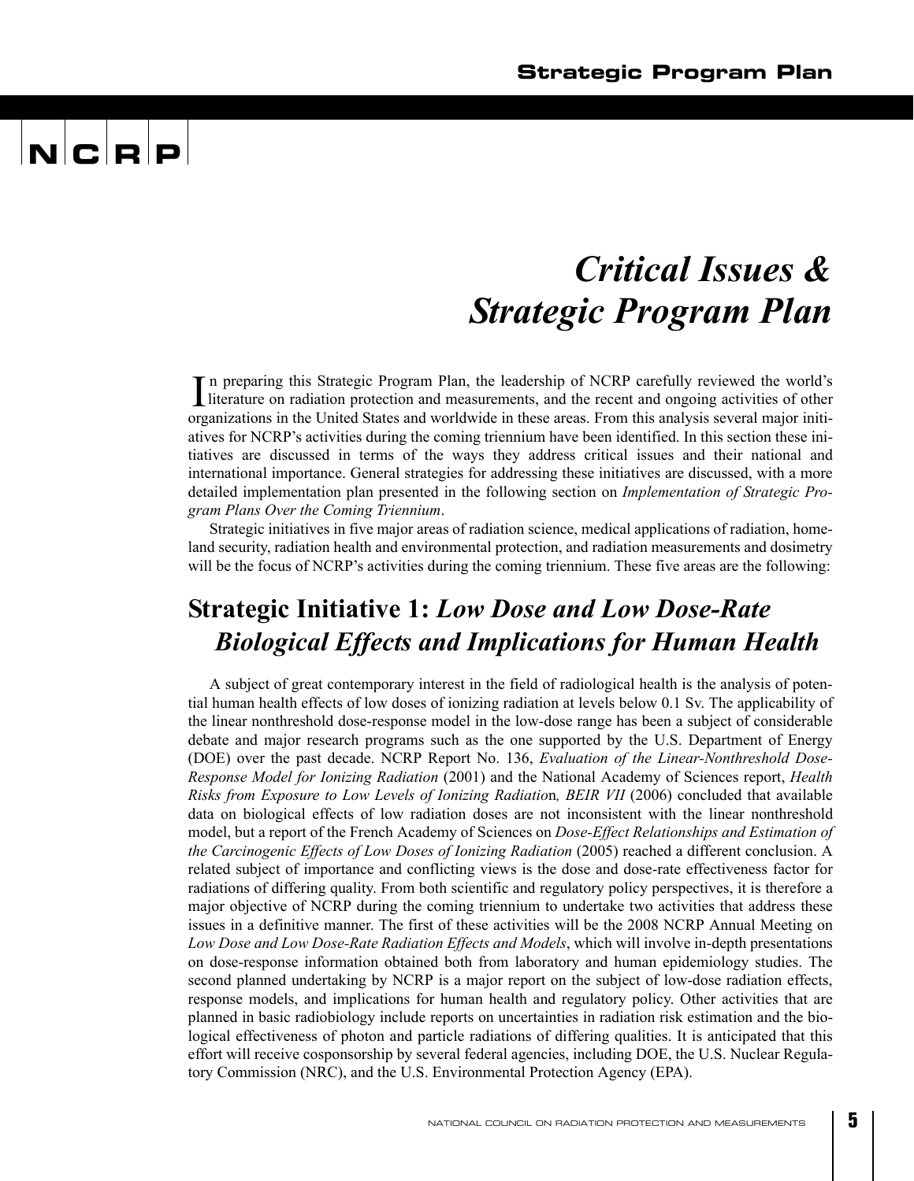# Critical Issues & Strategic Program Plan

In preparing this Strategic Program Plan, the leadership of NCRP carefully reviewed the world's literature on radiation protection and measurements, and the recent and ongoing activities of other organizations in the United States and worldwide in these areas. From this analysis several major initiatives for NCRP's activities during the coming triennium have been identified. In this section these initiatives are discussed in terms of the ways they address critical issues and their national and international importance. General strategies for addressing these initiatives are discussed, with a more detailed implementation plan presented in the following section on *Implementation of Strategic Program Plans Over the Coming Triennium*.

Strategic initiatives in five major areas of radiation science, medical applications of radiation, homeland security, radiation health and environmental protection, and radiation measurements and dosimetry will be the focus of NCRP's activities during the coming triennium. These five areas are the following:

## Strategic Initiative 1: *Low Dose and Low Dose-Rate Biological Effects and Implications for Human Health*

A subject of great contemporary interest in the field of radiological health is the analysis of potential human health effects of low doses of ionizing radiation at levels below 0.1 Sv. The applicability of the linear nonthreshold dose-response model in the low-dose range has been a subject of considerable debate and major research programs such as the one supported by the U.S. Department of Energy (DOE) over the past decade. NCRP Report No. 136, *Evaluation of the Linear-Nonthreshold Dose-Response Model for Ionizing Radiation* (2001) and the National Academy of Sciences report, *Health Risks from Exposure to Low Levels of Ionizing Radiation, BEIR VII* (2006) concluded that available data on biological effects of low radiation doses are not inconsistent with the linear nonthreshold model, but a report of the French Academy of Sciences on *Dose-Effect Relationships and Estimation of the Carcinogenic Effects of Low Doses of Ionizing Radiation* (2005) reached a different conclusion. A related subject of importance and conflicting views is the dose and dose-rate effectiveness factor for radiations of differing quality. From both scientific and regulatory policy perspectives, it is therefore a major objective of NCRP during the coming triennium to undertake two activities that address these issues in a definitive manner. The first of these activities will be the 2008 NCRP Annual Meeting on *Low Dose and Low Dose-Rate Radiation Effects and Models*, which will involve in-depth presentations on dose-response information obtained both from laboratory and human epidemiology studies. The second planned undertaking by NCRP is a major report on the subject of low-dose radiation effects, response models, and implications for human health and regulatory policy. Other activities that are planned in basic radiobiology include reports on uncertainties in radiation risk estimation and the biological effectiveness of photon and particle radiations of differing qualities. It is anticipated that this effort will receive cosponsorship by several federal agencies, including DOE, the U.S. Nuclear Regulatory Commission (NRC), and the U.S. Environmental Protection Agency (EPA).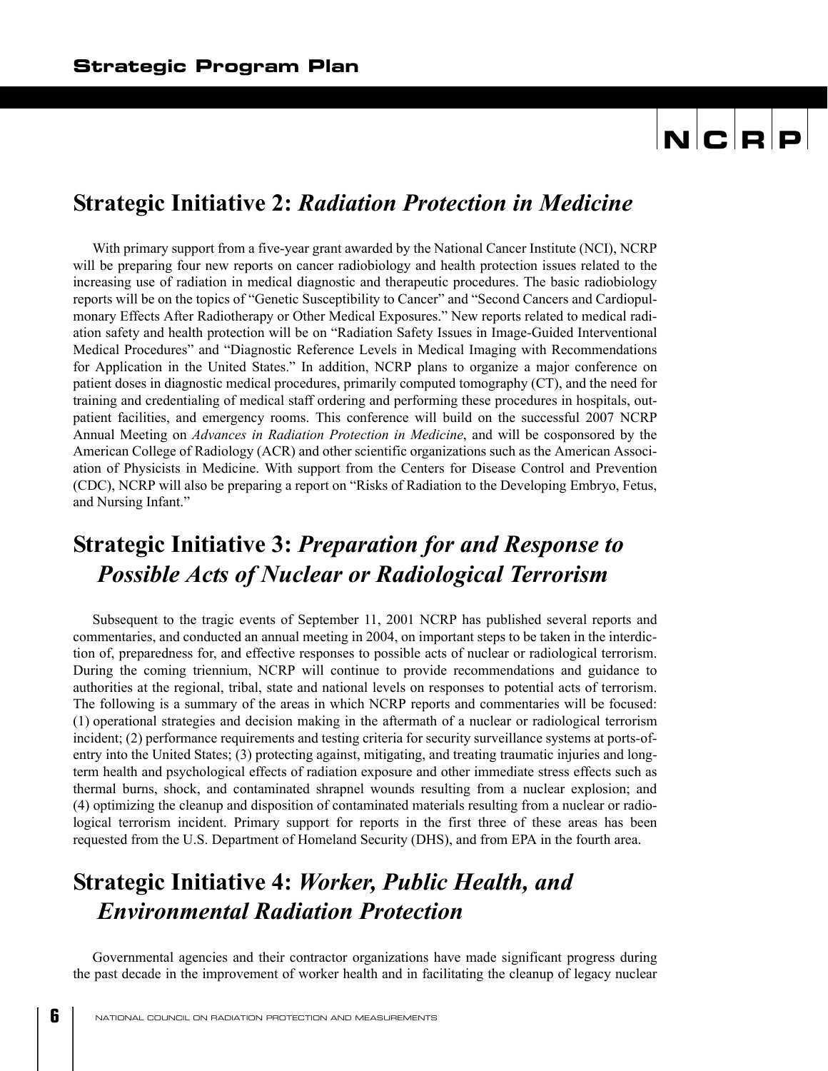## Strategic Initiative 2: *Radiation Protection in Medicine*

With primary support from a five-year grant awarded by the National Cancer Institute (NCI), NCRP will be preparing four new reports on cancer radiobiology and health protection issues related to the increasing use of radiation in medical diagnostic and therapeutic procedures. The basic radiobiology reports will be on the topics of "Genetic Susceptibility to Cancer" and "Second Cancers and Cardiopulmonary Effects After Radiotherapy or Other Medical Exposures." New reports related to medical radiation safety and health protection will be on "Radiation Safety Issues in Image-Guided Interventional Medical Procedures" and "Diagnostic Reference Levels in Medical Imaging with Recommendations for Application in the United States." In addition, NCRP plans to organize a major conference on patient doses in diagnostic medical procedures, primarily computed tomography (CT), and the need for training and credentialing of medical staff ordering and performing these procedures in hospitals, outpatient facilities, and emergency rooms. This conference will build on the successful 2007 NCRP Annual Meeting on *Advances in Radiation Protection in Medicine*, and will be cosponsored by the American College of Radiology (ACR) and other scientific organizations such as the American Association of Physicists in Medicine. With support from the Centers for Disease Control and Prevention (CDC), NCRP will also be preparing a report on "Risks of Radiation to the Developing Embryo, Fetus, and Nursing Infant."

## Strategic Initiative 3: *Preparation for and Response to Possible Acts of Nuclear or Radiological Terrorism*

Subsequent to the tragic events of September 11, 2001 NCRP has published several reports and commentaries, and conducted an annual meeting in 2004, on important steps to be taken in the interdiction of, preparedness for, and effective responses to possible acts of nuclear or radiological terrorism. During the coming triennium, NCRP will continue to provide recommendations and guidance to authorities at the regional, tribal, state and national levels on responses to potential acts of terrorism. The following is a summary of the areas in which NCRP reports and commentaries will be focused: (1) operational strategies and decision making in the aftermath of a nuclear or radiological terrorism incident; (2) performance requirements and testing criteria for security surveillance systems at ports-of-entry into the United States; (3) protecting against, mitigating, and treating traumatic injuries and long-term health and psychological effects of radiation exposure and other immediate stress effects such as thermal burns, shock, and contaminated shrapnel wounds resulting from a nuclear explosion; and (4) optimizing the cleanup and disposition of contaminated materials resulting from a nuclear or radiological terrorism incident. Primary support for reports in the first three of these areas has been requested from the U.S. Department of Homeland Security (DHS), and from EPA in the fourth area.

## Strategic Initiative 4: *Worker, Public Health, and Environmental Radiation Protection*

Governmental agencies and their contractor organizations have made significant progress during the past decade in the improvement of worker health and in facilitating the cleanup of legacy nuclear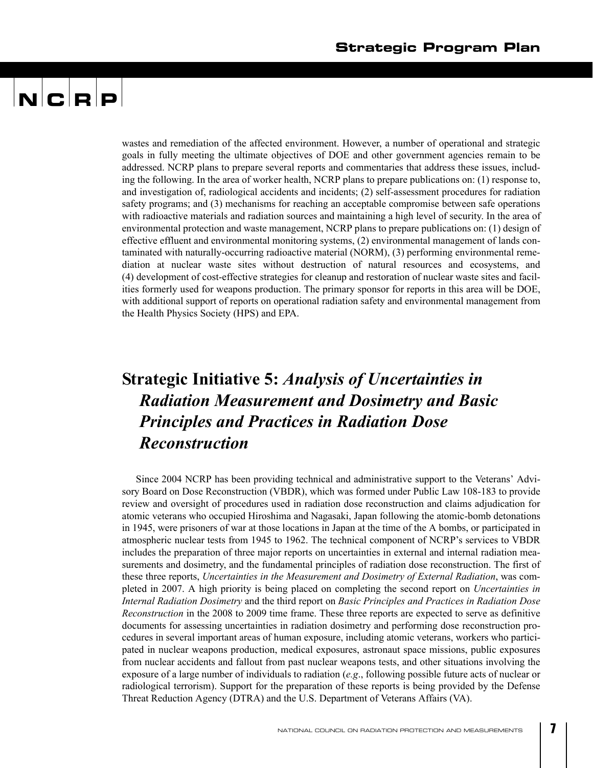wastes and remediation of the affected environment. However, a number of operational and strategic goals in fully meeting the ultimate objectives of DOE and other government agencies remain to be addressed. NCRP plans to prepare several reports and commentaries that address these issues, including the following. In the area of worker health, NCRP plans to prepare publications on: (1) response to, and investigation of, radiological accidents and incidents; (2) self-assessment procedures for radiation safety programs; and (3) mechanisms for reaching an acceptable compromise between safe operations with radioactive materials and radiation sources and maintaining a high level of security. In the area of environmental protection and waste management, NCRP plans to prepare publications on: (1) design of effective effluent and environmental monitoring systems, (2) environmental management of lands contaminated with naturally-occurring radioactive material (NORM), (3) performing environmental remediation at nuclear waste sites without destruction of natural resources and ecosystems, and (4) development of cost-effective strategies for cleanup and restoration of nuclear waste sites and facilities formerly used for weapons production. The primary sponsor for reports in this area will be DOE, with additional support of reports on operational radiation safety and environmental management from the Health Physics Society (HPS) and EPA.

## Strategic Initiative 5: *Analysis of Uncertainties in Radiation Measurement and Dosimetry and Basic Principles and Practices in Radiation Dose Reconstruction*

Since 2004 NCRP has been providing technical and administrative support to the Veterans' Advisory Board on Dose Reconstruction (VBDR), which was formed under Public Law 108-183 to provide review and oversight of procedures used in radiation dose reconstruction and claims adjudication for atomic veterans who occupied Hiroshima and Nagasaki, Japan following the atomic-bomb detonations in 1945, were prisoners of war at those locations in Japan at the time of the A bombs, or participated in atmospheric nuclear tests from 1945 to 1962. The technical component of NCRP's services to VBDR includes the preparation of three major reports on uncertainties in external and internal radiation measurements and dosimetry, and the fundamental principles of radiation dose reconstruction. The first of these three reports, *Uncertainties in the Measurement and Dosimetry of External Radiation*, was completed in 2007. A high priority is being placed on completing the second report on *Uncertainties in Internal Radiation Dosimetry* and the third report on *Basic Principles and Practices in Radiation Dose Reconstruction* in the 2008 to 2009 time frame. These three reports are expected to serve as definitive documents for assessing uncertainties in radiation dosimetry and performing dose reconstruction procedures in several important areas of human exposure, including atomic veterans, workers who participated in nuclear weapons production, medical exposures, astronaut space missions, public exposures from nuclear accidents and fallout from past nuclear weapons tests, and other situations involving the exposure of a large number of individuals to radiation (*e.g.*, following possible future acts of nuclear or radiological terrorism). Support for the preparation of these reports is being provided by the Defense Threat Reduction Agency (DTRA) and the U.S. Department of Veterans Affairs (VA).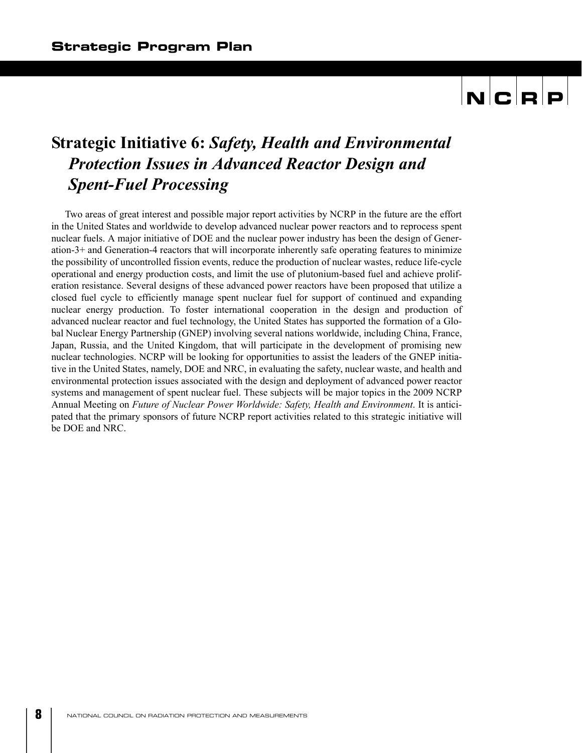## Strategic Initiative 6: *Safety, Health and Environmental Protection Issues in Advanced Reactor Design and Spent-Fuel Processing*

Two areas of great interest and possible major report activities by NCRP in the future are the effort in the United States and worldwide to develop advanced nuclear power reactors and to reprocess spent nuclear fuels. A major initiative of DOE and the nuclear power industry has been the design of Generation-3+ and Generation-4 reactors that will incorporate inherently safe operating features to minimize the possibility of uncontrolled fission events, reduce the production of nuclear wastes, reduce life-cycle operational and energy production costs, and limit the use of plutonium-based fuel and achieve proliferation resistance. Several designs of these advanced power reactors have been proposed that utilize a closed fuel cycle to efficiently manage spent nuclear fuel for support of continued and expanding nuclear energy production. To foster international cooperation in the design and production of advanced nuclear reactor and fuel technology, the United States has supported the formation of a Global Nuclear Energy Partnership (GNEP) involving several nations worldwide, including China, France, Japan, Russia, and the United Kingdom, that will participate in the development of promising new nuclear technologies. NCRP will be looking for opportunities to assist the leaders of the GNEP initiative in the United States, namely, DOE and NRC, in evaluating the safety, nuclear waste, and health and environmental protection issues associated with the design and deployment of advanced power reactor systems and management of spent nuclear fuel. These subjects will be major topics in the 2009 NCRP Annual Meeting on *Future of Nuclear Power Worldwide: Safety, Health and Environment*. It is anticipated that the primary sponsors of future NCRP report activities related to this strategic initiative will be DOE and NRC.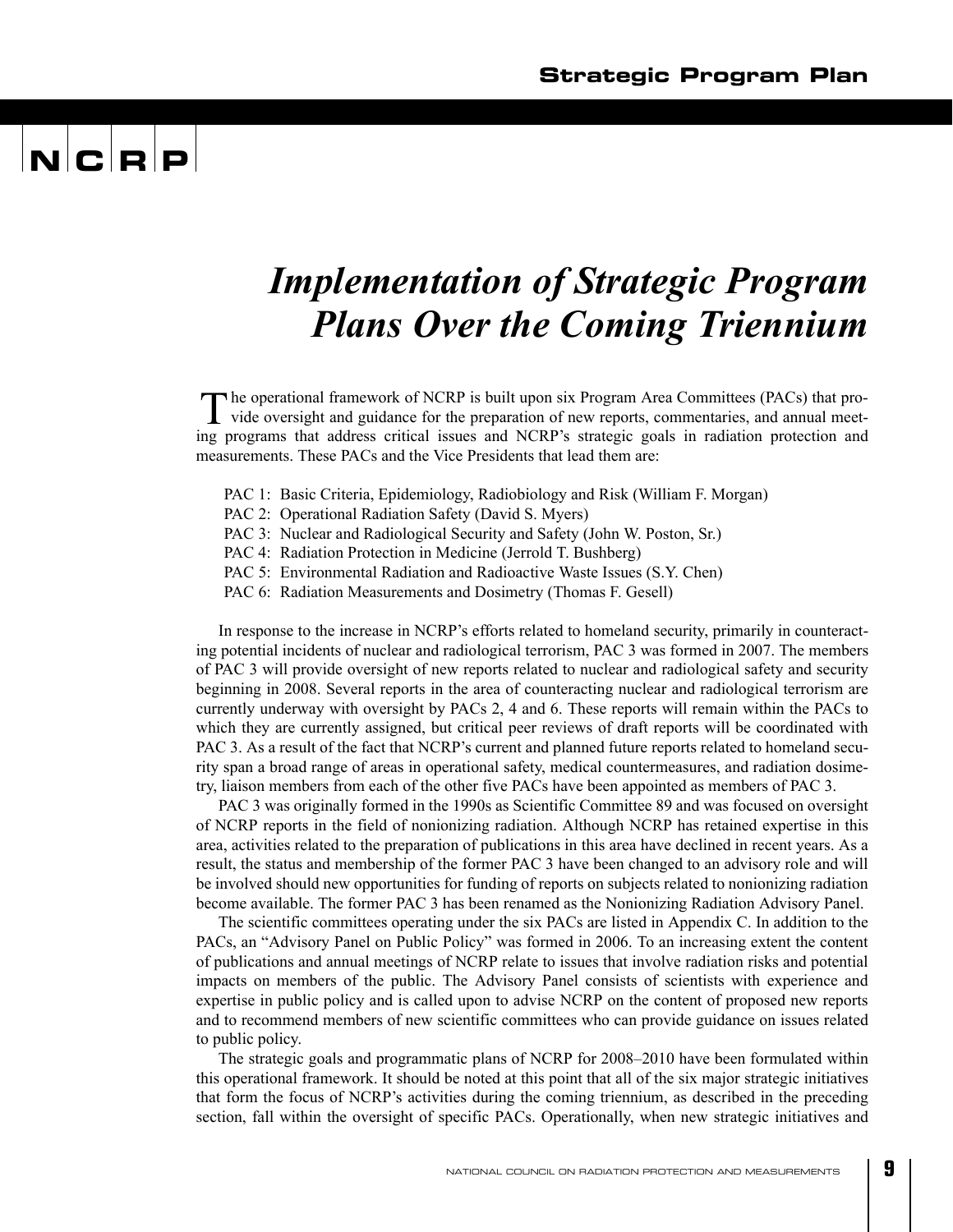# Implementation of Strategic Program Plans Over the Coming Triennium

The operational framework of NCRP is built upon six Program Area Committees (PACs) that provide oversight and guidance for the preparation of new reports, commentaries, and annual meeting programs that address critical issues and NCRP's strategic goals in radiation protection and measurements. These PACs and the Vice Presidents that lead them are:

- PAC 1: Basic Criteria, Epidemiology, Radiobiology and Risk (William F. Morgan)
- PAC 2: Operational Radiation Safety (David S. Myers)
- PAC 3: Nuclear and Radiological Security and Safety (John W. Poston, Sr.)
- PAC 4: Radiation Protection in Medicine (Jerrold T. Bushberg)
- PAC 5: Environmental Radiation and Radioactive Waste Issues (S.Y. Chen)
- PAC 6: Radiation Measurements and Dosimetry (Thomas F. Gesell)

In response to the increase in NCRP's efforts related to homeland security, primarily in counteracting potential incidents of nuclear and radiological terrorism, PAC 3 was formed in 2007. The members of PAC 3 will provide oversight of new reports related to nuclear and radiological safety and security beginning in 2008. Several reports in the area of counteracting nuclear and radiological terrorism are currently underway with oversight by PACs 2, 4 and 6. These reports will remain within the PACs to which they are currently assigned, but critical peer reviews of draft reports will be coordinated with PAC 3. As a result of the fact that NCRP's current and planned future reports related to homeland security span a broad range of areas in operational safety, medical countermeasures, and radiation dosimetry, liaison members from each of the other five PACs have been appointed as members of PAC 3.

PAC 3 was originally formed in the 1990s as Scientific Committee 89 and was focused on oversight of NCRP reports in the field of nonionizing radiation. Although NCRP has retained expertise in this area, activities related to the preparation of publications in this area have declined in recent years. As a result, the status and membership of the former PAC 3 have been changed to an advisory role and will be involved should new opportunities for funding of reports on subjects related to nonionizing radiation become available. The former PAC 3 has been renamed as the Nonionizing Radiation Advisory Panel.

The scientific committees operating under the six PACs are listed in Appendix C. In addition to the PACs, an "Advisory Panel on Public Policy" was formed in 2006. To an increasing extent the content of publications and annual meetings of NCRP relate to issues that involve radiation risks and potential impacts on members of the public. The Advisory Panel consists of scientists with experience and expertise in public policy and is called upon to advise NCRP on the content of proposed new reports and to recommend members of new scientific committees who can provide guidance on issues related to public policy.

The strategic goals and programmatic plans of NCRP for 2008–2010 have been formulated within this operational framework. It should be noted at this point that all of the six major strategic initiatives that form the focus of NCRP's activities during the coming triennium, as described in the preceding section, fall within the oversight of specific PACs. Operationally, when new strategic initiatives and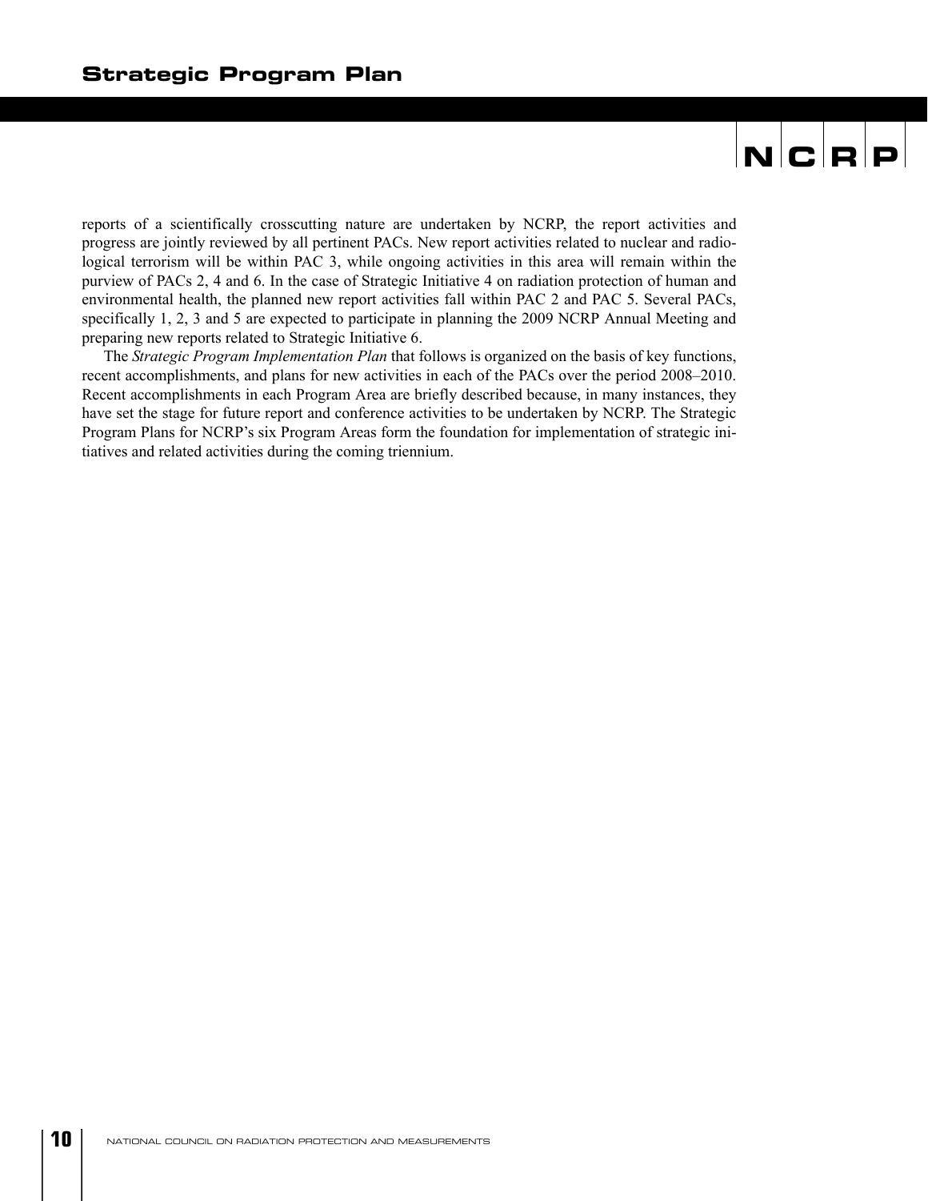reports of a scientifically crosscutting nature are undertaken by NCRP, the report activities and progress are jointly reviewed by all pertinent PACs. New report activities related to nuclear and radiological terrorism will be within PAC 3, while ongoing activities in this area will remain within the purview of PACs 2, 4 and 6. In the case of Strategic Initiative 4 on radiation protection of human and environmental health, the planned new report activities fall within PAC 2 and PAC 5. Several PACs, specifically 1, 2, 3 and 5 are expected to participate in planning the 2009 NCRP Annual Meeting and preparing new reports related to Strategic Initiative 6.

The *Strategic Program Implementation Plan* that follows is organized on the basis of key functions, recent accomplishments, and plans for new activities in each of the PACs over the period 2008–2010. Recent accomplishments in each Program Area are briefly described because, in many instances, they have set the stage for future report and conference activities to be undertaken by NCRP. The Strategic Program Plans for NCRP's six Program Areas form the foundation for implementation of strategic initiatives and related activities during the coming triennium.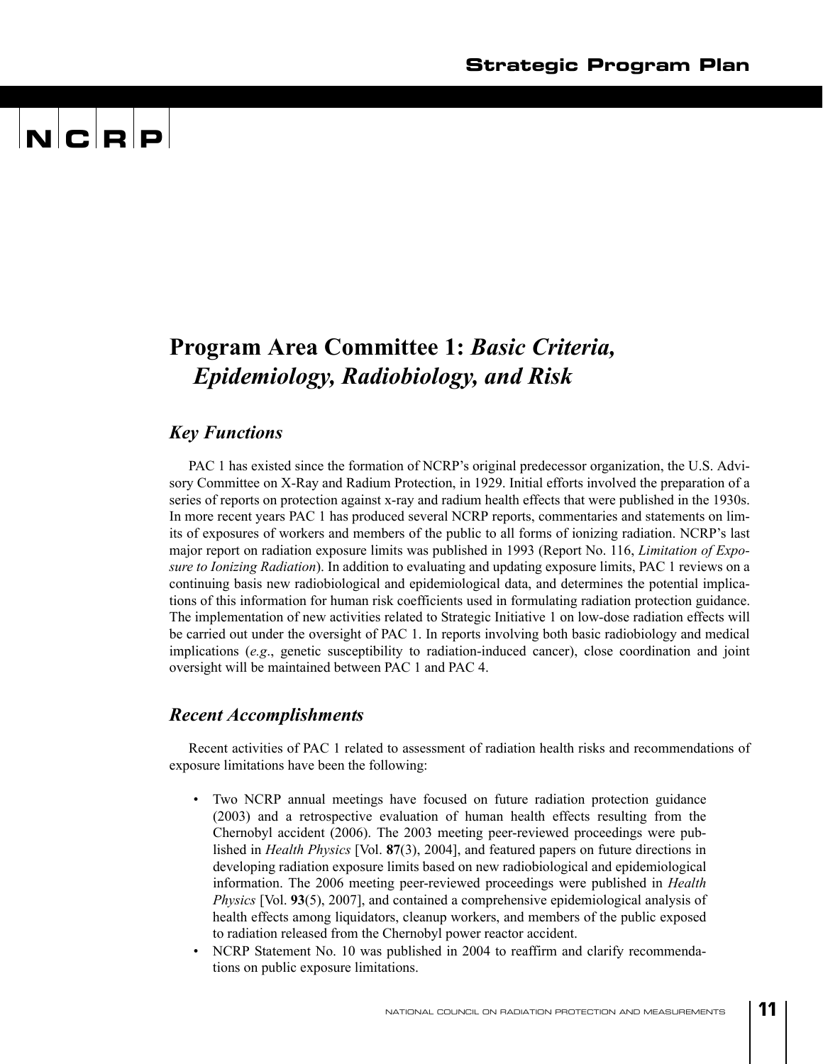# Program Area Committee 1: *Basic Criteria, Epidemiology, Radiobiology, and Risk*

## *Key Functions*

PAC 1 has existed since the formation of NCRP's original predecessor organization, the U.S. Advisory Committee on X-Ray and Radium Protection, in 1929. Initial efforts involved the preparation of a series of reports on protection against x-ray and radium health effects that were published in the 1930s. In more recent years PAC 1 has produced several NCRP reports, commentaries and statements on limits of exposures of workers and members of the public to all forms of ionizing radiation. NCRP's last major report on radiation exposure limits was published in 1993 (Report No. 116, *Limitation of Exposure to Ionizing Radiation*). In addition to evaluating and updating exposure limits, PAC 1 reviews on a continuing basis new radiobiological and epidemiological data, and determines the potential implications of this information for human risk coefficients used in formulating radiation protection guidance. The implementation of new activities related to Strategic Initiative 1 on low-dose radiation effects will be carried out under the oversight of PAC 1. In reports involving both basic radiobiology and medical implications (*e.g.*, genetic susceptibility to radiation-induced cancer), close coordination and joint oversight will be maintained between PAC 1 and PAC 4.

## *Recent Accomplishments*

Recent activities of PAC 1 related to assessment of radiation health risks and recommendations of exposure limitations have been the following:

- Two NCRP annual meetings have focused on future radiation protection guidance (2003) and a retrospective evaluation of human health effects resulting from the Chernobyl accident (2006). The 2003 meeting peer-reviewed proceedings were published in *Health Physics* [Vol. **87**(3), 2004], and featured papers on future directions in developing radiation exposure limits based on new radiobiological and epidemiological information. The 2006 meeting peer-reviewed proceedings were published in *Health Physics* [Vol. **93**(5), 2007], and contained a comprehensive epidemiological analysis of health effects among liquidators, cleanup workers, and members of the public exposed to radiation released from the Chernobyl power reactor accident.
- NCRP Statement No. 10 was published in 2004 to reaffirm and clarify recommendations on public exposure limitations.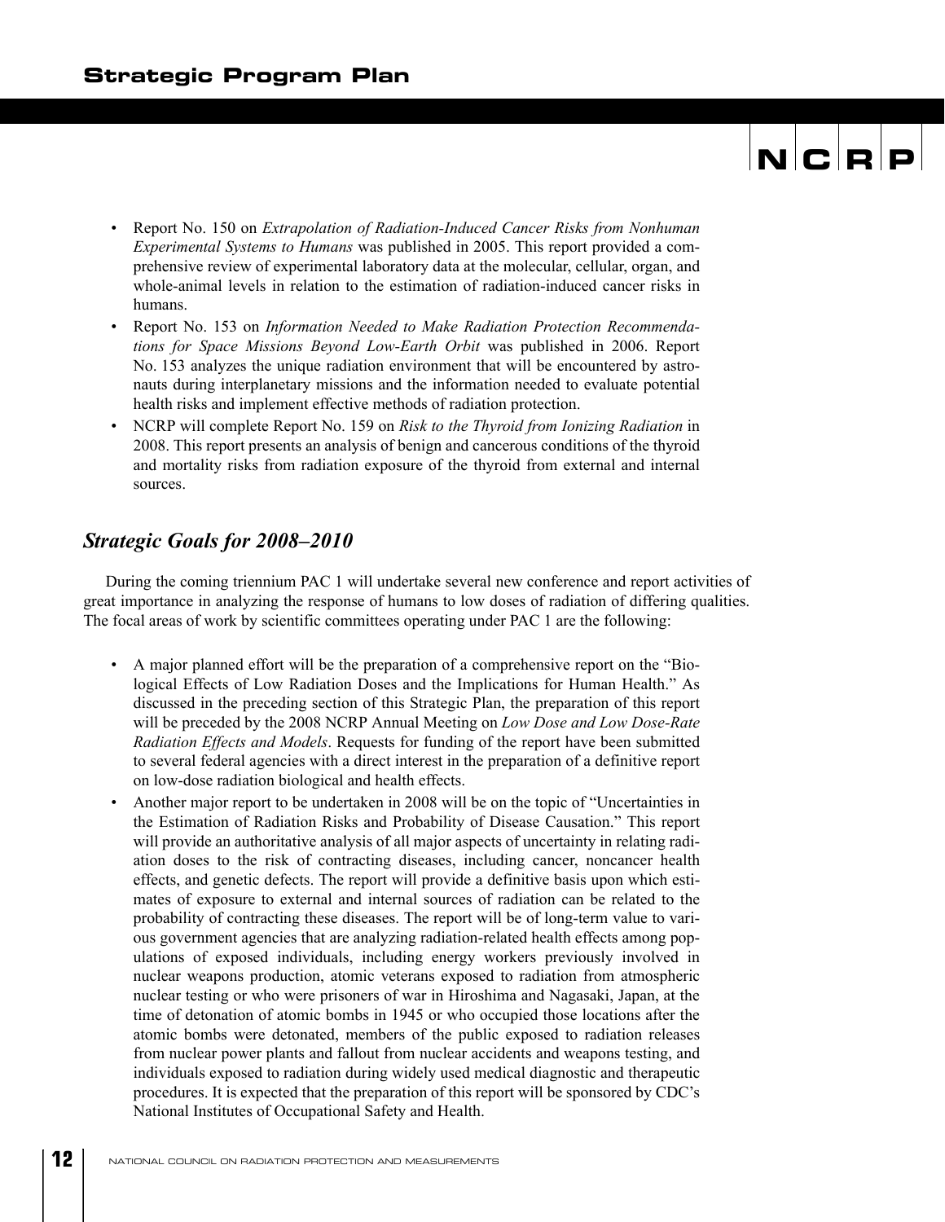- Report No. 150 on *Extrapolation of Radiation-Induced Cancer Risks from Nonhuman Experimental Systems to Humans* was published in 2005. This report provided a comprehensive review of experimental laboratory data at the molecular, cellular, organ, and whole-animal levels in relation to the estimation of radiation-induced cancer risks in humans.
- Report No. 153 on *Information Needed to Make Radiation Protection Recommendations for Space Missions Beyond Low-Earth Orbit* was published in 2006. Report No. 153 analyzes the unique radiation environment that will be encountered by astronauts during interplanetary missions and the information needed to evaluate potential health risks and implement effective methods of radiation protection.
- NCRP will complete Report No. 159 on *Risk to the Thyroid from Ionizing Radiation* in 2008. This report presents an analysis of benign and cancerous conditions of the thyroid and mortality risks from radiation exposure of the thyroid from external and internal sources.

## *Strategic Goals for 2008–2010*

During the coming triennium PAC 1 will undertake several new conference and report activities of great importance in analyzing the response of humans to low doses of radiation of differing qualities. The focal areas of work by scientific committees operating under PAC 1 are the following:

- A major planned effort will be the preparation of a comprehensive report on the "Biological Effects of Low Radiation Doses and the Implications for Human Health." As discussed in the preceding section of this Strategic Plan, the preparation of this report will be preceded by the 2008 NCRP Annual Meeting on *Low Dose and Low Dose-Rate Radiation Effects and Models*. Requests for funding of the report have been submitted to several federal agencies with a direct interest in the preparation of a definitive report on low-dose radiation biological and health effects.
- Another major report to be undertaken in 2008 will be on the topic of "Uncertainties in the Estimation of Radiation Risks and Probability of Disease Causation." This report will provide an authoritative analysis of all major aspects of uncertainty in relating radiation doses to the risk of contracting diseases, including cancer, noncancer health effects, and genetic defects. The report will provide a definitive basis upon which estimates of exposure to external and internal sources of radiation can be related to the probability of contracting these diseases. The report will be of long-term value to various government agencies that are analyzing radiation-related health effects among populations of exposed individuals, including energy workers previously involved in nuclear weapons production, atomic veterans exposed to radiation from atmospheric nuclear testing or who were prisoners of war in Hiroshima and Nagasaki, Japan, at the time of detonation of atomic bombs in 1945 or who occupied those locations after the atomic bombs were detonated, members of the public exposed to radiation releases from nuclear power plants and fallout from nuclear accidents and weapons testing, and individuals exposed to radiation during widely used medical diagnostic and therapeutic procedures. It is expected that the preparation of this report will be sponsored by CDC's National Institutes of Occupational Safety and Health.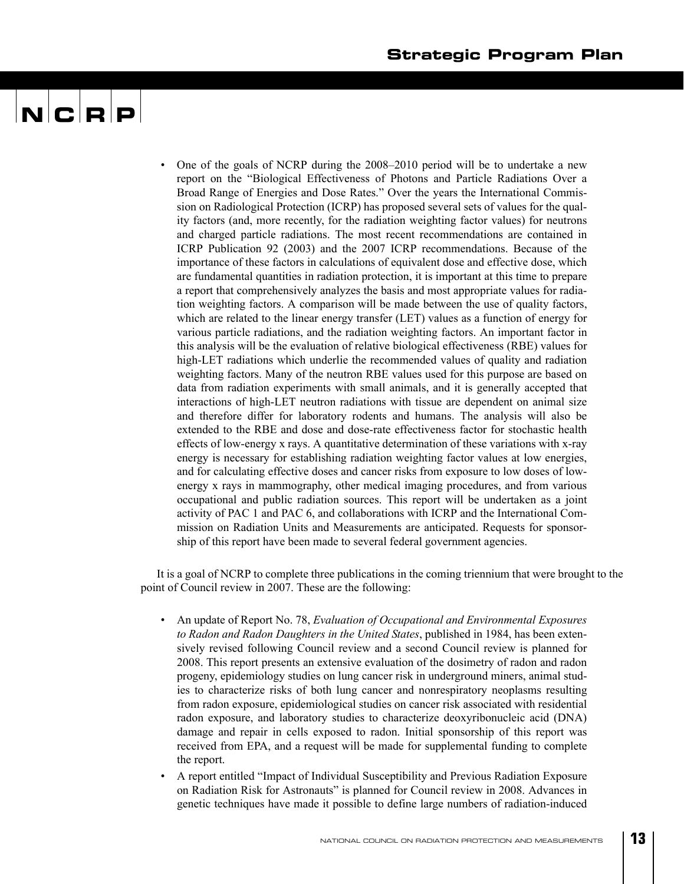- One of the goals of NCRP during the 2008–2010 period will be to undertake a new report on the "Biological Effectiveness of Photons and Particle Radiations Over a Broad Range of Energies and Dose Rates." Over the years the International Commission on Radiological Protection (ICRP) has proposed several sets of values for the quality factors (and, more recently, for the radiation weighting factor values) for neutrons and charged particle radiations. The most recent recommendations are contained in ICRP Publication 92 (2003) and the 2007 ICRP recommendations. Because of the importance of these factors in calculations of equivalent dose and effective dose, which are fundamental quantities in radiation protection, it is important at this time to prepare a report that comprehensively analyzes the basis and most appropriate values for radiation weighting factors. A comparison will be made between the use of quality factors, which are related to the linear energy transfer (LET) values as a function of energy for various particle radiations, and the radiation weighting factors. An important factor in this analysis will be the evaluation of relative biological effectiveness (RBE) values for high-LET radiations which underlie the recommended values of quality and radiation weighting factors. Many of the neutron RBE values used for this purpose are based on data from radiation experiments with small animals, and it is generally accepted that interactions of high-LET neutron radiations with tissue are dependent on animal size and therefore differ for laboratory rodents and humans. The analysis will also be extended to the RBE and dose and dose-rate effectiveness factor for stochastic health effects of low-energy x rays. A quantitative determination of these variations with x-ray energy is necessary for establishing radiation weighting factor values at low energies, and for calculating effective doses and cancer risks from exposure to low doses of low-energy x rays in mammography, other medical imaging procedures, and from various occupational and public radiation sources. This report will be undertaken as a joint activity of PAC 1 and PAC 6, and collaborations with ICRP and the International Commission on Radiation Units and Measurements are anticipated. Requests for sponsorship of this report have been made to several federal government agencies.

It is a goal of NCRP to complete three publications in the coming triennium that were brought to the point of Council review in 2007. These are the following:

- An update of Report No. 78, *Evaluation of Occupational and Environmental Exposures to Radon and Radon Daughters in the United States*, published in 1984, has been extensively revised following Council review and a second Council review is planned for 2008. This report presents an extensive evaluation of the dosimetry of radon and radon progeny, epidemiology studies on lung cancer risk in underground miners, animal studies to characterize risks of both lung cancer and nonrespiratory neoplasms resulting from radon exposure, epidemiological studies on cancer risk associated with residential radon exposure, and laboratory studies to characterize deoxyribonucleic acid (DNA) damage and repair in cells exposed to radon. Initial sponsorship of this report was received from EPA, and a request will be made for supplemental funding to complete the report.
- A report entitled "Impact of Individual Susceptibility and Previous Radiation Exposure on Radiation Risk for Astronauts" is planned for Council review in 2008. Advances in genetic techniques have made it possible to define large numbers of radiation-induced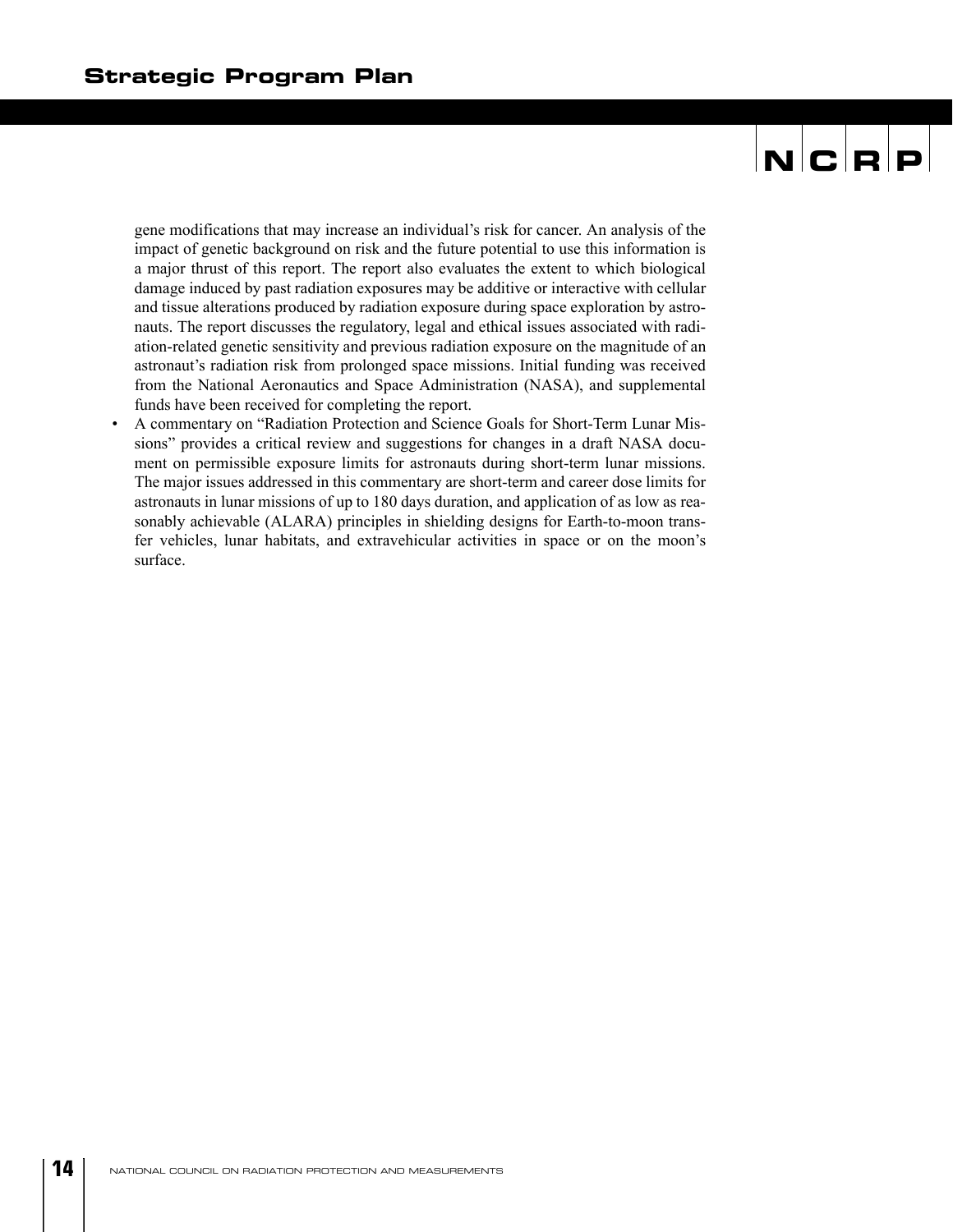gene modifications that may increase an individual's risk for cancer. An analysis of the impact of genetic background on risk and the future potential to use this information is a major thrust of this report. The report also evaluates the extent to which biological damage induced by past radiation exposures may be additive or interactive with cellular and tissue alterations produced by radiation exposure during space exploration by astronauts. The report discusses the regulatory, legal and ethical issues associated with radiation-related genetic sensitivity and previous radiation exposure on the magnitude of an astronaut's radiation risk from prolonged space missions. Initial funding was received from the National Aeronautics and Space Administration (NASA), and supplemental funds have been received for completing the report.

- A commentary on "Radiation Protection and Science Goals for Short-Term Lunar Missions" provides a critical review and suggestions for changes in a draft NASA document on permissible exposure limits for astronauts during short-term lunar missions. The major issues addressed in this commentary are short-term and career dose limits for astronauts in lunar missions of up to 180 days duration, and application of as low as reasonably achievable (ALARA) principles in shielding designs for Earth-to-moon transfer vehicles, lunar habitats, and extravehicular activities in space or on the moon's surface.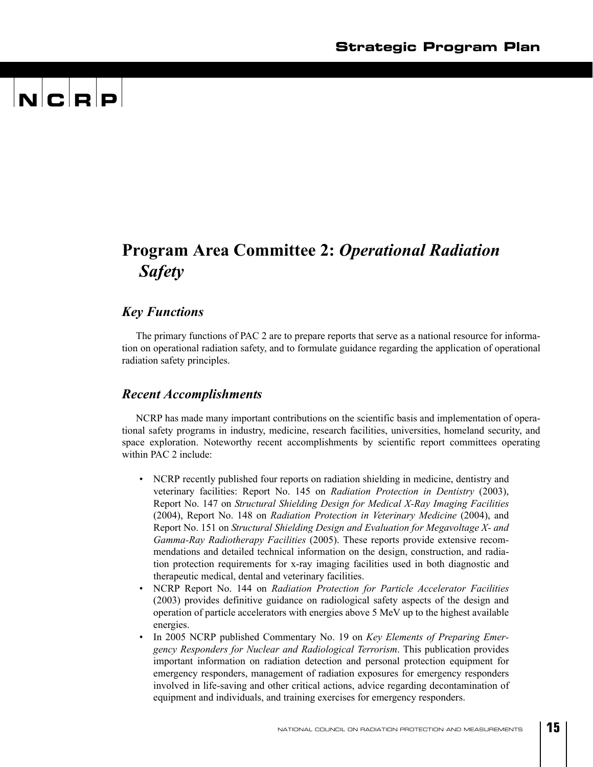# Program Area Committee 2: *Operational Radiation Safety*

## *Key Functions*

The primary functions of PAC 2 are to prepare reports that serve as a national resource for information on operational radiation safety, and to formulate guidance regarding the application of operational radiation safety principles.

## *Recent Accomplishments*

NCRP has made many important contributions on the scientific basis and implementation of operational safety programs in industry, medicine, research facilities, universities, homeland security, and space exploration. Noteworthy recent accomplishments by scientific report committees operating within PAC 2 include:

- NCRP recently published four reports on radiation shielding in medicine, dentistry and veterinary facilities: Report No. 145 on *Radiation Protection in Dentistry* (2003), Report No. 147 on *Structural Shielding Design for Medical X-Ray Imaging Facilities* (2004), Report No. 148 on *Radiation Protection in Veterinary Medicine* (2004), and Report No. 151 on *Structural Shielding Design and Evaluation for Megavoltage X- and Gamma-Ray Radiotherapy Facilities* (2005). These reports provide extensive recommendations and detailed technical information on the design, construction, and radiation protection requirements for x-ray imaging facilities used in both diagnostic and therapeutic medical, dental and veterinary facilities.
- NCRP Report No. 144 on *Radiation Protection for Particle Accelerator Facilities* (2003) provides definitive guidance on radiological safety aspects of the design and operation of particle accelerators with energies above 5 MeV up to the highest available energies.
- In 2005 NCRP published Commentary No. 19 on *Key Elements of Preparing Emergency Responders for Nuclear and Radiological Terrorism*. This publication provides important information on radiation detection and personal protection equipment for emergency responders, management of radiation exposures for emergency responders involved in life-saving and other critical actions, advice regarding decontamination of equipment and individuals, and training exercises for emergency responders.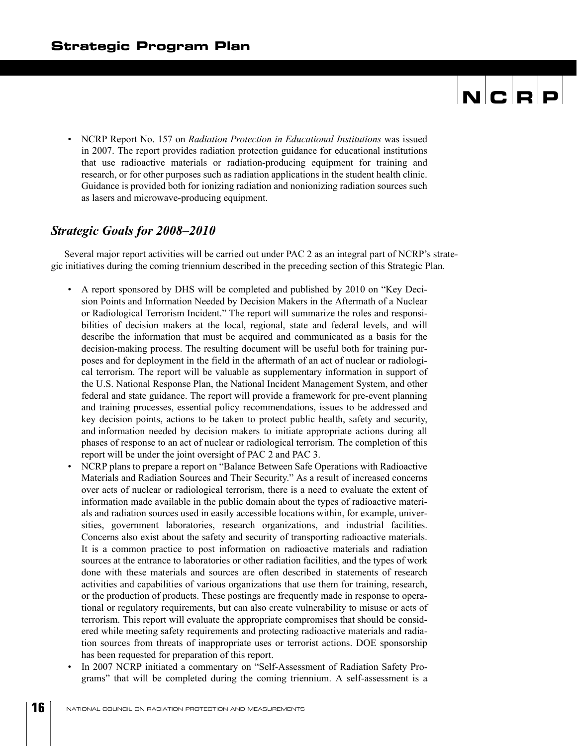- NCRP Report No. 157 on *Radiation Protection in Educational Institutions* was issued in 2007. The report provides radiation protection guidance for educational institutions that use radioactive materials or radiation-producing equipment for training and research, or for other purposes such as radiation applications in the student health clinic. Guidance is provided both for ionizing radiation and nonionizing radiation sources such as lasers and microwave-producing equipment.

## *Strategic Goals for 2008–2010*

Several major report activities will be carried out under PAC 2 as an integral part of NCRP's strategic initiatives during the coming triennium described in the preceding section of this Strategic Plan.

- A report sponsored by DHS will be completed and published by 2010 on "Key Decision Points and Information Needed by Decision Makers in the Aftermath of a Nuclear or Radiological Terrorism Incident." The report will summarize the roles and responsibilities of decision makers at the local, regional, state and federal levels, and will describe the information that must be acquired and communicated as a basis for the decision-making process. The resulting document will be useful both for training purposes and for deployment in the field in the aftermath of an act of nuclear or radiological terrorism. The report will be valuable as supplementary information in support of the U.S. National Response Plan, the National Incident Management System, and other federal and state guidance. The report will provide a framework for pre-event planning and training processes, essential policy recommendations, issues to be addressed and key decision points, actions to be taken to protect public health, safety and security, and information needed by decision makers to initiate appropriate actions during all phases of response to an act of nuclear or radiological terrorism. The completion of this report will be under the joint oversight of PAC 2 and PAC 3.
- NCRP plans to prepare a report on "Balance Between Safe Operations with Radioactive Materials and Radiation Sources and Their Security." As a result of increased concerns over acts of nuclear or radiological terrorism, there is a need to evaluate the extent of information made available in the public domain about the types of radioactive materials and radiation sources used in easily accessible locations within, for example, universities, government laboratories, research organizations, and industrial facilities. Concerns also exist about the safety and security of transporting radioactive materials. It is a common practice to post information on radioactive materials and radiation sources at the entrance to laboratories or other radiation facilities, and the types of work done with these materials and sources are often described in statements of research activities and capabilities of various organizations that use them for training, research, or the production of products. These postings are frequently made in response to operational or regulatory requirements, but can also create vulnerability to misuse or acts of terrorism. This report will evaluate the appropriate compromises that should be considered while meeting safety requirements and protecting radioactive materials and radiation sources from threats of inappropriate uses or terrorist actions. DOE sponsorship has been requested for preparation of this report.
- In 2007 NCRP initiated a commentary on "Self-Assessment of Radiation Safety Programs" that will be completed during the coming triennium. A self-assessment is a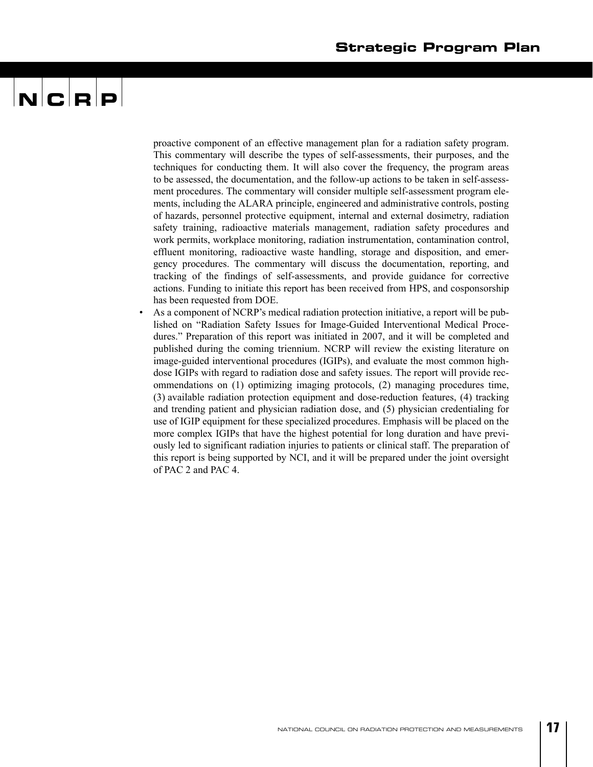proactive component of an effective management plan for a radiation safety program. This commentary will describe the types of self-assessments, their purposes, and the techniques for conducting them. It will also cover the frequency, the program areas to be assessed, the documentation, and the follow-up actions to be taken in self-assessment procedures. The commentary will consider multiple self-assessment program elements, including the ALARA principle, engineered and administrative controls, posting of hazards, personnel protective equipment, internal and external dosimetry, radiation safety training, radioactive materials management, radiation safety procedures and work permits, workplace monitoring, radiation instrumentation, contamination control, effluent monitoring, radioactive waste handling, storage and disposition, and emergency procedures. The commentary will discuss the documentation, reporting, and tracking of the findings of self-assessments, and provide guidance for corrective actions. Funding to initiate this report has been received from HPS, and cosponsorship has been requested from DOE.

- As a component of NCRP's medical radiation protection initiative, a report will be published on "Radiation Safety Issues for Image-Guided Interventional Medical Procedures." Preparation of this report was initiated in 2007, and it will be completed and published during the coming triennium. NCRP will review the existing literature on image-guided interventional procedures (IGIPs), and evaluate the most common high-dose IGIPs with regard to radiation dose and safety issues. The report will provide recommendations on (1) optimizing imaging protocols, (2) managing procedures time, (3) available radiation protection equipment and dose-reduction features, (4) tracking and trending patient and physician radiation dose, and (5) physician credentialing for use of IGIP equipment for these specialized procedures. Emphasis will be placed on the more complex IGIPs that have the highest potential for long duration and have previously led to significant radiation injuries to patients or clinical staff. The preparation of this report is being supported by NCI, and it will be prepared under the joint oversight of PAC 2 and PAC 4.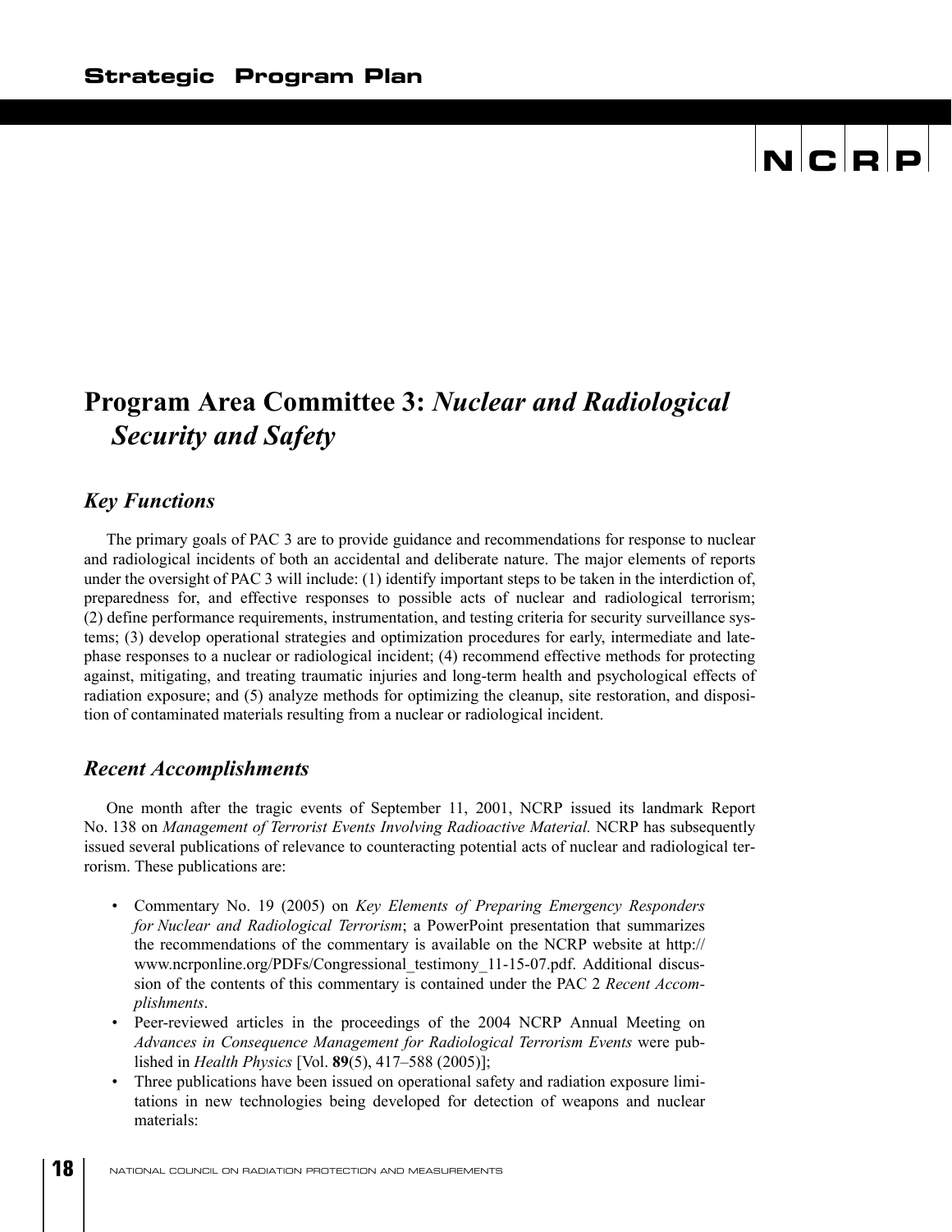# Program Area Committee 3: *Nuclear and Radiological Security and Safety*

## *Key Functions*

The primary goals of PAC 3 are to provide guidance and recommendations for response to nuclear and radiological incidents of both an accidental and deliberate nature. The major elements of reports under the oversight of PAC 3 will include: (1) identify important steps to be taken in the interdiction of, preparedness for, and effective responses to possible acts of nuclear and radiological terrorism; (2) define performance requirements, instrumentation, and testing criteria for security surveillance systems; (3) develop operational strategies and optimization procedures for early, intermediate and late-phase responses to a nuclear or radiological incident; (4) recommend effective methods for protecting against, mitigating, and treating traumatic injuries and long-term health and psychological effects of radiation exposure; and (5) analyze methods for optimizing the cleanup, site restoration, and disposition of contaminated materials resulting from a nuclear or radiological incident.

## *Recent Accomplishments*

One month after the tragic events of September 11, 2001, NCRP issued its landmark Report No. 138 on *Management of Terrorist Events Involving Radioactive Material.* NCRP has subsequently issued several publications of relevance to counteracting potential acts of nuclear and radiological terrorism. These publications are:

- Commentary No. 19 (2005) on *Key Elements of Preparing Emergency Responders for Nuclear and Radiological Terrorism*; a PowerPoint presentation that summarizes the recommendations of the commentary is available on the NCRP website at http://www.ncrponline.org/PDFs/Congressional_testimony_11-15-07.pdf. Additional discussion of the contents of this commentary is contained under the PAC 2 *Recent Accomplishments*.
- Peer-reviewed articles in the proceedings of the 2004 NCRP Annual Meeting on *Advances in Consequence Management for Radiological Terrorism Events* were published in *Health Physics* [Vol. **89**(5), 417–588 (2005)];
- Three publications have been issued on operational safety and radiation exposure limitations in new technologies being developed for detection of weapons and nuclear materials: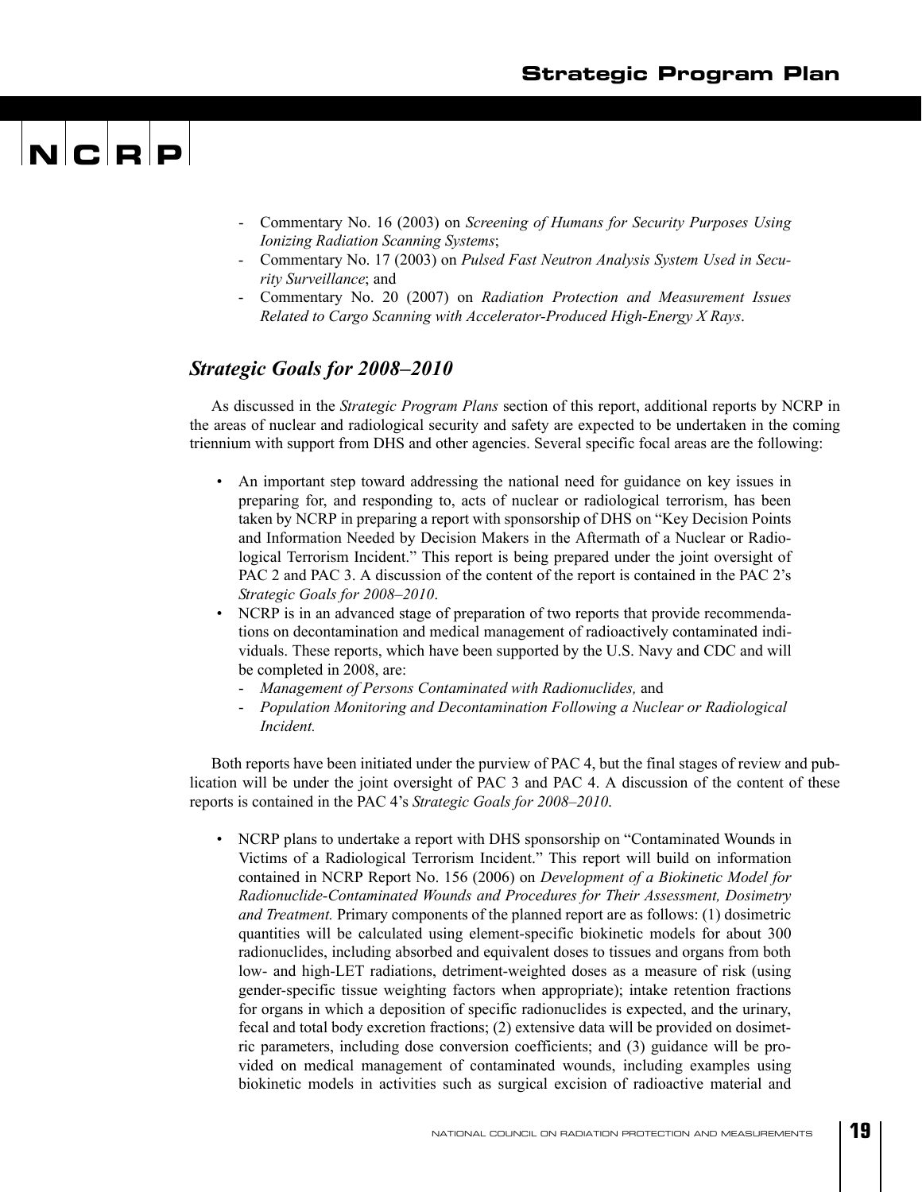- Commentary No. 16 (2003) on *Screening of Humans for Security Purposes Using Ionizing Radiation Scanning Systems*;
- Commentary No. 17 (2003) on *Pulsed Fast Neutron Analysis System Used in Security Surveillance*; and
- Commentary No. 20 (2007) on *Radiation Protection and Measurement Issues Related to Cargo Scanning with Accelerator-Produced High-Energy X Rays*.

## *Strategic Goals for 2008–2010*

As discussed in the *Strategic Program Plans* section of this report, additional reports by NCRP in the areas of nuclear and radiological security and safety are expected to be undertaken in the coming triennium with support from DHS and other agencies. Several specific focal areas are the following:

- An important step toward addressing the national need for guidance on key issues in preparing for, and responding to, acts of nuclear or radiological terrorism, has been taken by NCRP in preparing a report with sponsorship of DHS on "Key Decision Points and Information Needed by Decision Makers in the Aftermath of a Nuclear or Radiological Terrorism Incident." This report is being prepared under the joint oversight of PAC 2 and PAC 3. A discussion of the content of the report is contained in the PAC 2's *Strategic Goals for 2008–2010*.
- NCRP is in an advanced stage of preparation of two reports that provide recommendations on decontamination and medical management of radioactively contaminated individuals. These reports, which have been supported by the U.S. Navy and CDC and will be completed in 2008, are:
  - *Management of Persons Contaminated with Radionuclides,* and
  - *Population Monitoring and Decontamination Following a Nuclear or Radiological Incident.*

Both reports have been initiated under the purview of PAC 4, but the final stages of review and publication will be under the joint oversight of PAC 3 and PAC 4. A discussion of the content of these reports is contained in the PAC 4's *Strategic Goals for 2008–2010*.

- NCRP plans to undertake a report with DHS sponsorship on "Contaminated Wounds in Victims of a Radiological Terrorism Incident." This report will build on information contained in NCRP Report No. 156 (2006) on *Development of a Biokinetic Model for Radionuclide-Contaminated Wounds and Procedures for Their Assessment, Dosimetry and Treatment.* Primary components of the planned report are as follows: (1) dosimetric quantities will be calculated using element-specific biokinetic models for about 300 radionuclides, including absorbed and equivalent doses to tissues and organs from both low- and high-LET radiations, detriment-weighted doses as a measure of risk (using gender-specific tissue weighting factors when appropriate); intake retention fractions for organs in which a deposition of specific radionuclides is expected, and the urinary, fecal and total body excretion fractions; (2) extensive data will be provided on dosimetric parameters, including dose conversion coefficients; and (3) guidance will be provided on medical management of contaminated wounds, including examples using biokinetic models in activities such as surgical excision of radioactive material and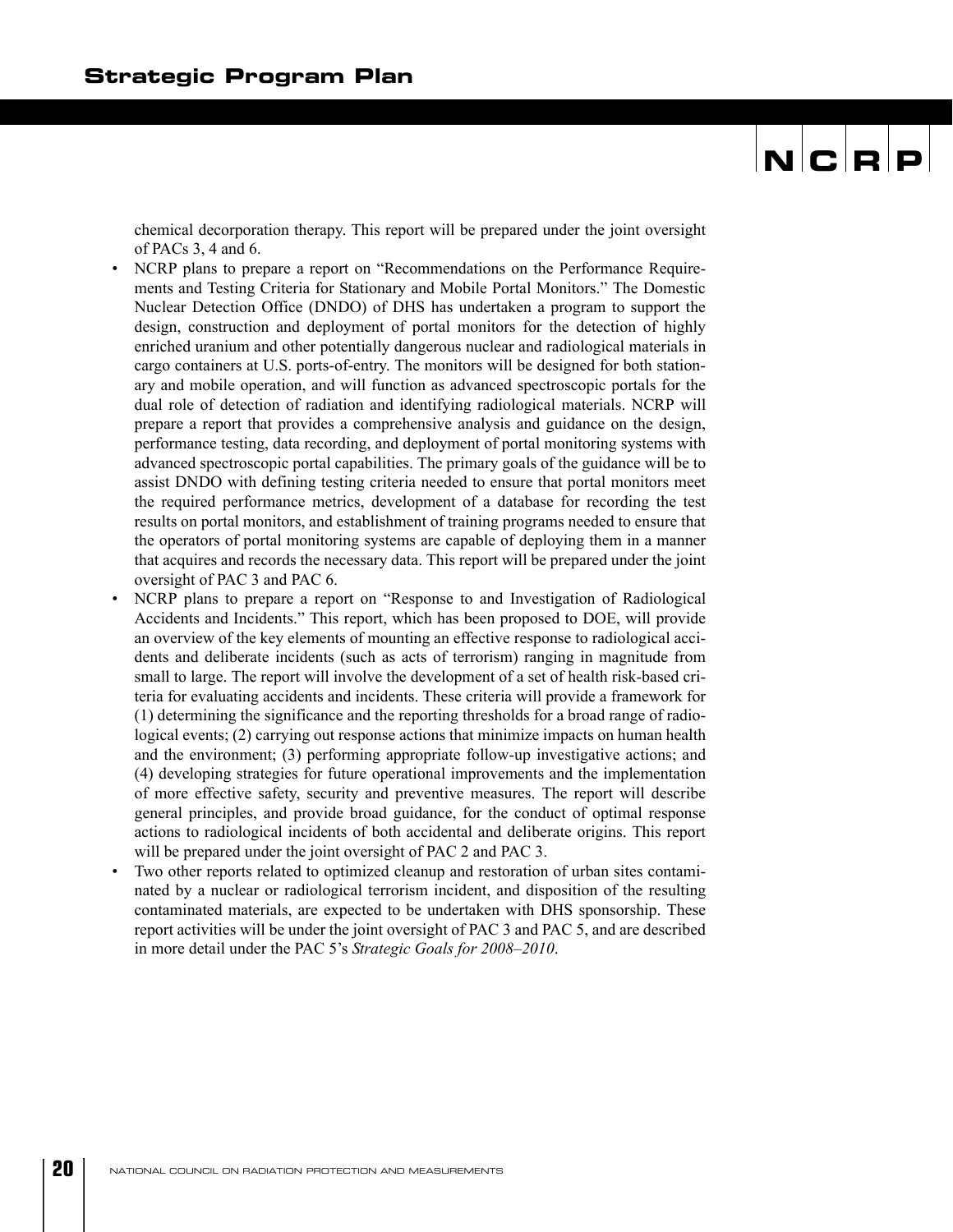chemical decorporation therapy. This report will be prepared under the joint oversight of PACs 3, 4 and 6.

- NCRP plans to prepare a report on "Recommendations on the Performance Requirements and Testing Criteria for Stationary and Mobile Portal Monitors." The Domestic Nuclear Detection Office (DNDO) of DHS has undertaken a program to support the design, construction and deployment of portal monitors for the detection of highly enriched uranium and other potentially dangerous nuclear and radiological materials in cargo containers at U.S. ports-of-entry. The monitors will be designed for both stationary and mobile operation, and will function as advanced spectroscopic portals for the dual role of detection of radiation and identifying radiological materials. NCRP will prepare a report that provides a comprehensive analysis and guidance on the design, performance testing, data recording, and deployment of portal monitoring systems with advanced spectroscopic portal capabilities. The primary goals of the guidance will be to assist DNDO with defining testing criteria needed to ensure that portal monitors meet the required performance metrics, development of a database for recording the test results on portal monitors, and establishment of training programs needed to ensure that the operators of portal monitoring systems are capable of deploying them in a manner that acquires and records the necessary data. This report will be prepared under the joint oversight of PAC 3 and PAC 6.
- NCRP plans to prepare a report on "Response to and Investigation of Radiological Accidents and Incidents." This report, which has been proposed to DOE, will provide an overview of the key elements of mounting an effective response to radiological accidents and deliberate incidents (such as acts of terrorism) ranging in magnitude from small to large. The report will involve the development of a set of health risk-based criteria for evaluating accidents and incidents. These criteria will provide a framework for (1) determining the significance and the reporting thresholds for a broad range of radiological events; (2) carrying out response actions that minimize impacts on human health and the environment; (3) performing appropriate follow-up investigative actions; and (4) developing strategies for future operational improvements and the implementation of more effective safety, security and preventive measures. The report will describe general principles, and provide broad guidance, for the conduct of optimal response actions to radiological incidents of both accidental and deliberate origins. This report will be prepared under the joint oversight of PAC 2 and PAC 3.
- Two other reports related to optimized cleanup and restoration of urban sites contaminated by a nuclear or radiological terrorism incident, and disposition of the resulting contaminated materials, are expected to be undertaken with DHS sponsorship. These report activities will be under the joint oversight of PAC 3 and PAC 5, and are described in more detail under the PAC 5's *Strategic Goals for 2008–2010*.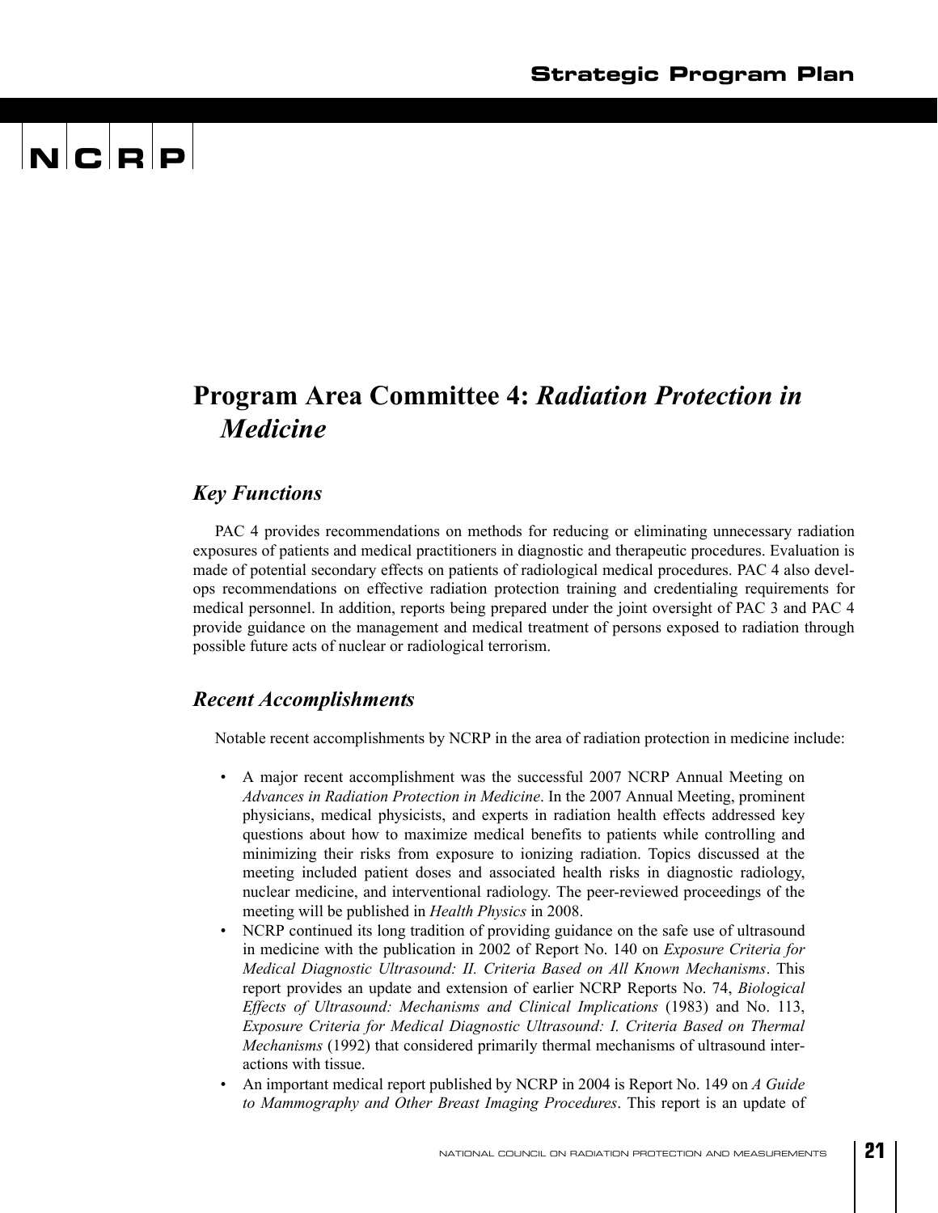## Program Area Committee 4: *Radiation Protection in Medicine*

### *Key Functions*

PAC 4 provides recommendations on methods for reducing or eliminating unnecessary radiation exposures of patients and medical practitioners in diagnostic and therapeutic procedures. Evaluation is made of potential secondary effects on patients of radiological medical procedures. PAC 4 also develops recommendations on effective radiation protection training and credentialing requirements for medical personnel. In addition, reports being prepared under the joint oversight of PAC 3 and PAC 4 provide guidance on the management and medical treatment of persons exposed to radiation through possible future acts of nuclear or radiological terrorism.

### *Recent Accomplishments*

Notable recent accomplishments by NCRP in the area of radiation protection in medicine include:

- A major recent accomplishment was the successful 2007 NCRP Annual Meeting on *Advances in Radiation Protection in Medicine*. In the 2007 Annual Meeting, prominent physicians, medical physicists, and experts in radiation health effects addressed key questions about how to maximize medical benefits to patients while controlling and minimizing their risks from exposure to ionizing radiation. Topics discussed at the meeting included patient doses and associated health risks in diagnostic radiology, nuclear medicine, and interventional radiology. The peer-reviewed proceedings of the meeting will be published in *Health Physics* in 2008.
- NCRP continued its long tradition of providing guidance on the safe use of ultrasound in medicine with the publication in 2002 of Report No. 140 on *Exposure Criteria for Medical Diagnostic Ultrasound: II. Criteria Based on All Known Mechanisms*. This report provides an update and extension of earlier NCRP Reports No. 74, *Biological Effects of Ultrasound: Mechanisms and Clinical Implications* (1983) and No. 113, *Exposure Criteria for Medical Diagnostic Ultrasound: I. Criteria Based on Thermal Mechanisms* (1992) that considered primarily thermal mechanisms of ultrasound interactions with tissue.
- An important medical report published by NCRP in 2004 is Report No. 149 on *A Guide to Mammography and Other Breast Imaging Procedures*. This report is an update of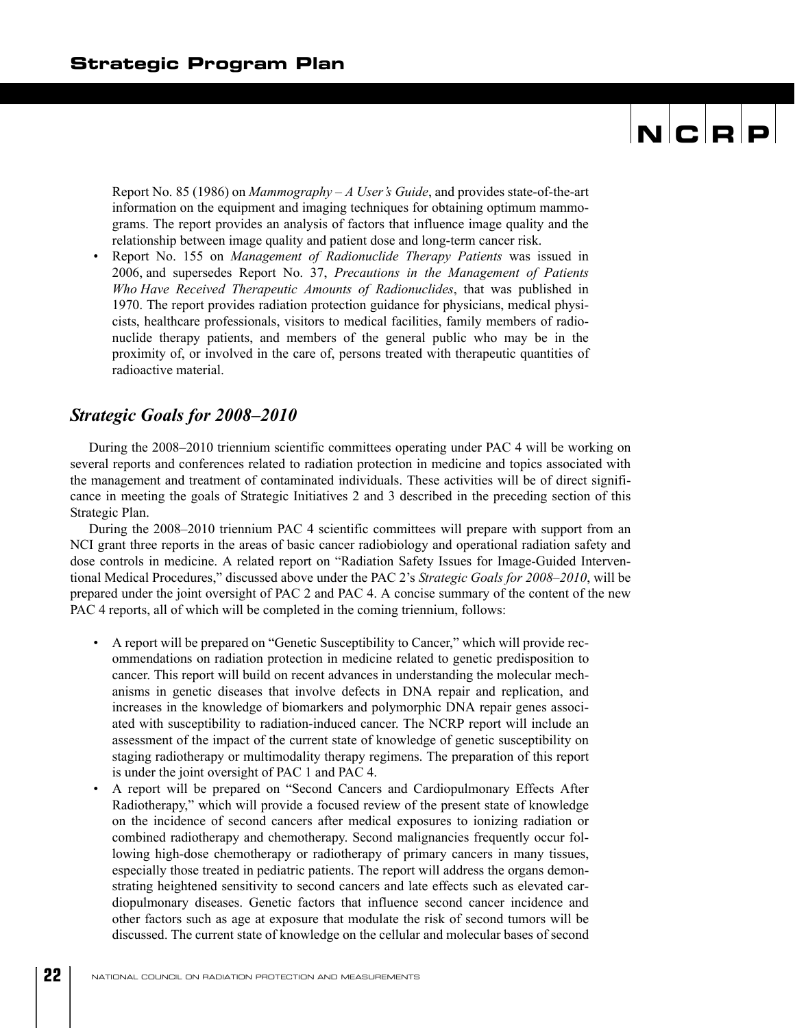Report No. 85 (1986) on *Mammography – A User's Guide*, and provides state-of-the-art information on the equipment and imaging techniques for obtaining optimum mammograms. The report provides an analysis of factors that influence image quality and the relationship between image quality and patient dose and long-term cancer risk.

- Report No. 155 on *Management of Radionuclide Therapy Patients* was issued in 2006, and supersedes Report No. 37, *Precautions in the Management of Patients Who Have Received Therapeutic Amounts of Radionuclides*, that was published in 1970. The report provides radiation protection guidance for physicians, medical physicists, healthcare professionals, visitors to medical facilities, family members of radionuclide therapy patients, and members of the general public who may be in the proximity of, or involved in the care of, persons treated with therapeutic quantities of radioactive material.

## *Strategic Goals for 2008–2010*

During the 2008–2010 triennium scientific committees operating under PAC 4 will be working on several reports and conferences related to radiation protection in medicine and topics associated with the management and treatment of contaminated individuals. These activities will be of direct significance in meeting the goals of Strategic Initiatives 2 and 3 described in the preceding section of this Strategic Plan.

During the 2008–2010 triennium PAC 4 scientific committees will prepare with support from an NCI grant three reports in the areas of basic cancer radiobiology and operational radiation safety and dose controls in medicine. A related report on "Radiation Safety Issues for Image-Guided Interventional Medical Procedures," discussed above under the PAC 2's *Strategic Goals for 2008–2010*, will be prepared under the joint oversight of PAC 2 and PAC 4. A concise summary of the content of the new PAC 4 reports, all of which will be completed in the coming triennium, follows:

- A report will be prepared on "Genetic Susceptibility to Cancer," which will provide recommendations on radiation protection in medicine related to genetic predisposition to cancer. This report will build on recent advances in understanding the molecular mechanisms in genetic diseases that involve defects in DNA repair and replication, and increases in the knowledge of biomarkers and polymorphic DNA repair genes associated with susceptibility to radiation-induced cancer. The NCRP report will include an assessment of the impact of the current state of knowledge of genetic susceptibility on staging radiotherapy or multimodality therapy regimens. The preparation of this report is under the joint oversight of PAC 1 and PAC 4.
- A report will be prepared on "Second Cancers and Cardiopulmonary Effects After Radiotherapy," which will provide a focused review of the present state of knowledge on the incidence of second cancers after medical exposures to ionizing radiation or combined radiotherapy and chemotherapy. Second malignancies frequently occur following high-dose chemotherapy or radiotherapy of primary cancers in many tissues, especially those treated in pediatric patients. The report will address the organs demonstrating heightened sensitivity to second cancers and late effects such as elevated cardiopulmonary diseases. Genetic factors that influence second cancer incidence and other factors such as age at exposure that modulate the risk of second tumors will be discussed. The current state of knowledge on the cellular and molecular bases of second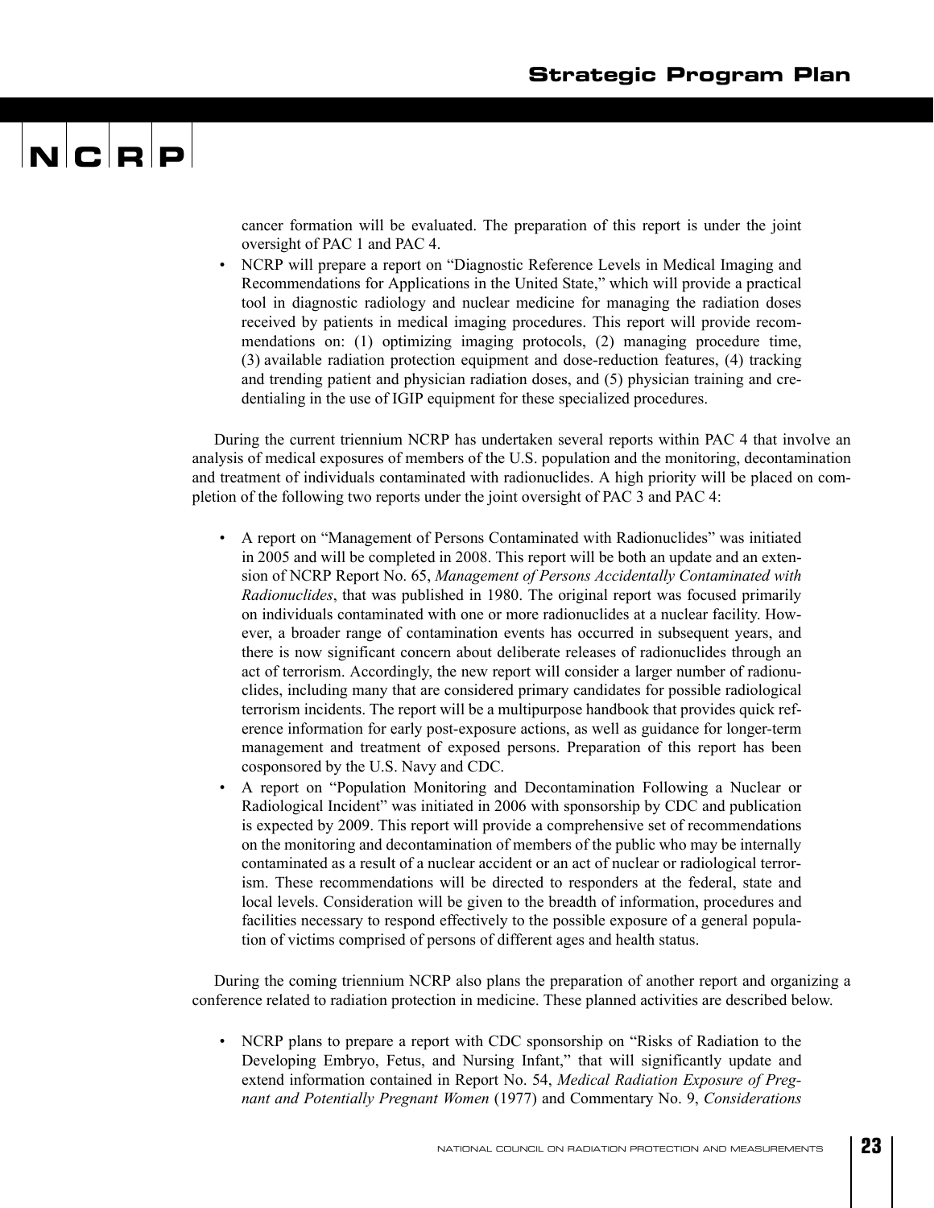cancer formation will be evaluated. The preparation of this report is under the joint oversight of PAC 1 and PAC 4.

- NCRP will prepare a report on "Diagnostic Reference Levels in Medical Imaging and Recommendations for Applications in the United State," which will provide a practical tool in diagnostic radiology and nuclear medicine for managing the radiation doses received by patients in medical imaging procedures. This report will provide recommendations on: (1) optimizing imaging protocols, (2) managing procedure time, (3) available radiation protection equipment and dose-reduction features, (4) tracking and trending patient and physician radiation doses, and (5) physician training and credentialing in the use of IGIP equipment for these specialized procedures.

During the current triennium NCRP has undertaken several reports within PAC 4 that involve an analysis of medical exposures of members of the U.S. population and the monitoring, decontamination and treatment of individuals contaminated with radionuclides. A high priority will be placed on completion of the following two reports under the joint oversight of PAC 3 and PAC 4:

- A report on "Management of Persons Contaminated with Radionuclides" was initiated in 2005 and will be completed in 2008. This report will be both an update and an extension of NCRP Report No. 65, *Management of Persons Accidentally Contaminated with Radionuclides*, that was published in 1980. The original report was focused primarily on individuals contaminated with one or more radionuclides at a nuclear facility. However, a broader range of contamination events has occurred in subsequent years, and there is now significant concern about deliberate releases of radionuclides through an act of terrorism. Accordingly, the new report will consider a larger number of radionuclides, including many that are considered primary candidates for possible radiological terrorism incidents. The report will be a multipurpose handbook that provides quick reference information for early post-exposure actions, as well as guidance for longer-term management and treatment of exposed persons. Preparation of this report has been cosponsored by the U.S. Navy and CDC.
- A report on "Population Monitoring and Decontamination Following a Nuclear or Radiological Incident" was initiated in 2006 with sponsorship by CDC and publication is expected by 2009. This report will provide a comprehensive set of recommendations on the monitoring and decontamination of members of the public who may be internally contaminated as a result of a nuclear accident or an act of nuclear or radiological terrorism. These recommendations will be directed to responders at the federal, state and local levels. Consideration will be given to the breadth of information, procedures and facilities necessary to respond effectively to the possible exposure of a general population of victims comprised of persons of different ages and health status.

During the coming triennium NCRP also plans the preparation of another report and organizing a conference related to radiation protection in medicine. These planned activities are described below.

- NCRP plans to prepare a report with CDC sponsorship on "Risks of Radiation to the Developing Embryo, Fetus, and Nursing Infant," that will significantly update and extend information contained in Report No. 54, *Medical Radiation Exposure of Pregnant and Potentially Pregnant Women* (1977) and Commentary No. 9, *Considerations*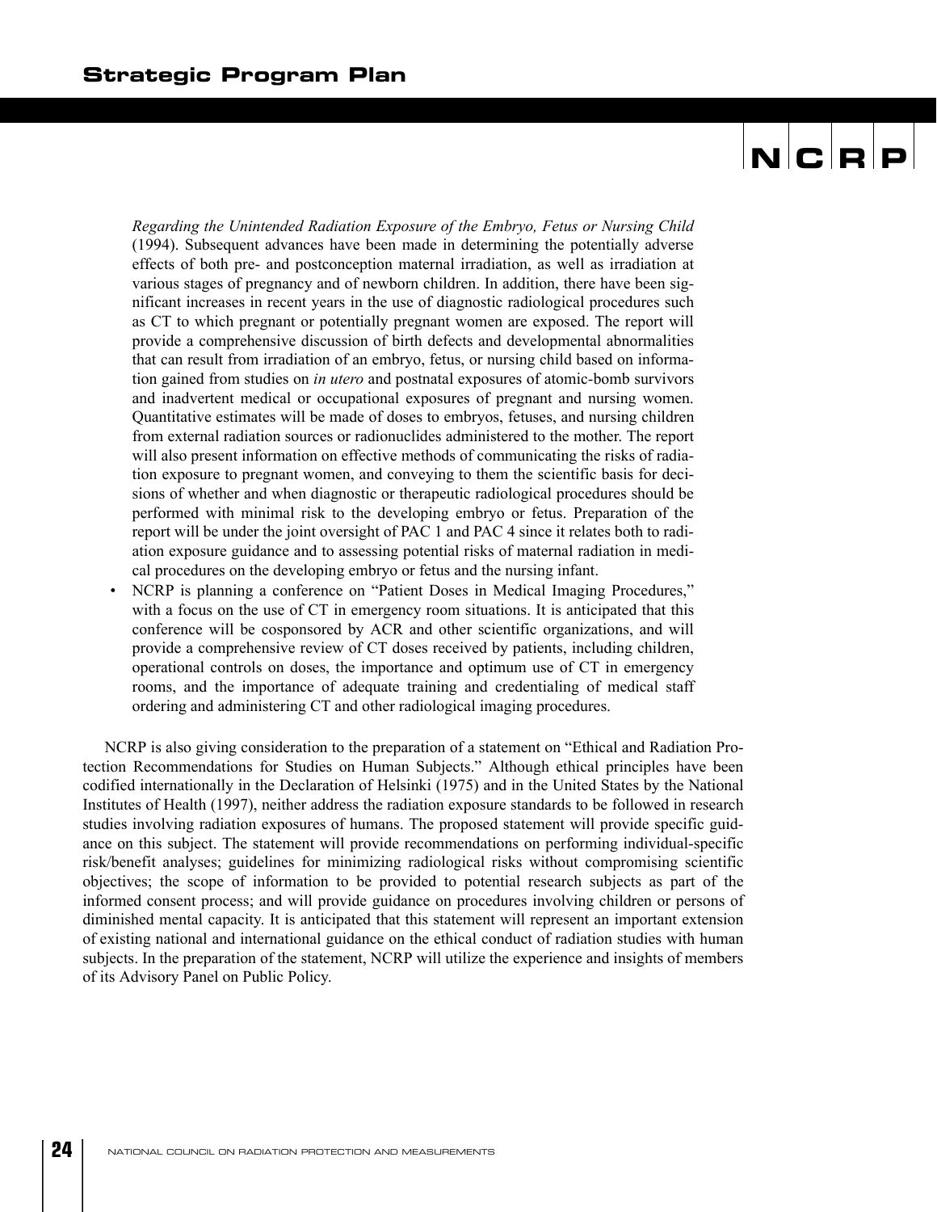*Regarding the Unintended Radiation Exposure of the Embryo, Fetus or Nursing Child* (1994). Subsequent advances have been made in determining the potentially adverse effects of both pre- and postconception maternal irradiation, as well as irradiation at various stages of pregnancy and of newborn children. In addition, there have been significant increases in recent years in the use of diagnostic radiological procedures such as CT to which pregnant or potentially pregnant women are exposed. The report will provide a comprehensive discussion of birth defects and developmental abnormalities that can result from irradiation of an embryo, fetus, or nursing child based on information gained from studies on *in utero* and postnatal exposures of atomic-bomb survivors and inadvertent medical or occupational exposures of pregnant and nursing women. Quantitative estimates will be made of doses to embryos, fetuses, and nursing children from external radiation sources or radionuclides administered to the mother. The report will also present information on effective methods of communicating the risks of radiation exposure to pregnant women, and conveying to them the scientific basis for decisions of whether and when diagnostic or therapeutic radiological procedures should be performed with minimal risk to the developing embryo or fetus. Preparation of the report will be under the joint oversight of PAC 1 and PAC 4 since it relates both to radiation exposure guidance and to assessing potential risks of maternal radiation in medical procedures on the developing embryo or fetus and the nursing infant.

- NCRP is planning a conference on "Patient Doses in Medical Imaging Procedures," with a focus on the use of CT in emergency room situations. It is anticipated that this conference will be cosponsored by ACR and other scientific organizations, and will provide a comprehensive review of CT doses received by patients, including children, operational controls on doses, the importance and optimum use of CT in emergency rooms, and the importance of adequate training and credentialing of medical staff ordering and administering CT and other radiological imaging procedures.

NCRP is also giving consideration to the preparation of a statement on "Ethical and Radiation Protection Recommendations for Studies on Human Subjects." Although ethical principles have been codified internationally in the Declaration of Helsinki (1975) and in the United States by the National Institutes of Health (1997), neither address the radiation exposure standards to be followed in research studies involving radiation exposures of humans. The proposed statement will provide specific guidance on this subject. The statement will provide recommendations on performing individual-specific risk/benefit analyses; guidelines for minimizing radiological risks without compromising scientific objectives; the scope of information to be provided to potential research subjects as part of the informed consent process; and will provide guidance on procedures involving children or persons of diminished mental capacity. It is anticipated that this statement will represent an important extension of existing national and international guidance on the ethical conduct of radiation studies with human subjects. In the preparation of the statement, NCRP will utilize the experience and insights of members of its Advisory Panel on Public Policy.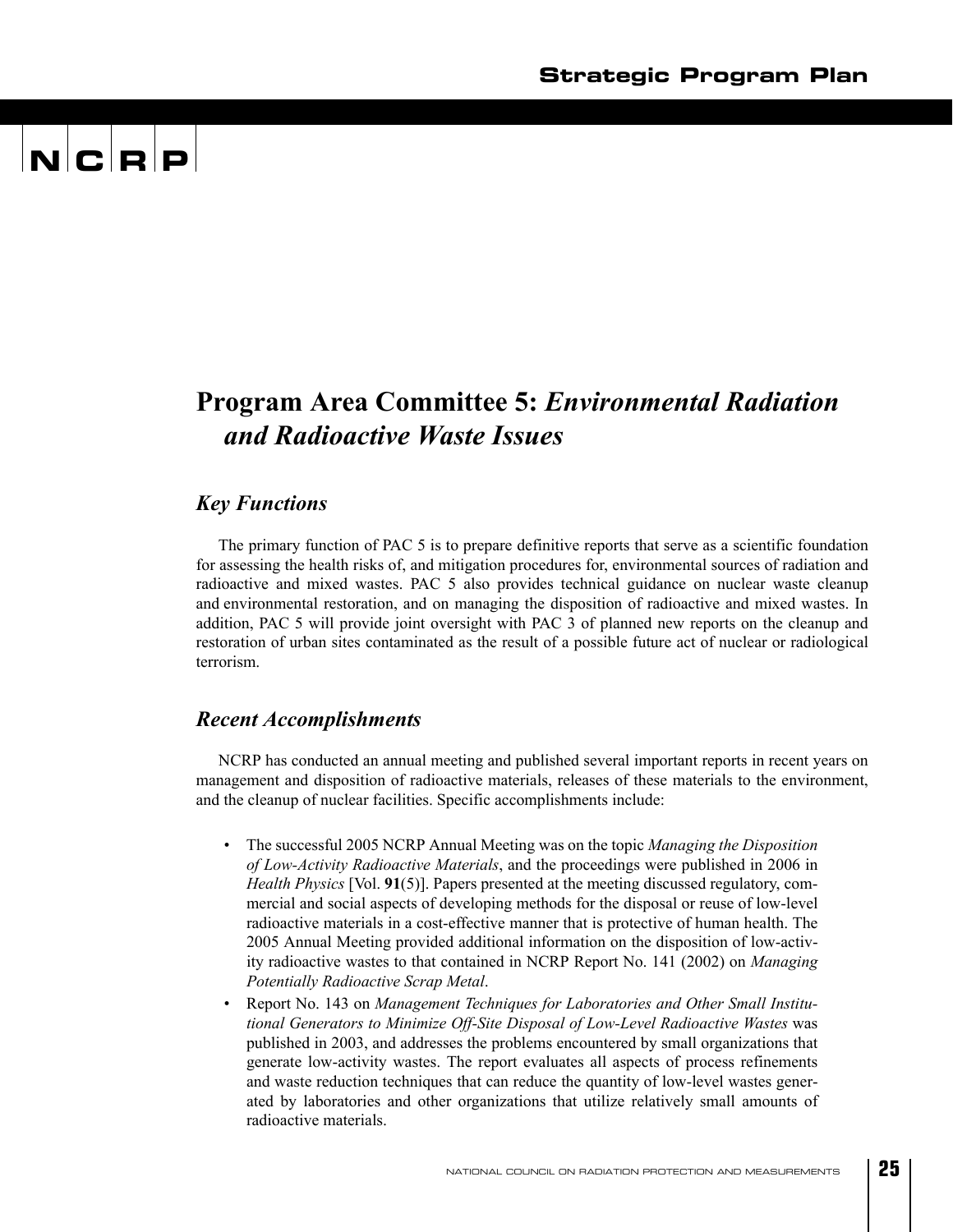# Program Area Committee 5: *Environmental Radiation and Radioactive Waste Issues*

## *Key Functions*

The primary function of PAC 5 is to prepare definitive reports that serve as a scientific foundation for assessing the health risks of, and mitigation procedures for, environmental sources of radiation and radioactive and mixed wastes. PAC 5 also provides technical guidance on nuclear waste cleanup and environmental restoration, and on managing the disposition of radioactive and mixed wastes. In addition, PAC 5 will provide joint oversight with PAC 3 of planned new reports on the cleanup and restoration of urban sites contaminated as the result of a possible future act of nuclear or radiological terrorism.

## *Recent Accomplishments*

NCRP has conducted an annual meeting and published several important reports in recent years on management and disposition of radioactive materials, releases of these materials to the environment, and the cleanup of nuclear facilities. Specific accomplishments include:

- The successful 2005 NCRP Annual Meeting was on the topic *Managing the Disposition of Low-Activity Radioactive Materials*, and the proceedings were published in 2006 in *Health Physics* [Vol. **91**(5)]. Papers presented at the meeting discussed regulatory, commercial and social aspects of developing methods for the disposal or reuse of low-level radioactive materials in a cost-effective manner that is protective of human health. The 2005 Annual Meeting provided additional information on the disposition of low-activity radioactive wastes to that contained in NCRP Report No. 141 (2002) on *Managing Potentially Radioactive Scrap Metal*.
- Report No. 143 on *Management Techniques for Laboratories and Other Small Institutional Generators to Minimize Off-Site Disposal of Low-Level Radioactive Wastes* was published in 2003, and addresses the problems encountered by small organizations that generate low-activity wastes. The report evaluates all aspects of process refinements and waste reduction techniques that can reduce the quantity of low-level wastes generated by laboratories and other organizations that utilize relatively small amounts of radioactive materials.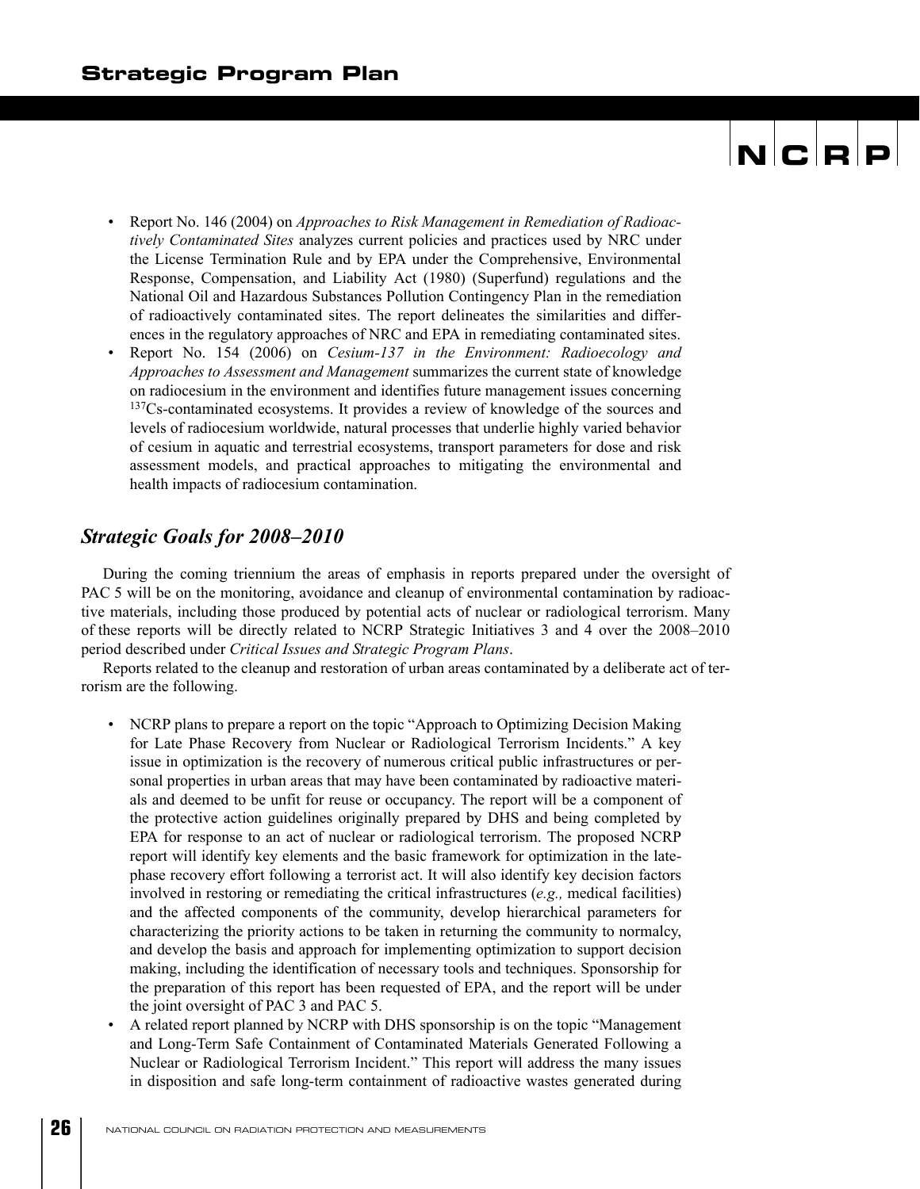- Report No. 146 (2004) on *Approaches to Risk Management in Remediation of Radioactively Contaminated Sites* analyzes current policies and practices used by NRC under the License Termination Rule and by EPA under the Comprehensive, Environmental Response, Compensation, and Liability Act (1980) (Superfund) regulations and the National Oil and Hazardous Substances Pollution Contingency Plan in the remediation of radioactively contaminated sites. The report delineates the similarities and differences in the regulatory approaches of NRC and EPA in remediating contaminated sites.
- Report No. 154 (2006) on *Cesium-137 in the Environment: Radioecology and Approaches to Assessment and Management* summarizes the current state of knowledge on radiocesium in the environment and identifies future management issues concerning $^{137}Cs$-contaminated ecosystems. It provides a review of knowledge of the sources and levels of radiocesium worldwide, natural processes that underlie highly varied behavior of cesium in aquatic and terrestrial ecosystems, transport parameters for dose and risk assessment models, and practical approaches to mitigating the environmental and health impacts of radiocesium contamination.

## *Strategic Goals for 2008–2010*

During the coming triennium the areas of emphasis in reports prepared under the oversight of PAC 5 will be on the monitoring, avoidance and cleanup of environmental contamination by radioactive materials, including those produced by potential acts of nuclear or radiological terrorism. Many of these reports will be directly related to NCRP Strategic Initiatives 3 and 4 over the 2008–2010 period described under *Critical Issues and Strategic Program Plans*.

Reports related to the cleanup and restoration of urban areas contaminated by a deliberate act of terrorism are the following.

- NCRP plans to prepare a report on the topic "Approach to Optimizing Decision Making for Late Phase Recovery from Nuclear or Radiological Terrorism Incidents." A key issue in optimization is the recovery of numerous critical public infrastructures or personal properties in urban areas that may have been contaminated by radioactive materials and deemed to be unfit for reuse or occupancy. The report will be a component of the protective action guidelines originally prepared by DHS and being completed by EPA for response to an act of nuclear or radiological terrorism. The proposed NCRP report will identify key elements and the basic framework for optimization in the late-phase recovery effort following a terrorist act. It will also identify key decision factors involved in restoring or remediating the critical infrastructures (*e.g.,* medical facilities) and the affected components of the community, develop hierarchical parameters for characterizing the priority actions to be taken in returning the community to normalcy, and develop the basis and approach for implementing optimization to support decision making, including the identification of necessary tools and techniques. Sponsorship for the preparation of this report has been requested of EPA, and the report will be under the joint oversight of PAC 3 and PAC 5.
- A related report planned by NCRP with DHS sponsorship is on the topic "Management and Long-Term Safe Containment of Contaminated Materials Generated Following a Nuclear or Radiological Terrorism Incident." This report will address the many issues in disposition and safe long-term containment of radioactive wastes generated during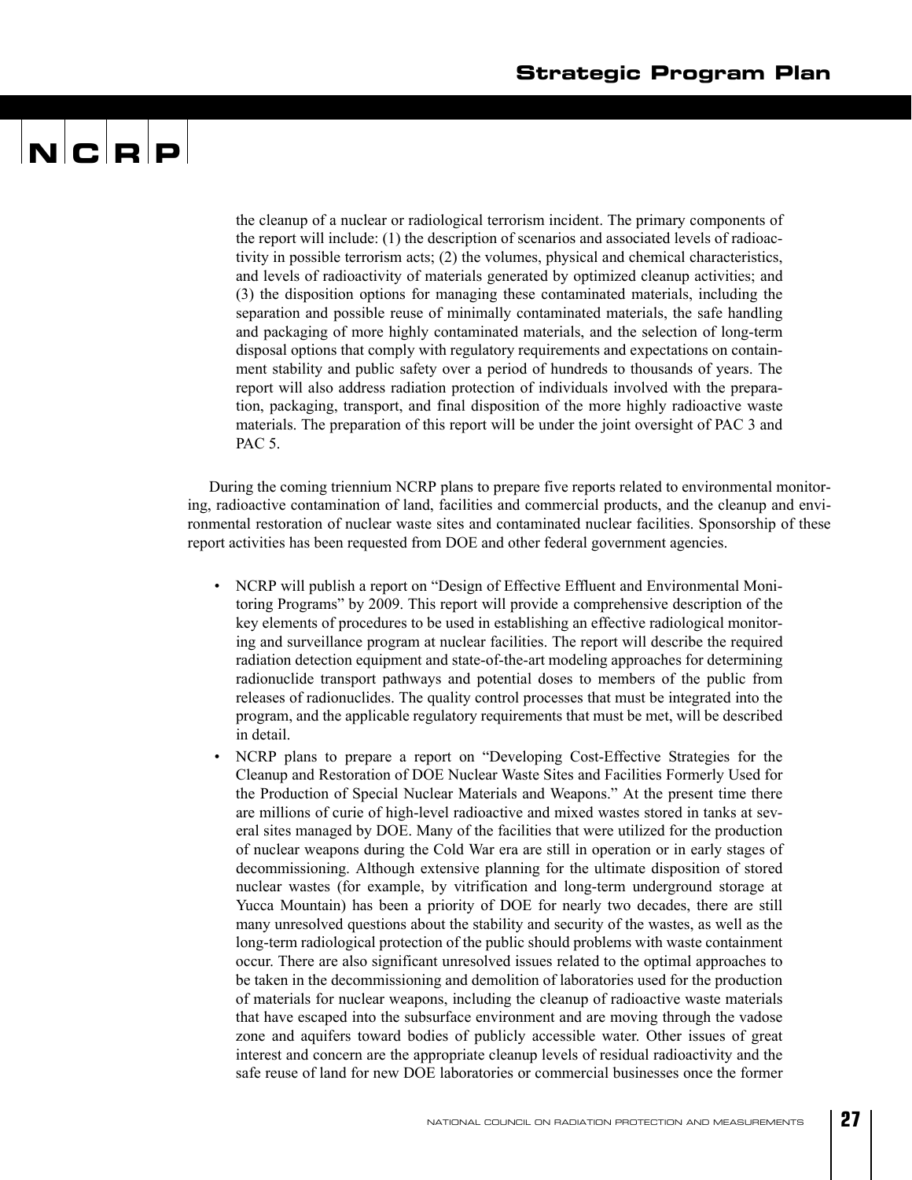the cleanup of a nuclear or radiological terrorism incident. The primary components of the report will include: (1) the description of scenarios and associated levels of radioactivity in possible terrorism acts; (2) the volumes, physical and chemical characteristics, and levels of radioactivity of materials generated by optimized cleanup activities; and (3) the disposition options for managing these contaminated materials, including the separation and possible reuse of minimally contaminated materials, the safe handling and packaging of more highly contaminated materials, and the selection of long-term disposal options that comply with regulatory requirements and expectations on containment stability and public safety over a period of hundreds to thousands of years. The report will also address radiation protection of individuals involved with the preparation, packaging, transport, and final disposition of the more highly radioactive waste materials. The preparation of this report will be under the joint oversight of PAC 3 and PAC 5.

During the coming triennium NCRP plans to prepare five reports related to environmental monitoring, radioactive contamination of land, facilities and commercial products, and the cleanup and environmental restoration of nuclear waste sites and contaminated nuclear facilities. Sponsorship of these report activities has been requested from DOE and other federal government agencies.

- NCRP will publish a report on "Design of Effective Effluent and Environmental Monitoring Programs" by 2009. This report will provide a comprehensive description of the key elements of procedures to be used in establishing an effective radiological monitoring and surveillance program at nuclear facilities. The report will describe the required radiation detection equipment and state-of-the-art modeling approaches for determining radionuclide transport pathways and potential doses to members of the public from releases of radionuclides. The quality control processes that must be integrated into the program, and the applicable regulatory requirements that must be met, will be described in detail.
- NCRP plans to prepare a report on "Developing Cost-Effective Strategies for the Cleanup and Restoration of DOE Nuclear Waste Sites and Facilities Formerly Used for the Production of Special Nuclear Materials and Weapons." At the present time there are millions of curie of high-level radioactive and mixed wastes stored in tanks at several sites managed by DOE. Many of the facilities that were utilized for the production of nuclear weapons during the Cold War era are still in operation or in early stages of decommissioning. Although extensive planning for the ultimate disposition of stored nuclear wastes (for example, by vitrification and long-term underground storage at Yucca Mountain) has been a priority of DOE for nearly two decades, there are still many unresolved questions about the stability and security of the wastes, as well as the long-term radiological protection of the public should problems with waste containment occur. There are also significant unresolved issues related to the optimal approaches to be taken in the decommissioning and demolition of laboratories used for the production of materials for nuclear weapons, including the cleanup of radioactive waste materials that have escaped into the subsurface environment and are moving through the vadose zone and aquifers toward bodies of publicly accessible water. Other issues of great interest and concern are the appropriate cleanup levels of residual radioactivity and the safe reuse of land for new DOE laboratories or commercial businesses once the former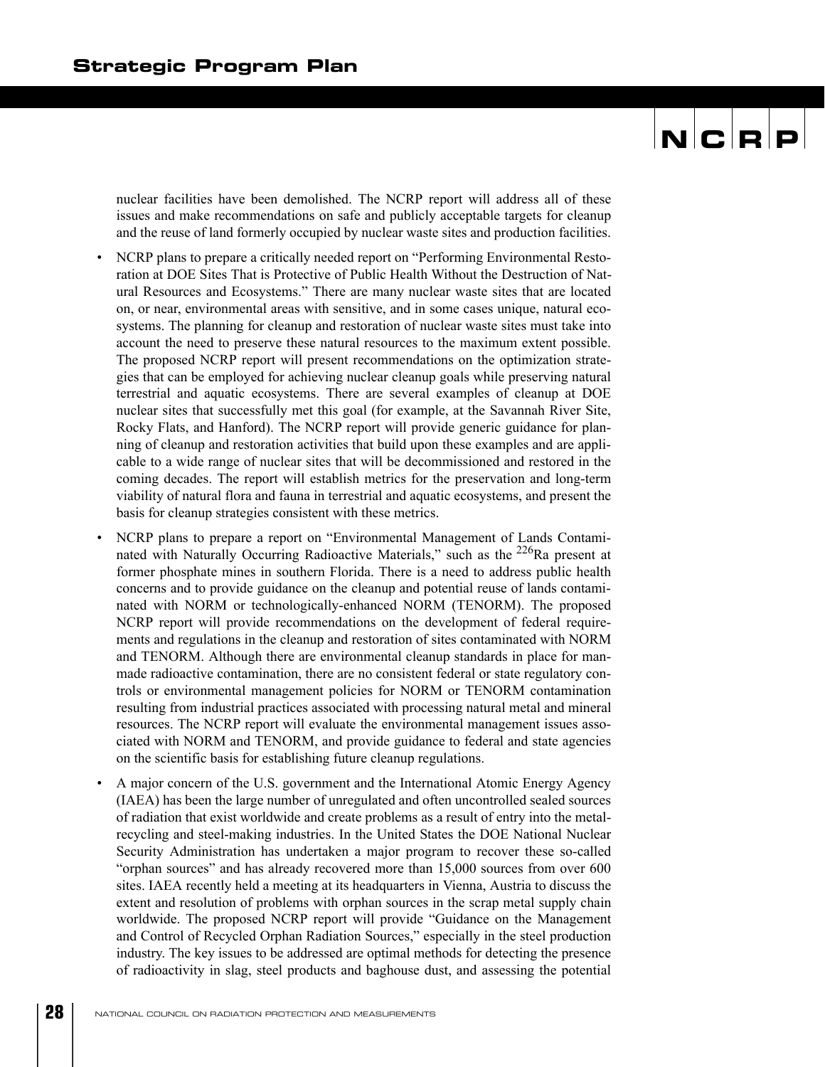nuclear facilities have been demolished. The NCRP report will address all of these issues and make recommendations on safe and publicly acceptable targets for cleanup and the reuse of land formerly occupied by nuclear waste sites and production facilities.

- NCRP plans to prepare a critically needed report on "Performing Environmental Restoration at DOE Sites That is Protective of Public Health Without the Destruction of Natural Resources and Ecosystems." There are many nuclear waste sites that are located on, or near, environmental areas with sensitive, and in some cases unique, natural ecosystems. The planning for cleanup and restoration of nuclear waste sites must take into account the need to preserve these natural resources to the maximum extent possible. The proposed NCRP report will present recommendations on the optimization strategies that can be employed for achieving nuclear cleanup goals while preserving natural terrestrial and aquatic ecosystems. There are several examples of cleanup at DOE nuclear sites that successfully met this goal (for example, at the Savannah River Site, Rocky Flats, and Hanford). The NCRP report will provide generic guidance for planning of cleanup and restoration activities that build upon these examples and are applicable to a wide range of nuclear sites that will be decommissioned and restored in the coming decades. The report will establish metrics for the preservation and long-term viability of natural flora and fauna in terrestrial and aquatic ecosystems, and present the basis for cleanup strategies consistent with these metrics.
- NCRP plans to prepare a report on "Environmental Management of Lands Contaminated with Naturally Occurring Radioactive Materials," such as the $^{226}$Ra present at former phosphate mines in southern Florida. There is a need to address public health concerns and to provide guidance on the cleanup and potential reuse of lands contaminated with NORM or technologically-enhanced NORM (TENORM). The proposed NCRP report will provide recommendations on the development of federal requirements and regulations in the cleanup and restoration of sites contaminated with NORM and TENORM. Although there are environmental cleanup standards in place for man-made radioactive contamination, there are no consistent federal or state regulatory controls or environmental management policies for NORM or TENORM contamination resulting from industrial practices associated with processing natural metal and mineral resources. The NCRP report will evaluate the environmental management issues associated with NORM and TENORM, and provide guidance to federal and state agencies on the scientific basis for establishing future cleanup regulations.
- A major concern of the U.S. government and the International Atomic Energy Agency (IAEA) has been the large number of unregulated and often uncontrolled sealed sources of radiation that exist worldwide and create problems as a result of entry into the metal-recycling and steel-making industries. In the United States the DOE National Nuclear Security Administration has undertaken a major program to recover these so-called "orphan sources" and has already recovered more than 15,000 sources from over 600 sites. IAEA recently held a meeting at its headquarters in Vienna, Austria to discuss the extent and resolution of problems with orphan sources in the scrap metal supply chain worldwide. The proposed NCRP report will provide "Guidance on the Management and Control of Recycled Orphan Radiation Sources," especially in the steel production industry. The key issues to be addressed are optimal methods for detecting the presence of radioactivity in slag, steel products and baghouse dust, and assessing the potential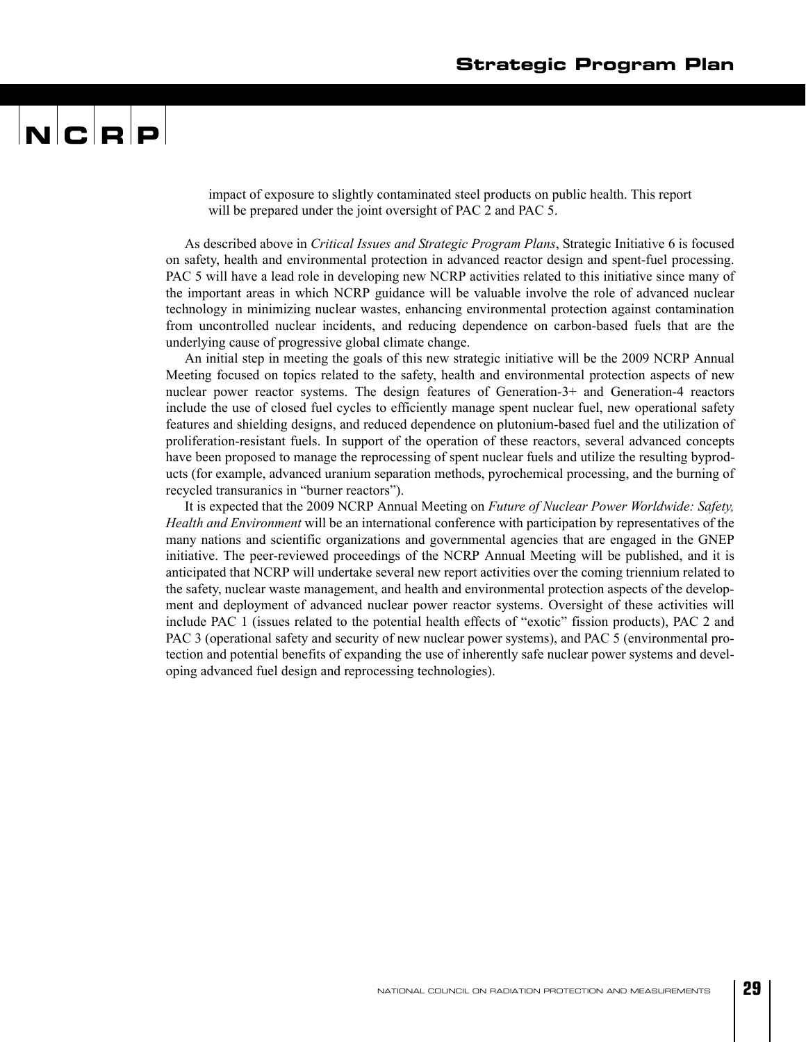impact of exposure to slightly contaminated steel products on public health. This report will be prepared under the joint oversight of PAC 2 and PAC 5.

As described above in *Critical Issues and Strategic Program Plans*, Strategic Initiative 6 is focused on safety, health and environmental protection in advanced reactor design and spent-fuel processing. PAC 5 will have a lead role in developing new NCRP activities related to this initiative since many of the important areas in which NCRP guidance will be valuable involve the role of advanced nuclear technology in minimizing nuclear wastes, enhancing environmental protection against contamination from uncontrolled nuclear incidents, and reducing dependence on carbon-based fuels that are the underlying cause of progressive global climate change.

An initial step in meeting the goals of this new strategic initiative will be the 2009 NCRP Annual Meeting focused on topics related to the safety, health and environmental protection aspects of new nuclear power reactor systems. The design features of Generation-3+ and Generation-4 reactors include the use of closed fuel cycles to efficiently manage spent nuclear fuel, new operational safety features and shielding designs, and reduced dependence on plutonium-based fuel and the utilization of proliferation-resistant fuels. In support of the operation of these reactors, several advanced concepts have been proposed to manage the reprocessing of spent nuclear fuels and utilize the resulting byproducts (for example, advanced uranium separation methods, pyrochemical processing, and the burning of recycled transuranics in "burner reactors").

It is expected that the 2009 NCRP Annual Meeting on *Future of Nuclear Power Worldwide: Safety, Health and Environment* will be an international conference with participation by representatives of the many nations and scientific organizations and governmental agencies that are engaged in the GNEP initiative. The peer-reviewed proceedings of the NCRP Annual Meeting will be published, and it is anticipated that NCRP will undertake several new report activities over the coming triennium related to the safety, nuclear waste management, and health and environmental protection aspects of the development and deployment of advanced nuclear power reactor systems. Oversight of these activities will include PAC 1 (issues related to the potential health effects of "exotic" fission products), PAC 2 and PAC 3 (operational safety and security of new nuclear power systems), and PAC 5 (environmental protection and potential benefits of expanding the use of inherently safe nuclear power systems and developing advanced fuel design and reprocessing technologies).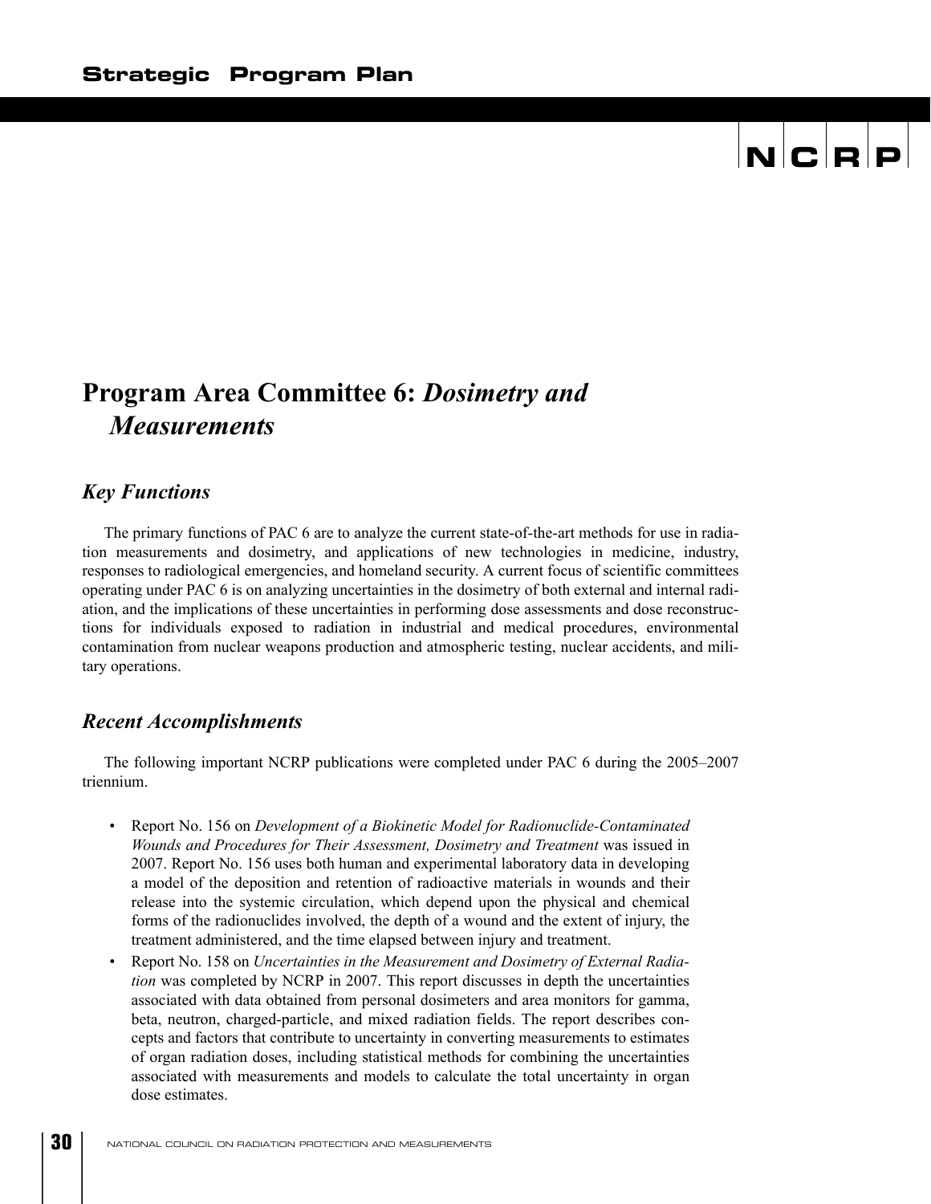# Program Area Committee 6: *Dosimetry and Measurements*

## *Key Functions*

The primary functions of PAC 6 are to analyze the current state-of-the-art methods for use in radiation measurements and dosimetry, and applications of new technologies in medicine, industry, responses to radiological emergencies, and homeland security. A current focus of scientific committees operating under PAC 6 is on analyzing uncertainties in the dosimetry of both external and internal radiation, and the implications of these uncertainties in performing dose assessments and dose reconstructions for individuals exposed to radiation in industrial and medical procedures, environmental contamination from nuclear weapons production and atmospheric testing, nuclear accidents, and military operations.

## *Recent Accomplishments*

The following important NCRP publications were completed under PAC 6 during the 2005–2007 triennium.

- Report No. 156 on *Development of a Biokinetic Model for Radionuclide-Contaminated Wounds and Procedures for Their Assessment, Dosimetry and Treatment* was issued in 2007. Report No. 156 uses both human and experimental laboratory data in developing a model of the deposition and retention of radioactive materials in wounds and their release into the systemic circulation, which depend upon the physical and chemical forms of the radionuclides involved, the depth of a wound and the extent of injury, the treatment administered, and the time elapsed between injury and treatment.
- Report No. 158 on *Uncertainties in the Measurement and Dosimetry of External Radiation* was completed by NCRP in 2007. This report discusses in depth the uncertainties associated with data obtained from personal dosimeters and area monitors for gamma, beta, neutron, charged-particle, and mixed radiation fields. The report describes concepts and factors that contribute to uncertainty in converting measurements to estimates of organ radiation doses, including statistical methods for combining the uncertainties associated with measurements and models to calculate the total uncertainty in organ dose estimates.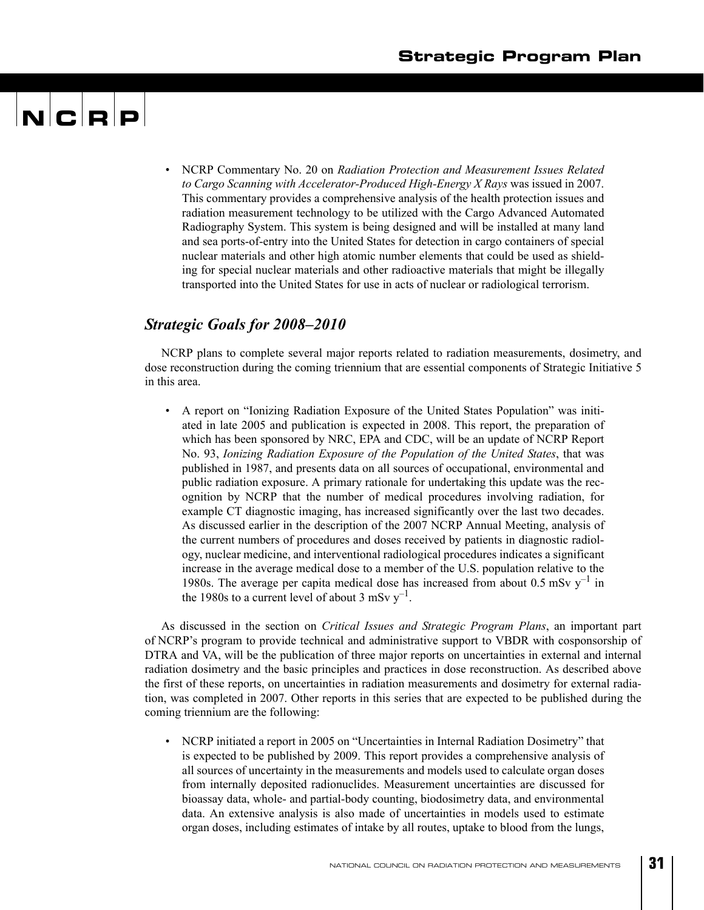- NCRP Commentary No. 20 on *Radiation Protection and Measurement Issues Related to Cargo Scanning with Accelerator-Produced High-Energy X Rays* was issued in 2007. This commentary provides a comprehensive analysis of the health protection issues and radiation measurement technology to be utilized with the Cargo Advanced Automated Radiography System. This system is being designed and will be installed at many land and sea ports-of-entry into the United States for detection in cargo containers of special nuclear materials and other high atomic number elements that could be used as shielding for special nuclear materials and other radioactive materials that might be illegally transported into the United States for use in acts of nuclear or radiological terrorism.

## *Strategic Goals for 2008–2010*

NCRP plans to complete several major reports related to radiation measurements, dosimetry, and dose reconstruction during the coming triennium that are essential components of Strategic Initiative 5 in this area.

- A report on "Ionizing Radiation Exposure of the United States Population" was initiated in late 2005 and publication is expected in 2008. This report, the preparation of which has been sponsored by NRC, EPA and CDC, will be an update of NCRP Report No. 93, *Ionizing Radiation Exposure of the Population of the United States*, that was published in 1987, and presents data on all sources of occupational, environmental and public radiation exposure. A primary rationale for undertaking this update was the recognition by NCRP that the number of medical procedures involving radiation, for example CT diagnostic imaging, has increased significantly over the last two decades. As discussed earlier in the description of the 2007 NCRP Annual Meeting, analysis of the current numbers of procedures and doses received by patients in diagnostic radiology, nuclear medicine, and interventional radiological procedures indicates a significant increase in the average medical dose to a member of the U.S. population relative to the 1980s. The average per capita medical dose has increased from about 0.5 mSv $y^{-1}$ in the 1980s to a current level of about 3 mSv $y^{-1}$.

As discussed in the section on *Critical Issues and Strategic Program Plans*, an important part of NCRP's program to provide technical and administrative support to VBDR with cosponsorship of DTRA and VA, will be the publication of three major reports on uncertainties in external and internal radiation dosimetry and the basic principles and practices in dose reconstruction. As described above the first of these reports, on uncertainties in radiation measurements and dosimetry for external radiation, was completed in 2007. Other reports in this series that are expected to be published during the coming triennium are the following:

- NCRP initiated a report in 2005 on "Uncertainties in Internal Radiation Dosimetry" that is expected to be published by 2009. This report provides a comprehensive analysis of all sources of uncertainty in the measurements and models used to calculate organ doses from internally deposited radionuclides. Measurement uncertainties are discussed for bioassay data, whole- and partial-body counting, biodosimetry data, and environmental data. An extensive analysis is also made of uncertainties in models used to estimate organ doses, including estimates of intake by all routes, uptake to blood from the lungs,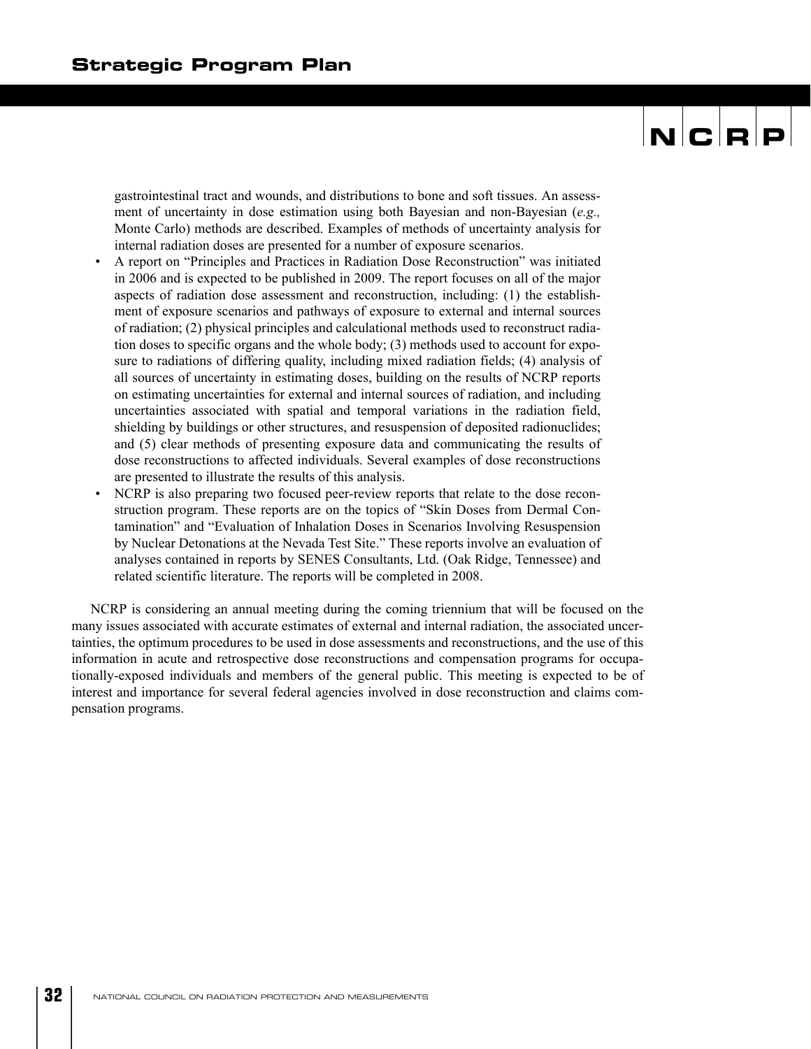gastrointestinal tract and wounds, and distributions to bone and soft tissues. An assessment of uncertainty in dose estimation using both Bayesian and non-Bayesian (*e.g.,* Monte Carlo) methods are described. Examples of methods of uncertainty analysis for internal radiation doses are presented for a number of exposure scenarios.

- A report on "Principles and Practices in Radiation Dose Reconstruction" was initiated in 2006 and is expected to be published in 2009. The report focuses on all of the major aspects of radiation dose assessment and reconstruction, including: (1) the establishment of exposure scenarios and pathways of exposure to external and internal sources of radiation; (2) physical principles and calculational methods used to reconstruct radiation doses to specific organs and the whole body; (3) methods used to account for exposure to radiations of differing quality, including mixed radiation fields; (4) analysis of all sources of uncertainty in estimating doses, building on the results of NCRP reports on estimating uncertainties for external and internal sources of radiation, and including uncertainties associated with spatial and temporal variations in the radiation field, shielding by buildings or other structures, and resuspension of deposited radionuclides; and (5) clear methods of presenting exposure data and communicating the results of dose reconstructions to affected individuals. Several examples of dose reconstructions are presented to illustrate the results of this analysis.
- NCRP is also preparing two focused peer-review reports that relate to the dose reconstruction program. These reports are on the topics of "Skin Doses from Dermal Contamination" and "Evaluation of Inhalation Doses in Scenarios Involving Resuspension by Nuclear Detonations at the Nevada Test Site." These reports involve an evaluation of analyses contained in reports by SENES Consultants, Ltd. (Oak Ridge, Tennessee) and related scientific literature. The reports will be completed in 2008.

NCRP is considering an annual meeting during the coming triennium that will be focused on the many issues associated with accurate estimates of external and internal radiation, the associated uncertainties, the optimum procedures to be used in dose assessments and reconstructions, and the use of this information in acute and retrospective dose reconstructions and compensation programs for occupationally-exposed individuals and members of the general public. This meeting is expected to be of interest and importance for several federal agencies involved in dose reconstruction and claims compensation programs.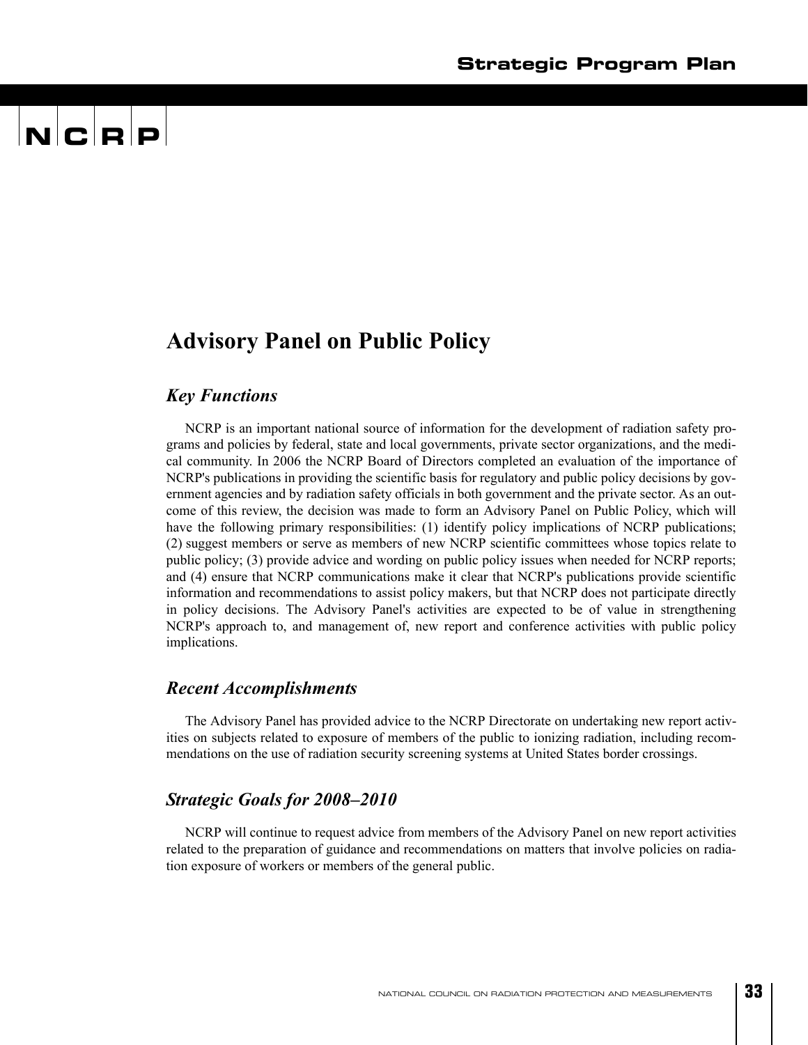## Advisory Panel on Public Policy

### *Key Functions*

NCRP is an important national source of information for the development of radiation safety programs and policies by federal, state and local governments, private sector organizations, and the medical community. In 2006 the NCRP Board of Directors completed an evaluation of the importance of NCRP's publications in providing the scientific basis for regulatory and public policy decisions by government agencies and by radiation safety officials in both government and the private sector. As an outcome of this review, the decision was made to form an Advisory Panel on Public Policy, which will have the following primary responsibilities: (1) identify policy implications of NCRP publications; (2) suggest members or serve as members of new NCRP scientific committees whose topics relate to public policy; (3) provide advice and wording on public policy issues when needed for NCRP reports; and (4) ensure that NCRP communications make it clear that NCRP's publications provide scientific information and recommendations to assist policy makers, but that NCRP does not participate directly in policy decisions. The Advisory Panel's activities are expected to be of value in strengthening NCRP's approach to, and management of, new report and conference activities with public policy implications.

### *Recent Accomplishments*

The Advisory Panel has provided advice to the NCRP Directorate on undertaking new report activities on subjects related to exposure of members of the public to ionizing radiation, including recommendations on the use of radiation security screening systems at United States border crossings.

### *Strategic Goals for 2008–2010*

NCRP will continue to request advice from members of the Advisory Panel on new report activities related to the preparation of guidance and recommendations on matters that involve policies on radiation exposure of workers or members of the general public.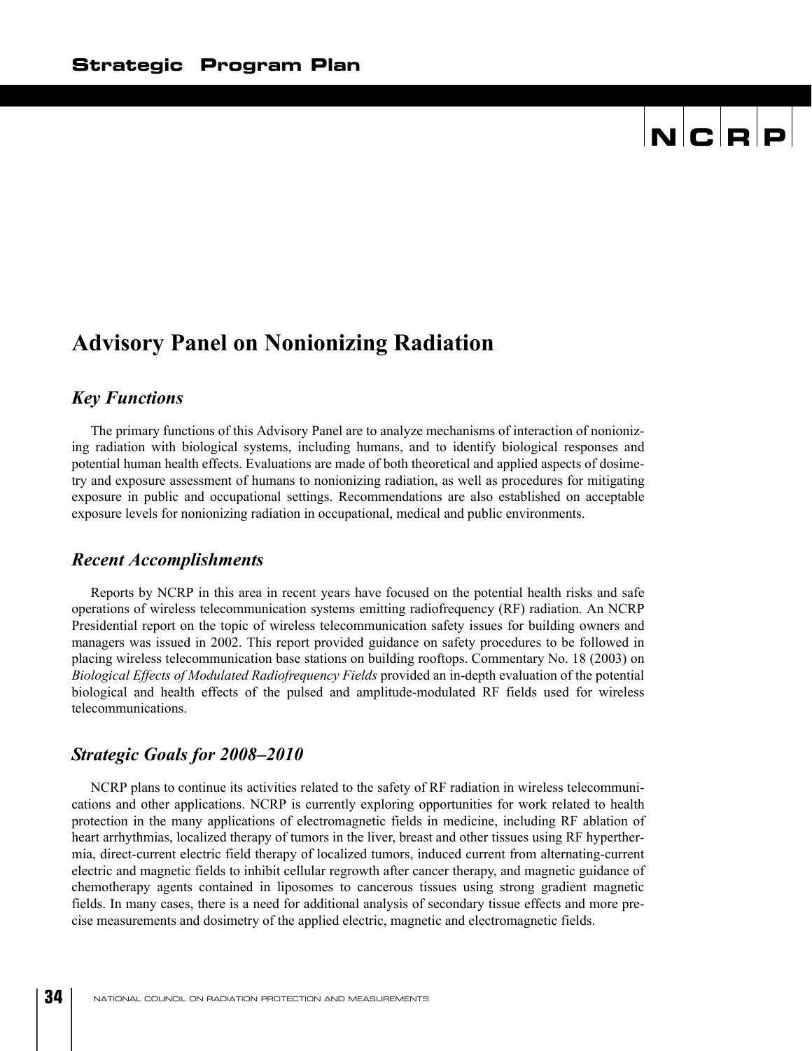# Advisory Panel on Nonionizing Radiation

## *Key Functions*

The primary functions of this Advisory Panel are to analyze mechanisms of interaction of nonionizing radiation with biological systems, including humans, and to identify biological responses and potential human health effects. Evaluations are made of both theoretical and applied aspects of dosimetry and exposure assessment of humans to nonionizing radiation, as well as procedures for mitigating exposure in public and occupational settings. Recommendations are also established on acceptable exposure levels for nonionizing radiation in occupational, medical and public environments.

## *Recent Accomplishments*

Reports by NCRP in this area in recent years have focused on the potential health risks and safe operations of wireless telecommunication systems emitting radiofrequency (RF) radiation. An NCRP Presidential report on the topic of wireless telecommunication safety issues for building owners and managers was issued in 2002. This report provided guidance on safety procedures to be followed in placing wireless telecommunication base stations on building rooftops. Commentary No. 18 (2003) on *Biological Effects of Modulated Radiofrequency Fields* provided an in-depth evaluation of the potential biological and health effects of the pulsed and amplitude-modulated RF fields used for wireless telecommunications.

## *Strategic Goals for 2008–2010*

NCRP plans to continue its activities related to the safety of RF radiation in wireless telecommunications and other applications. NCRP is currently exploring opportunities for work related to health protection in the many applications of electromagnetic fields in medicine, including RF ablation of heart arrhythmias, localized therapy of tumors in the liver, breast and other tissues using RF hyperthermia, direct-current electric field therapy of localized tumors, induced current from alternating-current electric and magnetic fields to inhibit cellular regrowth after cancer therapy, and magnetic guidance of chemotherapy agents contained in liposomes to cancerous tissues using strong gradient magnetic fields. In many cases, there is a need for additional analysis of secondary tissue effects and more precise measurements and dosimetry of the applied electric, magnetic and electromagnetic fields.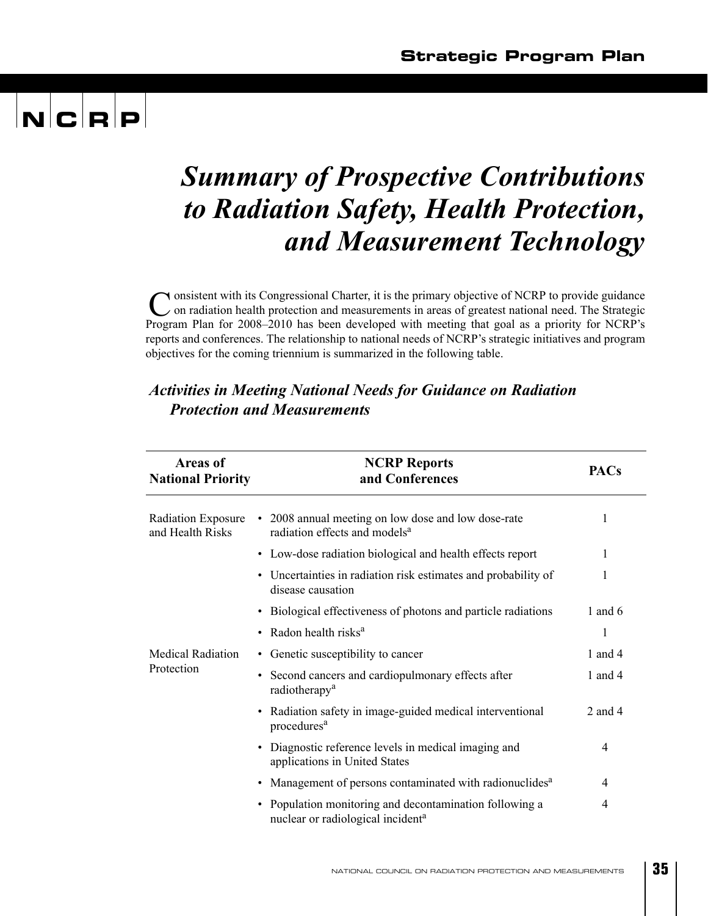# Summary of Prospective Contributions to Radiation Safety, Health Protection, and Measurement Technology

Consistent with its Congressional Charter, it is the primary objective of NCRP to provide guidance on radiation health protection and measurements in areas of greatest national need. The Strategic Program Plan for 2008–2010 has been developed with meeting that goal as a priority for NCRP's reports and conferences. The relationship to national needs of NCRP's strategic initiatives and program objectives for the coming triennium is summarized in the following table.

## *Activities in Meeting National Needs for Guidance on Radiation Protection and Measurements*

| Areas of National Priority | NCRP Reports and Conferences | PACs |
|---|---|---|
| Radiation Exposure and Health Risks | • 2008 annual meeting on low dose and low dose-rate radiation effects and models[a] | 1 |
| | • Low-dose radiation biological and health effects report | 1 |
| | • Uncertainties in radiation risk estimates and probability of disease causation | 1 |
| | • Biological effectiveness of photons and particle radiations | 1 and 6 |
| | • Radon health risks[a] | 1 |
| Medical Radiation Protection | • Genetic susceptibility to cancer | 1 and 4 |
| | • Second cancers and cardiopulmonary effects after radiotherapy[a] | 1 and 4 |
| | • Radiation safety in image-guided medical interventional procedures[a] | 2 and 4 |
| | • Diagnostic reference levels in medical imaging and applications in United States | 4 |
| | • Management of persons contaminated with radionuclides[a] | 4 |
| | • Population monitoring and decontamination following a nuclear or radiological incident[a] | 4 |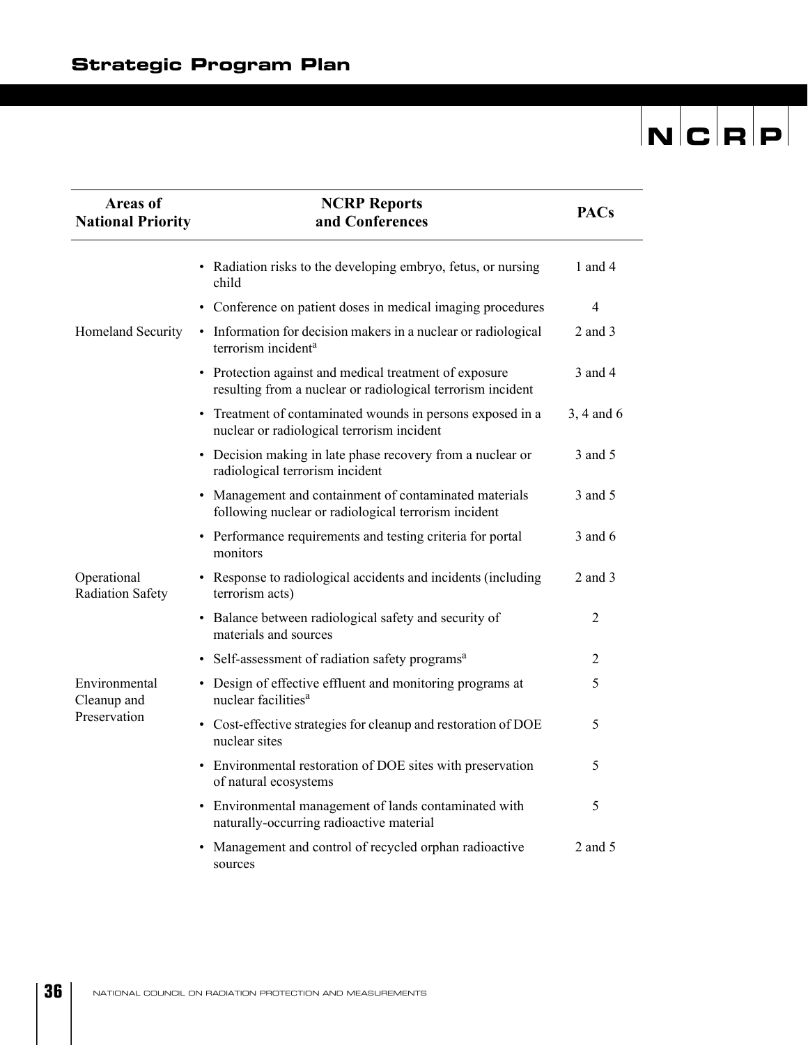| Areas of National Priority | NCRP Reports and Conferences | PACs |
|---|---|---|
| | • Radiation risks to the developing embryo, fetus, or nursing child | 1 and 4 |
| | • Conference on patient doses in medical imaging procedures | 4 |
| Homeland Security | • Information for decision makers in a nuclear or radiological terrorism incident[a] | 2 and 3 |
| | • Protection against and medical treatment of exposure resulting from a nuclear or radiological terrorism incident | 3 and 4 |
| | • Treatment of contaminated wounds in persons exposed in a nuclear or radiological terrorism incident | 3, 4 and 6 |
| | • Decision making in late phase recovery from a nuclear or radiological terrorism incident | 3 and 5 |
| | • Management and containment of contaminated materials following nuclear or radiological terrorism incident | 3 and 5 |
| | • Performance requirements and testing criteria for portal monitors | 3 and 6 |
| Operational Radiation Safety | • Response to radiological accidents and incidents (including terrorism acts) | 2 and 3 |
| | • Balance between radiological safety and security of materials and sources | 2 |
| | • Self-assessment of radiation safety programs[a] | 2 |
| Environmental Cleanup and Preservation | • Design of effective effluent and monitoring programs at nuclear facilities[a] | 5 |
| | • Cost-effective strategies for cleanup and restoration of DOE nuclear sites | 5 |
| | • Environmental restoration of DOE sites with preservation of natural ecosystems | 5 |
| | • Environmental management of lands contaminated with naturally-occurring radioactive material | 5 |
| | • Management and control of recycled orphan radioactive sources | 2 and 5 |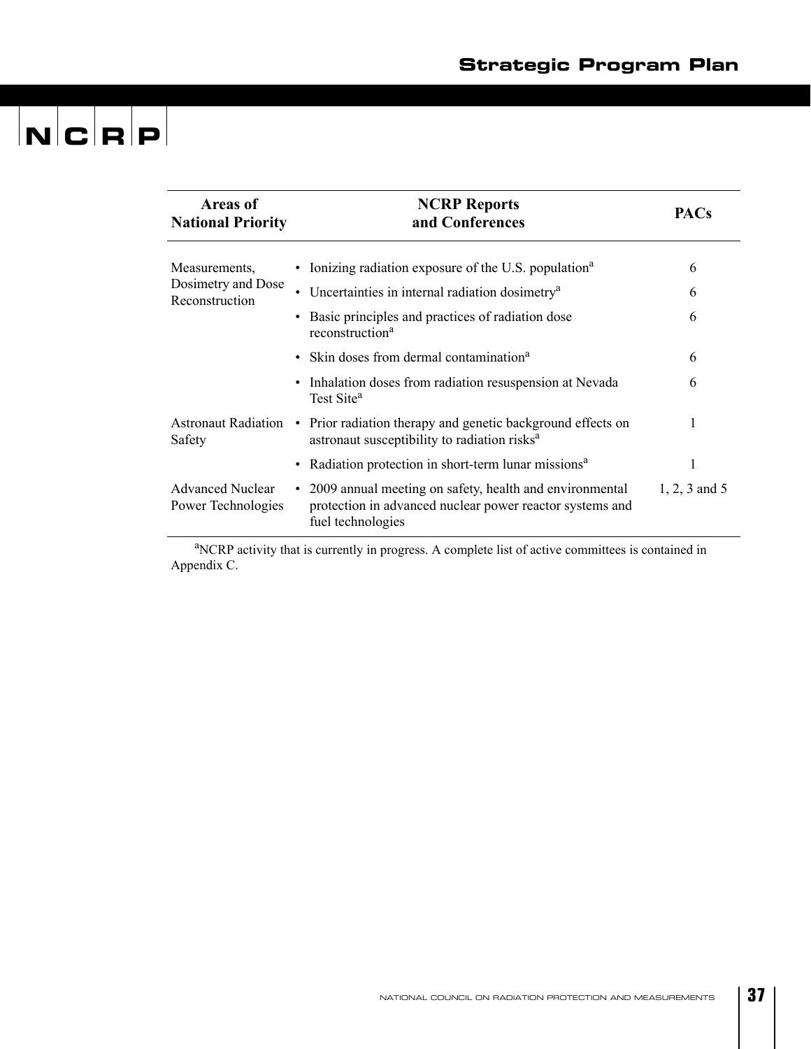| Areas of National Priority | NCRP Reports and Conferences | PACs |
|---|---|---|
| Measurements, Dosimetry and Dose Reconstruction | • Ionizing radiation exposure of the U.S. population[a] | 6 |
| | • Uncertainties in internal radiation dosimetry[a] | 6 |
| | • Basic principles and practices of radiation dose reconstruction[a] | 6 |
| | • Skin doses from dermal contamination[a] | 6 |
| | • Inhalation doses from radiation resuspension at Nevada Test Site[a] | 6 |
| Astronaut Radiation Safety | • Prior radiation therapy and genetic background effects on astronaut susceptibility to radiation risks[a] | 1 |
| | • Radiation protection in short-term lunar missions[a] | 1 |
| Advanced Nuclear Power Technologies | • 2009 annual meeting on safety, health and environmental protection in advanced nuclear power reactor systems and fuel technologies | 1, 2, 3 and 5 |

[a]NCRP activity that is currently in progress. A complete list of active committees is contained in Appendix C.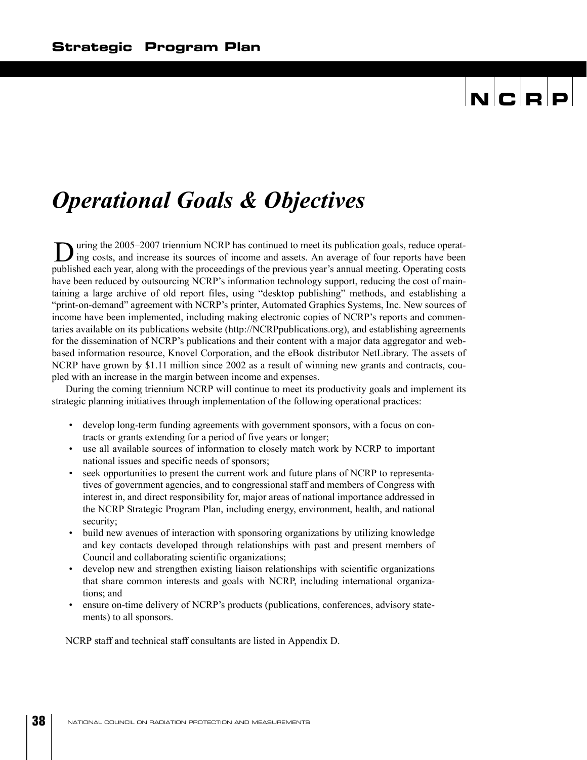# Operational Goals & Objectives

During the 2005–2007 triennium NCRP has continued to meet its publication goals, reduce operating costs, and increase its sources of income and assets. An average of four reports have been published each year, along with the proceedings of the previous year's annual meeting. Operating costs have been reduced by outsourcing NCRP's information technology support, reducing the cost of maintaining a large archive of old report files, using "desktop publishing" methods, and establishing a "print-on-demand" agreement with NCRP's printer, Automated Graphics Systems, Inc. New sources of income have been implemented, including making electronic copies of NCRP's reports and commentaries available on its publications website (http://NCRPpublications.org), and establishing agreements for the dissemination of NCRP's publications and their content with a major data aggregator and web-based information resource, Knovel Corporation, and the eBook distributor NetLibrary. The assets of NCRP have grown by $1.11 million since 2002 as a result of winning new grants and contracts, coupled with an increase in the margin between income and expenses.

During the coming triennium NCRP will continue to meet its productivity goals and implement its strategic planning initiatives through implementation of the following operational practices:

- develop long-term funding agreements with government sponsors, with a focus on contracts or grants extending for a period of five years or longer;
- use all available sources of information to closely match work by NCRP to important national issues and specific needs of sponsors;
- seek opportunities to present the current work and future plans of NCRP to representatives of government agencies, and to congressional staff and members of Congress with interest in, and direct responsibility for, major areas of national importance addressed in the NCRP Strategic Program Plan, including energy, environment, health, and national security;
- build new avenues of interaction with sponsoring organizations by utilizing knowledge and key contacts developed through relationships with past and present members of Council and collaborating scientific organizations;
- develop new and strengthen existing liaison relationships with scientific organizations that share common interests and goals with NCRP, including international organizations; and
- ensure on-time delivery of NCRP's products (publications, conferences, advisory statements) to all sponsors.

NCRP staff and technical staff consultants are listed in Appendix D.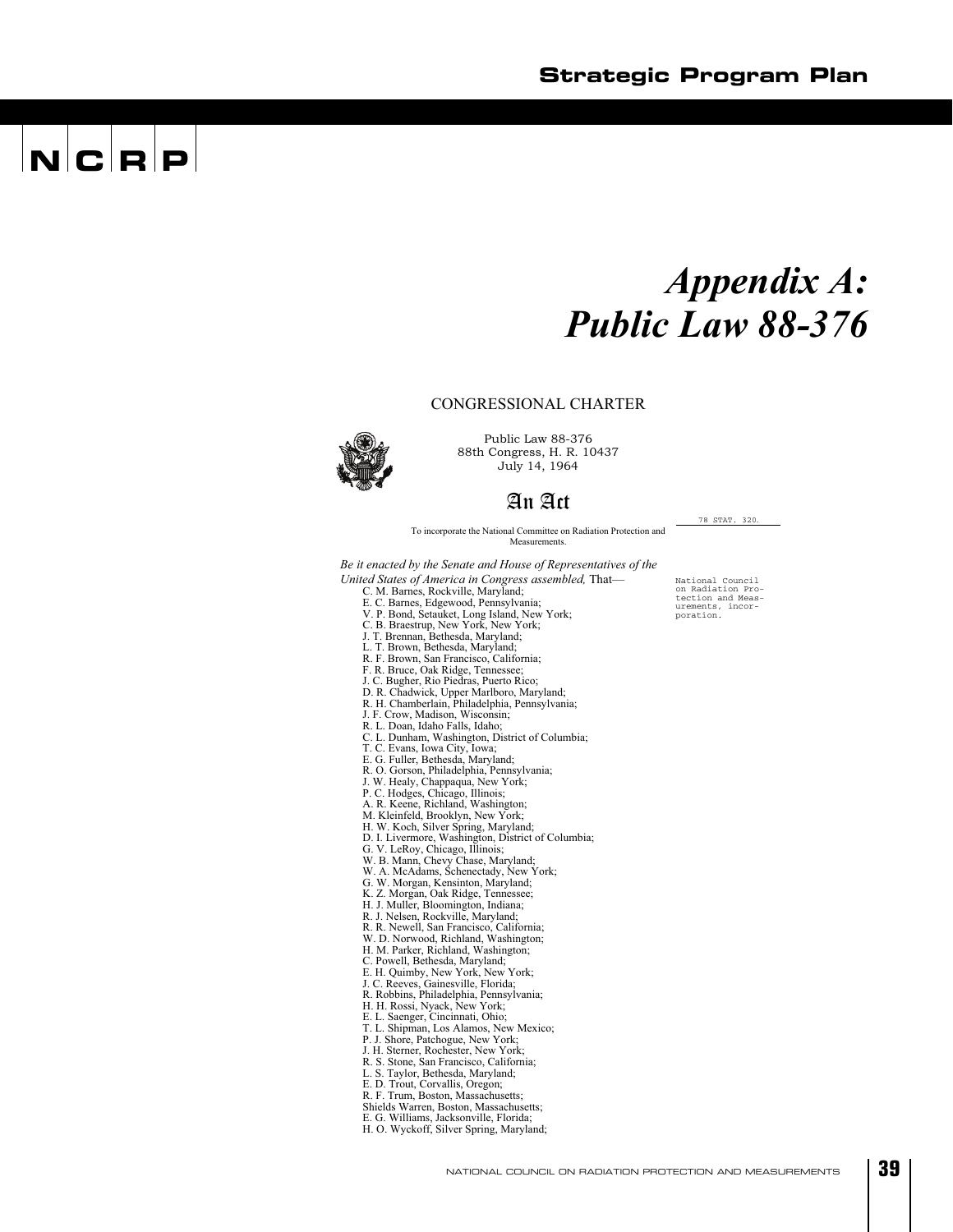# Appendix A: Public Law 88-376

CONGRESSIONAL CHARTER

Public Law 88-376
88th Congress, H. R. 10437
July 14, 1964

## An Act

To incorporate the National Committee on Radiation Protection and Measurements.

78 STAT. 320.

National Council on Radiation Protection and Measurements, incorporation.

*Be it enacted by the Senate and House of Representatives of the United States of America in Congress assembled,* That—

C. M. Barnes, Rockville, Maryland;
E. C. Barnes, Edgewood, Pennsylvania;
V. P. Bond, Setauket, Long Island, New York;
C. B. Braestrup, New York, New York;
J. T. Brennan, Bethesda, Maryland;
L. T. Brown, Bethesda, Maryland;
R. F. Brown, San Francisco, California;
F. R. Bruce, Oak Ridge, Tennessee;
J. C. Bugher, Rio Piedras, Puerto Rico;
D. R. Chadwick, Upper Marlboro, Maryland;
R. H. Chamberlain, Philadelphia, Pennsylvania;
J. F. Crow, Madison, Wisconsin;
R. L. Doan, Idaho Falls, Idaho;
C. L. Dunham, Washington, District of Columbia;
T. C. Evans, Iowa City, Iowa;
E. G. Fuller, Bethesda, Maryland;
R. O. Gorson, Philadelphia, Pennsylvania;
J. W. Healy, Chappaqua, New York;
P. C. Hodges, Chicago, Illinois;
A. R. Keene, Richland, Washington;
M. Kleinfeld, Brooklyn, New York;
H. W. Koch, Silver Spring, Maryland;
D. I. Livermore, Washington, District of Columbia;
G. V. LeRoy, Chicago, Illinois;
W. B. Mann, Chevy Chase, Maryland;
W. A. McAdams, Schenectady, New York;
G. W. Morgan, Kensinton, Maryland;
K. Z. Morgan, Oak Ridge, Tennessee;
H. J. Muller, Bloomington, Indiana;
R. J. Nelsen, Rockville, Maryland;
R. R. Newell, San Francisco, California;
W. D. Norwood, Richland, Washington;
H. M. Parker, Richland, Washington;
C. Powell, Bethesda, Maryland;
E. H. Quimby, New York, New York;
J. C. Reeves, Gainesville, Florida;
R. Robbins, Philadelphia, Pennsylvania;
H. H. Rossi, Nyack, New York;
E. L. Saenger, Cincinnati, Ohio;
T. L. Shipman, Los Alamos, New Mexico;
P. J. Shore, Patchogue, New York;
J. H. Sterner, Rochester, New York;
R. S. Stone, San Francisco, California;
L. S. Taylor, Bethesda, Maryland;
E. D. Trout, Corvallis, Oregon;
R. F. Trum, Boston, Massachusetts;
Shields Warren, Boston, Massachusetts;
E. G. Williams, Jacksonville, Florida;
H. O. Wyckoff, Silver Spring, Maryland;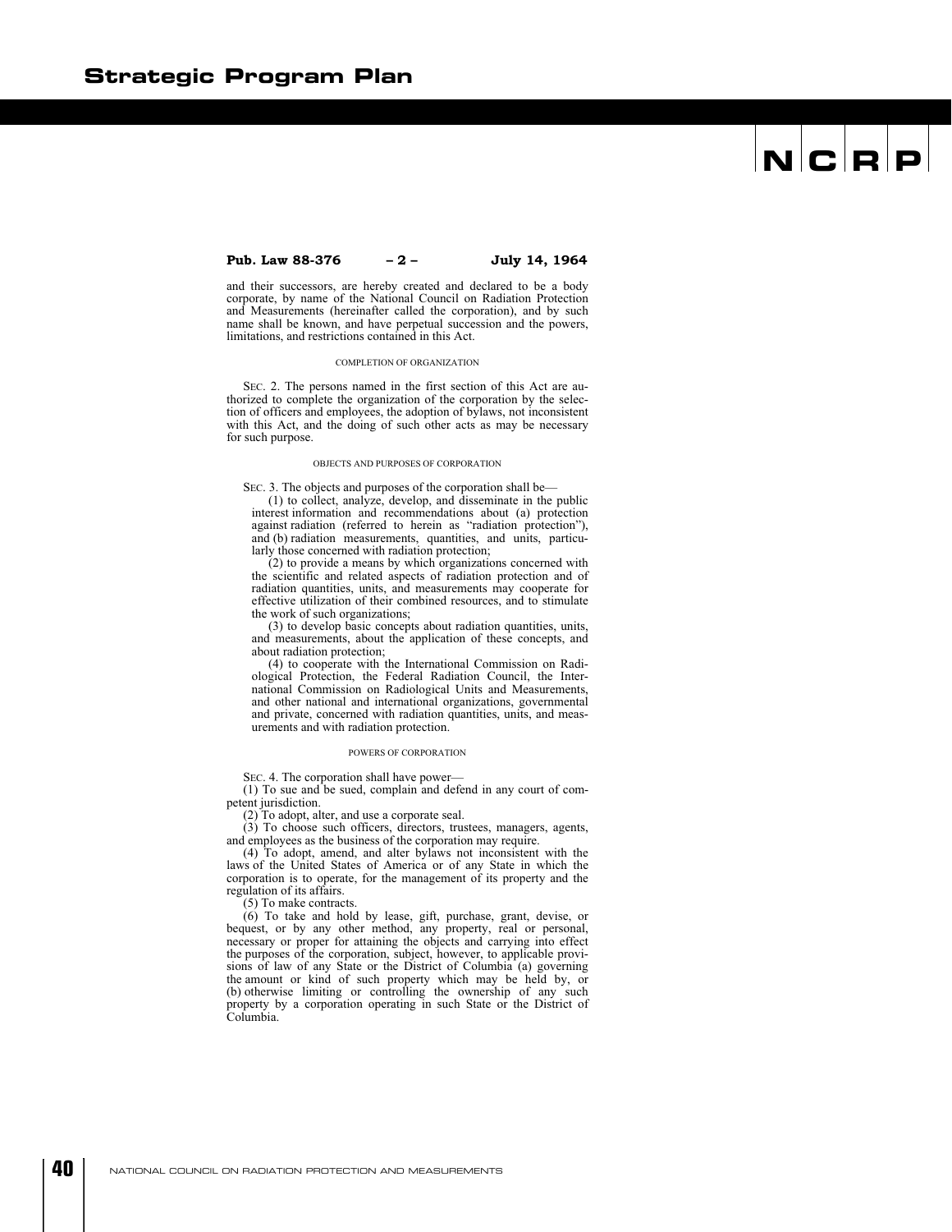**Pub. Law 88-376 – 2 – July 14, 1964**

and their successors, are hereby created and declared to be a body corporate, by name of the National Council on Radiation Protection and Measurements (hereinafter called the corporation), and by such name shall be known, and have perpetual succession and the powers, limitations, and restrictions contained in this Act.

COMPLETION OF ORGANIZATION

SEC. 2. The persons named in the first section of this Act are authorized to complete the organization of the corporation by the selection of officers and employees, the adoption of bylaws, not inconsistent with this Act, and the doing of such other acts as may be necessary for such purpose.

OBJECTS AND PURPOSES OF CORPORATION

SEC. 3. The objects and purposes of the corporation shall be—

(1) to collect, analyze, develop, and disseminate in the public interest information and recommendations about (a) protection against radiation (referred to herein as "radiation protection"), and (b) radiation measurements, quantities, and units, particularly those concerned with radiation protection;

(2) to provide a means by which organizations concerned with the scientific and related aspects of radiation protection and of radiation quantities, units, and measurements may cooperate for effective utilization of their combined resources, and to stimulate the work of such organizations;

(3) to develop basic concepts about radiation quantities, units, and measurements, about the application of these concepts, and about radiation protection;

(4) to cooperate with the International Commission on Radiological Protection, the Federal Radiation Council, the International Commission on Radiological Units and Measurements, and other national and international organizations, governmental and private, concerned with radiation quantities, units, and measurements and with radiation protection.

POWERS OF CORPORATION

SEC. 4. The corporation shall have power—

(1) To sue and be sued, complain and defend in any court of competent jurisdiction.

(2) To adopt, alter, and use a corporate seal.

(3) To choose such officers, directors, trustees, managers, agents, and employees as the business of the corporation may require.

(4) To adopt, amend, and alter bylaws not inconsistent with the laws of the United States of America or of any State in which the corporation is to operate, for the management of its property and the regulation of its affairs.

(5) To make contracts.

(6) To take and hold by lease, gift, purchase, grant, devise, or bequest, or by any other method, any property, real or personal, necessary or proper for attaining the objects and carrying into effect the purposes of the corporation, subject, however, to applicable provisions of law of any State or the District of Columbia (a) governing the amount or kind of such property which may be held by, or (b) otherwise limiting or controlling the ownership of any such property by a corporation operating in such State or the District of Columbia.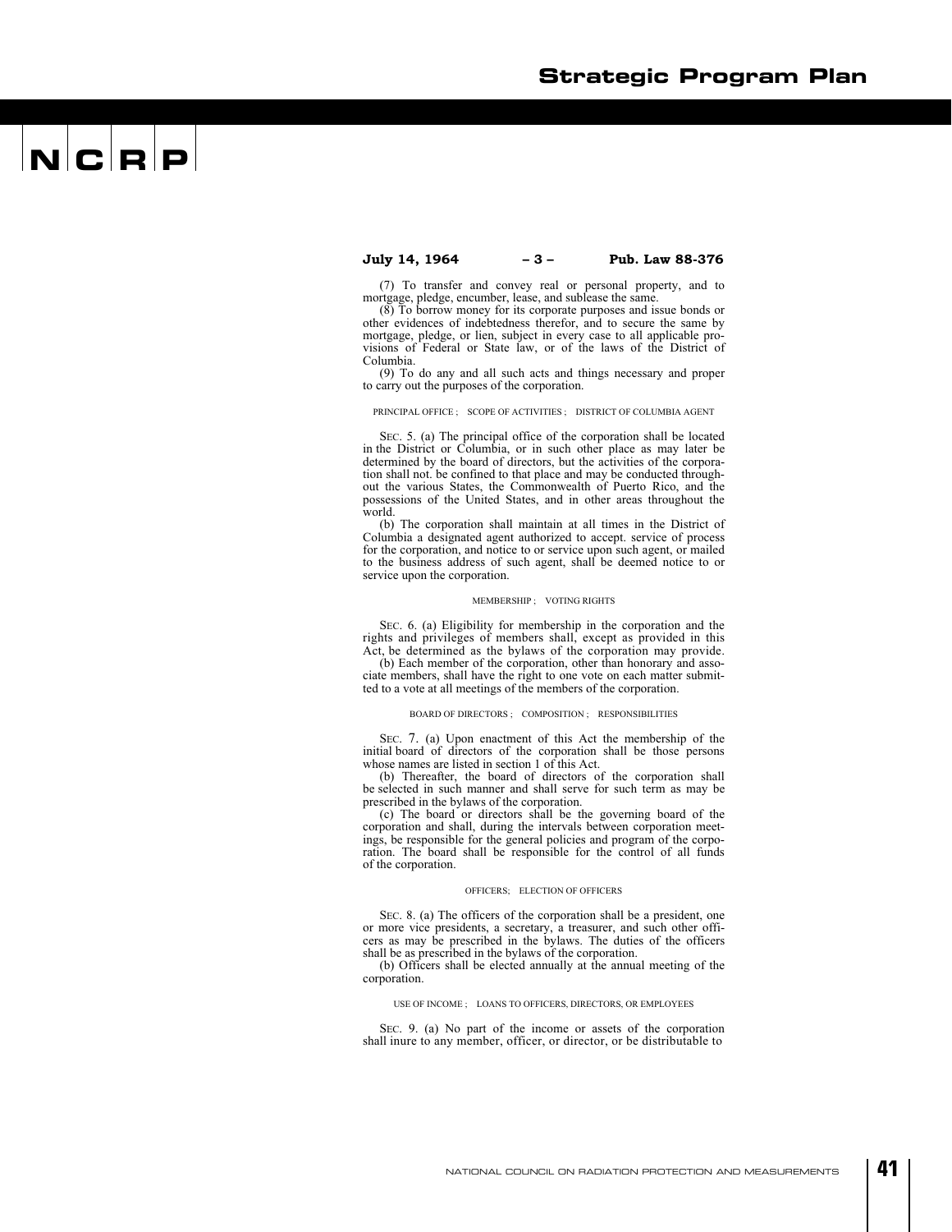**July 14, 1964 – 3 – Pub. Law 88-376**

(7) To transfer and convey real or personal property, and to mortgage, pledge, encumber, lease, and sublease the same.

(8) To borrow money for its corporate purposes and issue bonds or other evidences of indebtedness therefor, and to secure the same by mortgage, pledge, or lien, subject in every case to all applicable provisions of Federal or State law, or of the laws of the District of Columbia.

(9) To do any and all such acts and things necessary and proper to carry out the purposes of the corporation.

PRINCIPAL OFFICE ; SCOPE OF ACTIVITIES ; DISTRICT OF COLUMBIA AGENT

SEC. 5. (a) The principal office of the corporation shall be located in the District or Columbia, or in such other place as may later be determined by the board of directors, but the activities of the corporation shall not. be confined to that place and may be conducted throughout the various States, the Commonwealth of Puerto Rico, and the possessions of the United States, and in other areas throughout the world.

(b) The corporation shall maintain at all times in the District of Columbia a designated agent authorized to accept. service of process for the corporation, and notice to or service upon such agent, or mailed to the business address of such agent, shall be deemed notice to or service upon the corporation.

MEMBERSHIP ; VOTING RIGHTS

SEC. 6. (a) Eligibility for membership in the corporation and the rights and privileges of members shall, except as provided in this Act, be determined as the bylaws of the corporation may provide.

(b) Each member of the corporation, other than honorary and associate members, shall have the right to one vote on each matter submitted to a vote at all meetings of the members of the corporation.

BOARD OF DIRECTORS ; COMPOSITION ; RESPONSIBILITIES

SEC. 7. (a) Upon enactment of this Act the membership of the initial board of directors of the corporation shall be those persons whose names are listed in section 1 of this Act.

(b) Thereafter, the board of directors of the corporation shall be selected in such manner and shall serve for such term as may be prescribed in the bylaws of the corporation.

(c) The board or directors shall be the governing board of the corporation and shall, during the intervals between corporation meetings, be responsible for the general policies and program of the corporation. The board shall be responsible for the control of all funds of the corporation.

OFFICERS; ELECTION OF OFFICERS

SEC. 8. (a) The officers of the corporation shall be a president, one or more vice presidents, a secretary, a treasurer, and such other officers as may be prescribed in the bylaws. The duties of the officers shall be as prescribed in the bylaws of the corporation.

(b) Officers shall be elected annually at the annual meeting of the corporation.

USE OF INCOME ; LOANS TO OFFICERS, DIRECTORS, OR EMPLOYEES

SEC. 9. (a) No part of the income or assets of the corporation shall inure to any member, officer, or director, or be distributable to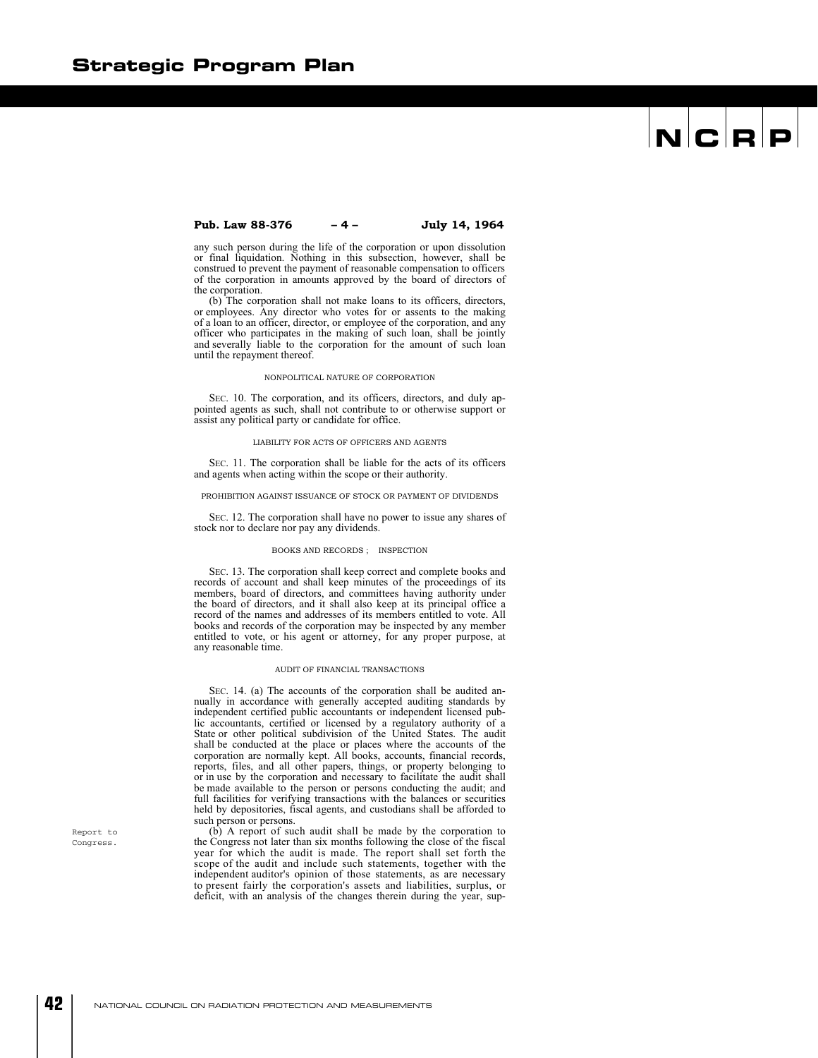**Pub. Law 88-376 – 4 – July 14, 1964**

any such person during the life of the corporation or upon dissolution or final liquidation. Nothing in this subsection, however, shall be construed to prevent the payment of reasonable compensation to officers of the corporation in amounts approved by the board of directors of the corporation.

(b) The corporation shall not make loans to its officers, directors, or employees. Any director who votes for or assents to the making of a loan to an officer, director, or employee of the corporation, and any officer who participates in the making of such loan, shall be jointly and severally liable to the corporation for the amount of such loan until the repayment thereof.

NONPOLITICAL NATURE OF CORPORATION

SEC. 10. The corporation, and its officers, directors, and duly appointed agents as such, shall not contribute to or otherwise support or assist any political party or candidate for office.

LIABILITY FOR ACTS OF OFFICERS AND AGENTS

SEC. 11. The corporation shall be liable for the acts of its officers and agents when acting within the scope or their authority.

PROHIBITION AGAINST ISSUANCE OF STOCK OR PAYMENT OF DIVIDENDS

SEC. 12. The corporation shall have no power to issue any shares of stock nor to declare nor pay any dividends.

BOOKS AND RECORDS ; INSPECTION

SEC. 13. The corporation shall keep correct and complete books and records of account and shall keep minutes of the proceedings of its members, board of directors, and committees having authority under the board of directors, and it shall also keep at its principal office a record of the names and addresses of its members entitled to vote. All books and records of the corporation may be inspected by any member entitled to vote, or his agent or attorney, for any proper purpose, at any reasonable time.

AUDIT OF FINANCIAL TRANSACTIONS

SEC. 14. (a) The accounts of the corporation shall be audited annually in accordance with generally accepted auditing standards by independent certified public accountants or independent licensed public accountants, certified or licensed by a regulatory authority of a State or other political subdivision of the United States. The audit shall be conducted at the place or places where the accounts of the corporation are normally kept. All books, accounts, financial records, reports, files, and all other papers, things, or property belonging to or in use by the corporation and necessary to facilitate the audit shall be made available to the person or persons conducting the audit; and full facilities for verifying transactions with the balances or securities held by depositories, fiscal agents, and custodians shall be afforded to such person or persons.

Report to Congress.

(b) A report of such audit shall be made by the corporation to the Congress not later than six months following the close of the fiscal year for which the audit is made. The report shall set forth the scope of the audit and include such statements, together with the independent auditor's opinion of those statements, as are necessary to present fairly the corporation's assets and liabilities, surplus, or deficit, with an analysis of the changes therein during the year, sup-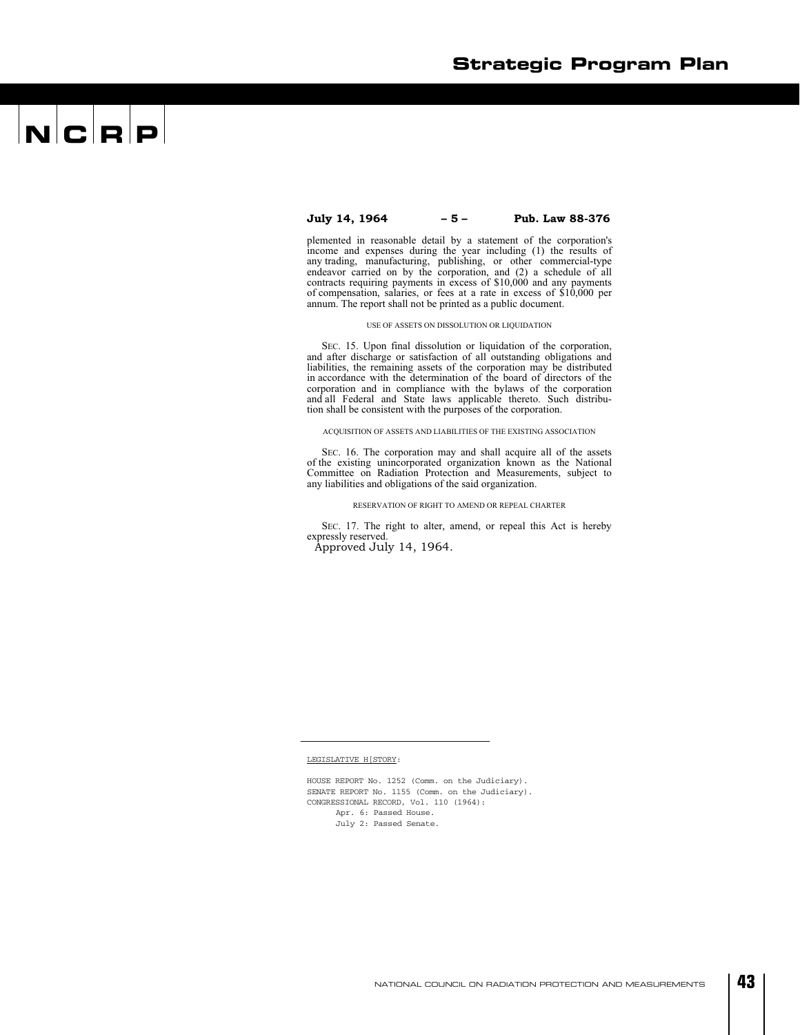**July 14, 1964 – 5 – Pub. Law 88-376**

plemented in reasonable detail by a statement of the corporation's income and expenses during the year including (1) the results of any trading, manufacturing, publishing, or other commercial-type endeavor carried on by the corporation, and (2) a schedule of all contracts requiring payments in excess of $10,000 and any payments of compensation, salaries, or fees at a rate in excess of $10,000 per annum. The report shall not be printed as a public document.

USE OF ASSETS ON DISSOLUTION OR LIQUIDATION

SEC. 15. Upon final dissolution or liquidation of the corporation, and after discharge or satisfaction of all outstanding obligations and liabilities, the remaining assets of the corporation may be distributed in accordance with the determination of the board of directors of the corporation and in compliance with the bylaws of the corporation and all Federal and State laws applicable thereto. Such distribution shall be consistent with the purposes of the corporation.

ACQUISITION OF ASSETS AND LIABILITIES OF THE EXISTING ASSOCIATION

SEC. 16. The corporation may and shall acquire all of the assets of the existing unincorporated organization known as the National Committee on Radiation Protection and Measurements, subject to any liabilities and obligations of the said organization.

RESERVATION OF RIGHT TO AMEND OR REPEAL CHARTER

SEC. 17. The right to alter, amend, or repeal this Act is hereby expressly reserved.

Approved July 14, 1964.

---

LEGISLATIVE H[STORY:

HOUSE REPORT No. 1252 (Comm. on the Judiciary).
SENATE REPORT No. 1155 (Comm. on the Judiciary).
CONGRESSIONAL RECORD, Vol. 110 (1964):
Apr. 6: Passed House.
July 2: Passed Senate.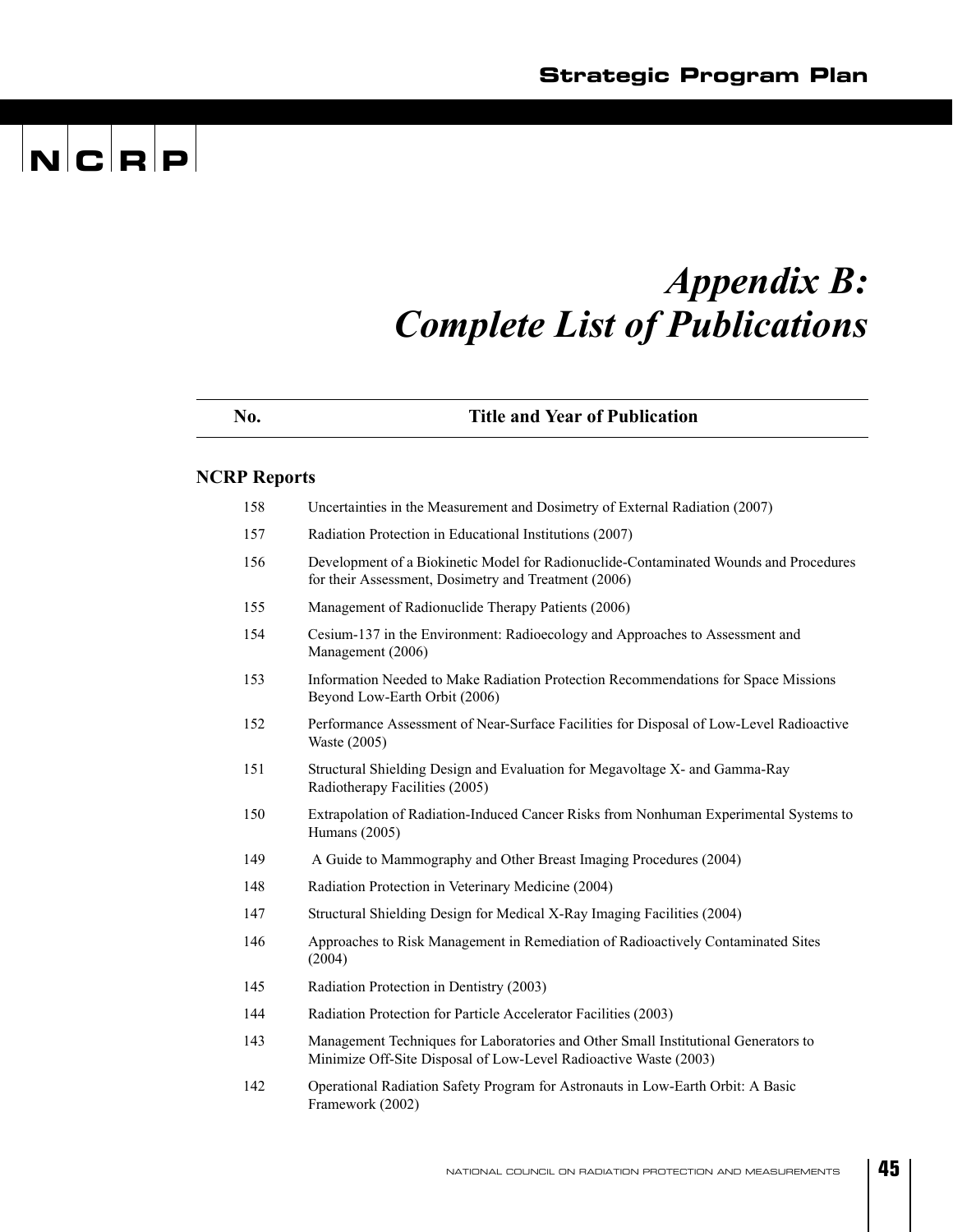# Appendix B: Complete List of Publications

| No. | Title and Year of Publication |
|---|---|

## NCRP Reports

| No. | Title and Year of Publication |
|---|---|
| 158 | Uncertainties in the Measurement and Dosimetry of External Radiation (2007) |
| 157 | Radiation Protection in Educational Institutions (2007) |
| 156 | Development of a Biokinetic Model for Radionuclide-Contaminated Wounds and Procedures for their Assessment, Dosimetry and Treatment (2006) |
| 155 | Management of Radionuclide Therapy Patients (2006) |
| 154 | Cesium-137 in the Environment: Radioecology and Approaches to Assessment and Management (2006) |
| 153 | Information Needed to Make Radiation Protection Recommendations for Space Missions Beyond Low-Earth Orbit (2006) |
| 152 | Performance Assessment of Near-Surface Facilities for Disposal of Low-Level Radioactive Waste (2005) |
| 151 | Structural Shielding Design and Evaluation for Megavoltage X- and Gamma-Ray Radiotherapy Facilities (2005) |
| 150 | Extrapolation of Radiation-Induced Cancer Risks from Nonhuman Experimental Systems to Humans (2005) |
| 149 | A Guide to Mammography and Other Breast Imaging Procedures (2004) |
| 148 | Radiation Protection in Veterinary Medicine (2004) |
| 147 | Structural Shielding Design for Medical X-Ray Imaging Facilities (2004) |
| 146 | Approaches to Risk Management in Remediation of Radioactively Contaminated Sites (2004) |
| 145 | Radiation Protection in Dentistry (2003) |
| 144 | Radiation Protection for Particle Accelerator Facilities (2003) |
| 143 | Management Techniques for Laboratories and Other Small Institutional Generators to Minimize Off-Site Disposal of Low-Level Radioactive Waste (2003) |
| 142 | Operational Radiation Safety Program for Astronauts in Low-Earth Orbit: A Basic Framework (2002) |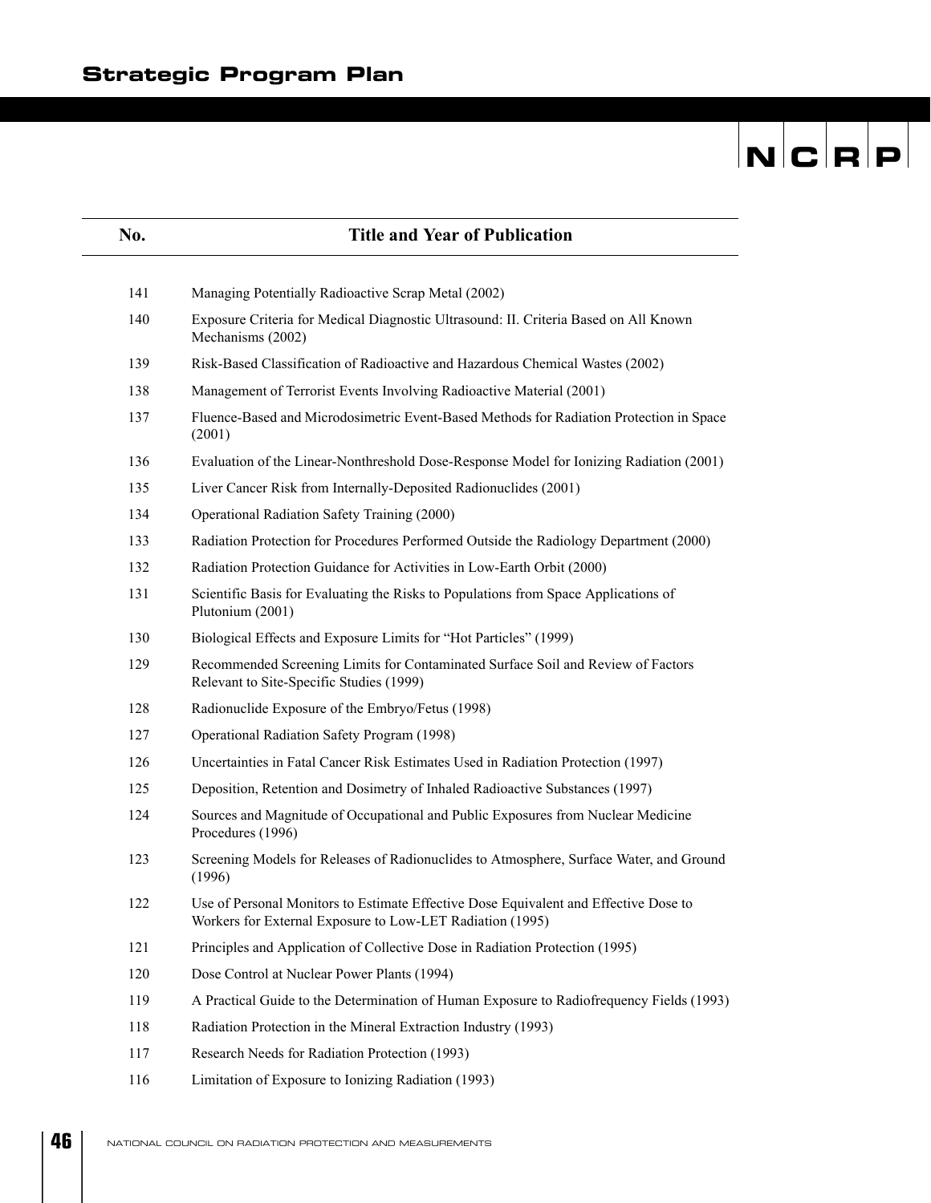| No. | Title and Year of Publication |
|---|---|
| 141 | Managing Potentially Radioactive Scrap Metal (2002) |
| 140 | Exposure Criteria for Medical Diagnostic Ultrasound: II. Criteria Based on All Known Mechanisms (2002) |
| 139 | Risk-Based Classification of Radioactive and Hazardous Chemical Wastes (2002) |
| 138 | Management of Terrorist Events Involving Radioactive Material (2001) |
| 137 | Fluence-Based and Microdosimetric Event-Based Methods for Radiation Protection in Space (2001) |
| 136 | Evaluation of the Linear-Nonthreshold Dose-Response Model for Ionizing Radiation (2001) |
| 135 | Liver Cancer Risk from Internally-Deposited Radionuclides (2001) |
| 134 | Operational Radiation Safety Training (2000) |
| 133 | Radiation Protection for Procedures Performed Outside the Radiology Department (2000) |
| 132 | Radiation Protection Guidance for Activities in Low-Earth Orbit (2000) |
| 131 | Scientific Basis for Evaluating the Risks to Populations from Space Applications of Plutonium (2001) |
| 130 | Biological Effects and Exposure Limits for "Hot Particles" (1999) |
| 129 | Recommended Screening Limits for Contaminated Surface Soil and Review of Factors Relevant to Site-Specific Studies (1999) |
| 128 | Radionuclide Exposure of the Embryo/Fetus (1998) |
| 127 | Operational Radiation Safety Program (1998) |
| 126 | Uncertainties in Fatal Cancer Risk Estimates Used in Radiation Protection (1997) |
| 125 | Deposition, Retention and Dosimetry of Inhaled Radioactive Substances (1997) |
| 124 | Sources and Magnitude of Occupational and Public Exposures from Nuclear Medicine Procedures (1996) |
| 123 | Screening Models for Releases of Radionuclides to Atmosphere, Surface Water, and Ground (1996) |
| 122 | Use of Personal Monitors to Estimate Effective Dose Equivalent and Effective Dose to Workers for External Exposure to Low-LET Radiation (1995) |
| 121 | Principles and Application of Collective Dose in Radiation Protection (1995) |
| 120 | Dose Control at Nuclear Power Plants (1994) |
| 119 | A Practical Guide to the Determination of Human Exposure to Radiofrequency Fields (1993) |
| 118 | Radiation Protection in the Mineral Extraction Industry (1993) |
| 117 | Research Needs for Radiation Protection (1993) |
| 116 | Limitation of Exposure to Ionizing Radiation (1993) |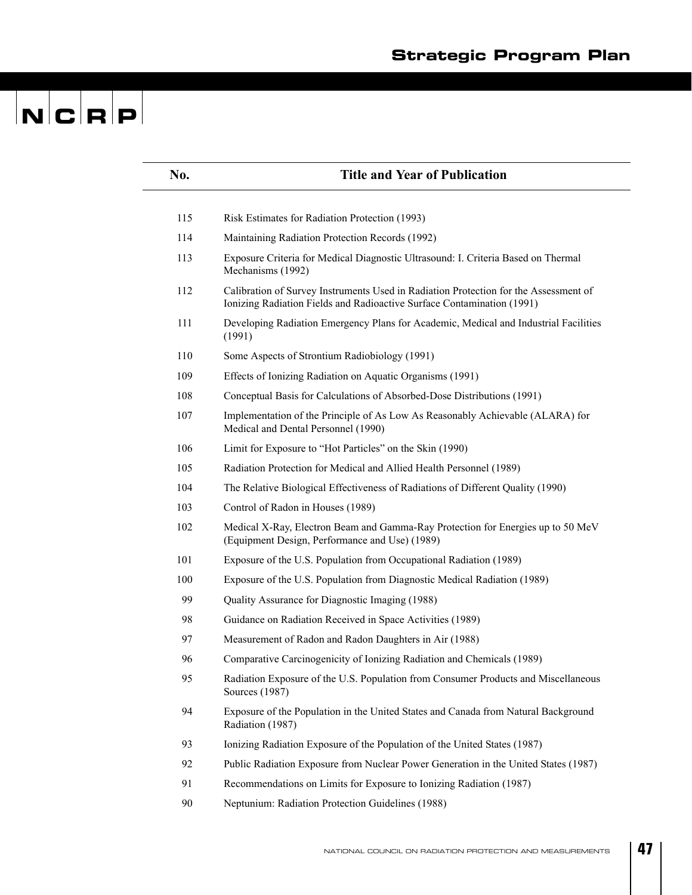| No. | Title and Year of Publication |
|---|---|
| 115 | Risk Estimates for Radiation Protection (1993) |
| 114 | Maintaining Radiation Protection Records (1992) |
| 113 | Exposure Criteria for Medical Diagnostic Ultrasound: I. Criteria Based on Thermal Mechanisms (1992) |
| 112 | Calibration of Survey Instruments Used in Radiation Protection for the Assessment of Ionizing Radiation Fields and Radioactive Surface Contamination (1991) |
| 111 | Developing Radiation Emergency Plans for Academic, Medical and Industrial Facilities (1991) |
| 110 | Some Aspects of Strontium Radiobiology (1991) |
| 109 | Effects of Ionizing Radiation on Aquatic Organisms (1991) |
| 108 | Conceptual Basis for Calculations of Absorbed-Dose Distributions (1991) |
| 107 | Implementation of the Principle of As Low As Reasonably Achievable (ALARA) for Medical and Dental Personnel (1990) |
| 106 | Limit for Exposure to "Hot Particles" on the Skin (1990) |
| 105 | Radiation Protection for Medical and Allied Health Personnel (1989) |
| 104 | The Relative Biological Effectiveness of Radiations of Different Quality (1990) |
| 103 | Control of Radon in Houses (1989) |
| 102 | Medical X-Ray, Electron Beam and Gamma-Ray Protection for Energies up to 50 MeV (Equipment Design, Performance and Use) (1989) |
| 101 | Exposure of the U.S. Population from Occupational Radiation (1989) |
| 100 | Exposure of the U.S. Population from Diagnostic Medical Radiation (1989) |
| 99 | Quality Assurance for Diagnostic Imaging (1988) |
| 98 | Guidance on Radiation Received in Space Activities (1989) |
| 97 | Measurement of Radon and Radon Daughters in Air (1988) |
| 96 | Comparative Carcinogenicity of Ionizing Radiation and Chemicals (1989) |
| 95 | Radiation Exposure of the U.S. Population from Consumer Products and Miscellaneous Sources (1987) |
| 94 | Exposure of the Population in the United States and Canada from Natural Background Radiation (1987) |
| 93 | Ionizing Radiation Exposure of the Population of the United States (1987) |
| 92 | Public Radiation Exposure from Nuclear Power Generation in the United States (1987) |
| 91 | Recommendations on Limits for Exposure to Ionizing Radiation (1987) |
| 90 | Neptunium: Radiation Protection Guidelines (1988) |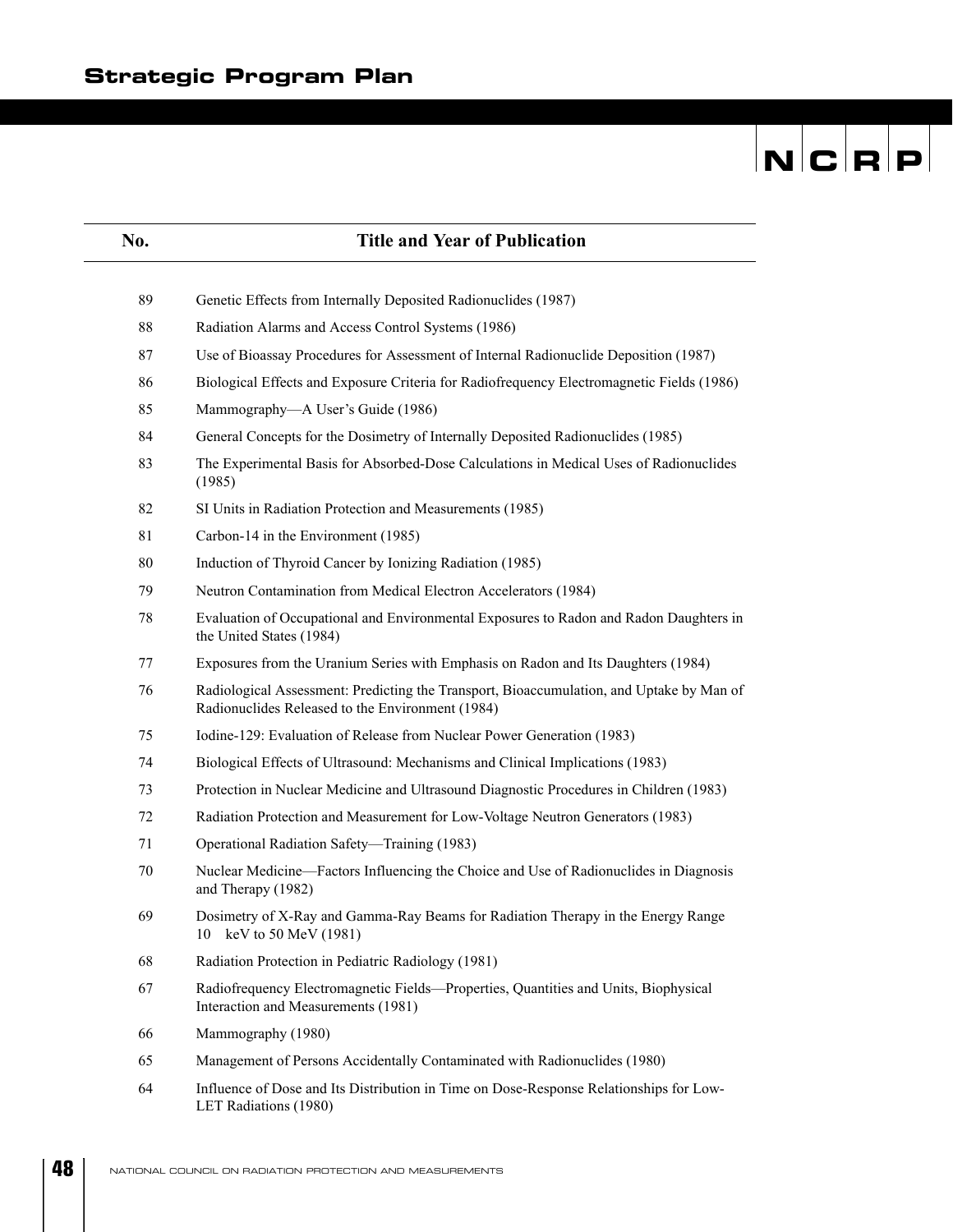| No. | Title and Year of Publication |
|---|---|
| 89 | Genetic Effects from Internally Deposited Radionuclides (1987) |
| 88 | Radiation Alarms and Access Control Systems (1986) |
| 87 | Use of Bioassay Procedures for Assessment of Internal Radionuclide Deposition (1987) |
| 86 | Biological Effects and Exposure Criteria for Radiofrequency Electromagnetic Fields (1986) |
| 85 | Mammography—A User's Guide (1986) |
| 84 | General Concepts for the Dosimetry of Internally Deposited Radionuclides (1985) |
| 83 | The Experimental Basis for Absorbed-Dose Calculations in Medical Uses of Radionuclides (1985) |
| 82 | SI Units in Radiation Protection and Measurements (1985) |
| 81 | Carbon-14 in the Environment (1985) |
| 80 | Induction of Thyroid Cancer by Ionizing Radiation (1985) |
| 79 | Neutron Contamination from Medical Electron Accelerators (1984) |
| 78 | Evaluation of Occupational and Environmental Exposures to Radon and Radon Daughters in the United States (1984) |
| 77 | Exposures from the Uranium Series with Emphasis on Radon and Its Daughters (1984) |
| 76 | Radiological Assessment: Predicting the Transport, Bioaccumulation, and Uptake by Man of Radionuclides Released to the Environment (1984) |
| 75 | Iodine-129: Evaluation of Release from Nuclear Power Generation (1983) |
| 74 | Biological Effects of Ultrasound: Mechanisms and Clinical Implications (1983) |
| 73 | Protection in Nuclear Medicine and Ultrasound Diagnostic Procedures in Children (1983) |
| 72 | Radiation Protection and Measurement for Low-Voltage Neutron Generators (1983) |
| 71 | Operational Radiation Safety—Training (1983) |
| 70 | Nuclear Medicine—Factors Influencing the Choice and Use of Radionuclides in Diagnosis and Therapy (1982) |
| 69 | Dosimetry of X-Ray and Gamma-Ray Beams for Radiation Therapy in the Energy Range 10 keV to 50 MeV (1981) |
| 68 | Radiation Protection in Pediatric Radiology (1981) |
| 67 | Radiofrequency Electromagnetic Fields—Properties, Quantities and Units, Biophysical Interaction and Measurements (1981) |
| 66 | Mammography (1980) |
| 65 | Management of Persons Accidentally Contaminated with Radionuclides (1980) |
| 64 | Influence of Dose and Its Distribution in Time on Dose-Response Relationships for Low-LET Radiations (1980) |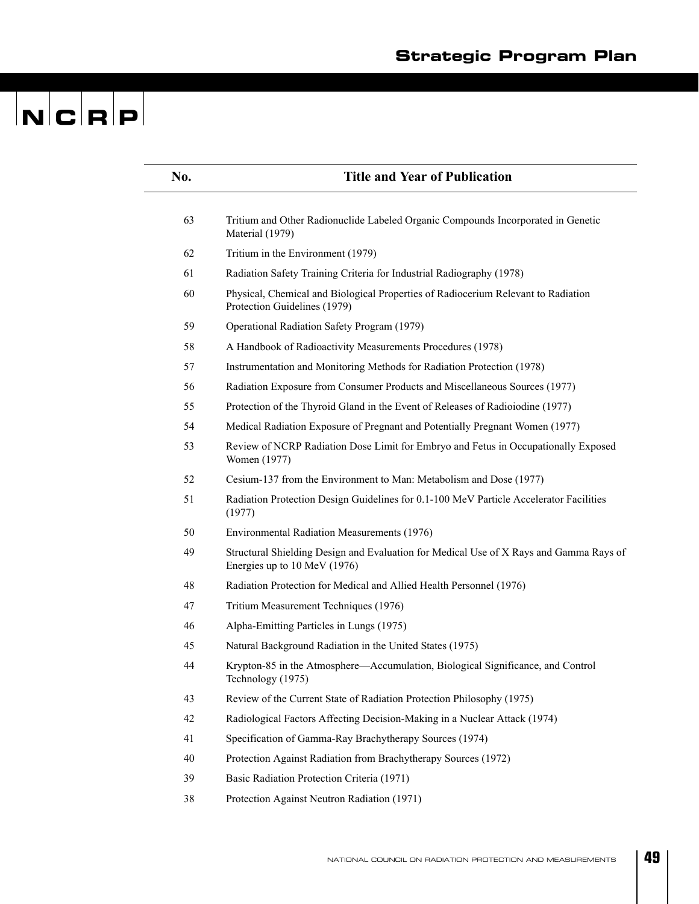| No. | Title and Year of Publication |
|---|---|
| 63 | Tritium and Other Radionuclide Labeled Organic Compounds Incorporated in Genetic Material (1979) |
| 62 | Tritium in the Environment (1979) |
| 61 | Radiation Safety Training Criteria for Industrial Radiography (1978) |
| 60 | Physical, Chemical and Biological Properties of Radiocerium Relevant to Radiation Protection Guidelines (1979) |
| 59 | Operational Radiation Safety Program (1979) |
| 58 | A Handbook of Radioactivity Measurements Procedures (1978) |
| 57 | Instrumentation and Monitoring Methods for Radiation Protection (1978) |
| 56 | Radiation Exposure from Consumer Products and Miscellaneous Sources (1977) |
| 55 | Protection of the Thyroid Gland in the Event of Releases of Radioiodine (1977) |
| 54 | Medical Radiation Exposure of Pregnant and Potentially Pregnant Women (1977) |
| 53 | Review of NCRP Radiation Dose Limit for Embryo and Fetus in Occupationally Exposed Women (1977) |
| 52 | Cesium-137 from the Environment to Man: Metabolism and Dose (1977) |
| 51 | Radiation Protection Design Guidelines for 0.1-100 MeV Particle Accelerator Facilities (1977) |
| 50 | Environmental Radiation Measurements (1976) |
| 49 | Structural Shielding Design and Evaluation for Medical Use of X Rays and Gamma Rays of Energies up to 10 MeV (1976) |
| 48 | Radiation Protection for Medical and Allied Health Personnel (1976) |
| 47 | Tritium Measurement Techniques (1976) |
| 46 | Alpha-Emitting Particles in Lungs (1975) |
| 45 | Natural Background Radiation in the United States (1975) |
| 44 | Krypton-85 in the Atmosphere—Accumulation, Biological Significance, and Control Technology (1975) |
| 43 | Review of the Current State of Radiation Protection Philosophy (1975) |
| 42 | Radiological Factors Affecting Decision-Making in a Nuclear Attack (1974) |
| 41 | Specification of Gamma-Ray Brachytherapy Sources (1974) |
| 40 | Protection Against Radiation from Brachytherapy Sources (1972) |
| 39 | Basic Radiation Protection Criteria (1971) |
| 38 | Protection Against Neutron Radiation (1971) |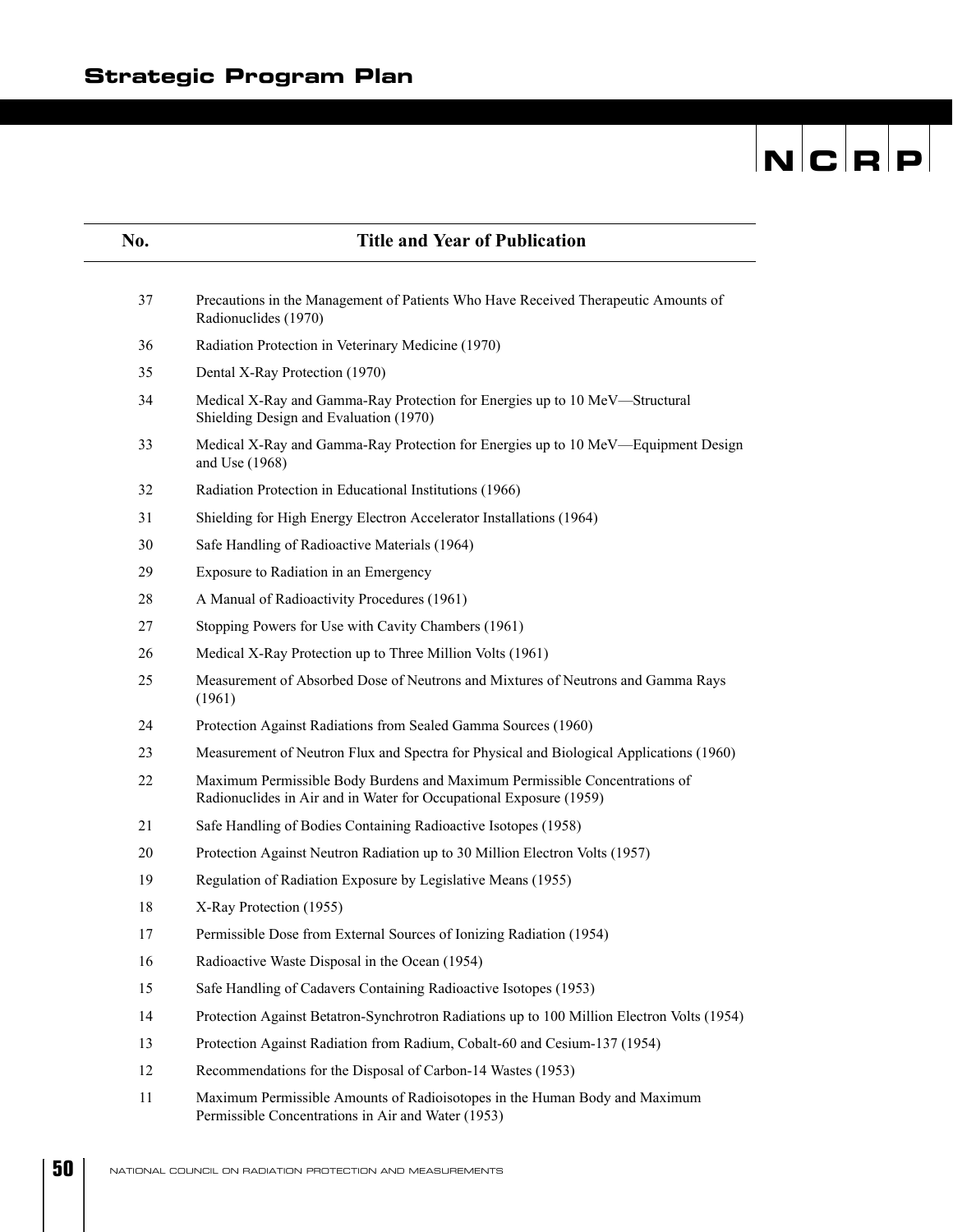| No. | Title and Year of Publication |
| --- | --- |
| 37 | Precautions in the Management of Patients Who Have Received Therapeutic Amounts of Radionuclides (1970) |
| 36 | Radiation Protection in Veterinary Medicine (1970) |
| 35 | Dental X-Ray Protection (1970) |
| 34 | Medical X-Ray and Gamma-Ray Protection for Energies up to 10 MeV—Structural Shielding Design and Evaluation (1970) |
| 33 | Medical X-Ray and Gamma-Ray Protection for Energies up to 10 MeV—Equipment Design and Use (1968) |
| 32 | Radiation Protection in Educational Institutions (1966) |
| 31 | Shielding for High Energy Electron Accelerator Installations (1964) |
| 30 | Safe Handling of Radioactive Materials (1964) |
| 29 | Exposure to Radiation in an Emergency |
| 28 | A Manual of Radioactivity Procedures (1961) |
| 27 | Stopping Powers for Use with Cavity Chambers (1961) |
| 26 | Medical X-Ray Protection up to Three Million Volts (1961) |
| 25 | Measurement of Absorbed Dose of Neutrons and Mixtures of Neutrons and Gamma Rays (1961) |
| 24 | Protection Against Radiations from Sealed Gamma Sources (1960) |
| 23 | Measurement of Neutron Flux and Spectra for Physical and Biological Applications (1960) |
| 22 | Maximum Permissible Body Burdens and Maximum Permissible Concentrations of Radionuclides in Air and in Water for Occupational Exposure (1959) |
| 21 | Safe Handling of Bodies Containing Radioactive Isotopes (1958) |
| 20 | Protection Against Neutron Radiation up to 30 Million Electron Volts (1957) |
| 19 | Regulation of Radiation Exposure by Legislative Means (1955) |
| 18 | X-Ray Protection (1955) |
| 17 | Permissible Dose from External Sources of Ionizing Radiation (1954) |
| 16 | Radioactive Waste Disposal in the Ocean (1954) |
| 15 | Safe Handling of Cadavers Containing Radioactive Isotopes (1953) |
| 14 | Protection Against Betatron-Synchrotron Radiations up to 100 Million Electron Volts (1954) |
| 13 | Protection Against Radiation from Radium, Cobalt-60 and Cesium-137 (1954) |
| 12 | Recommendations for the Disposal of Carbon-14 Wastes (1953) |
| 11 | Maximum Permissible Amounts of Radioisotopes in the Human Body and Maximum Permissible Concentrations in Air and Water (1953) |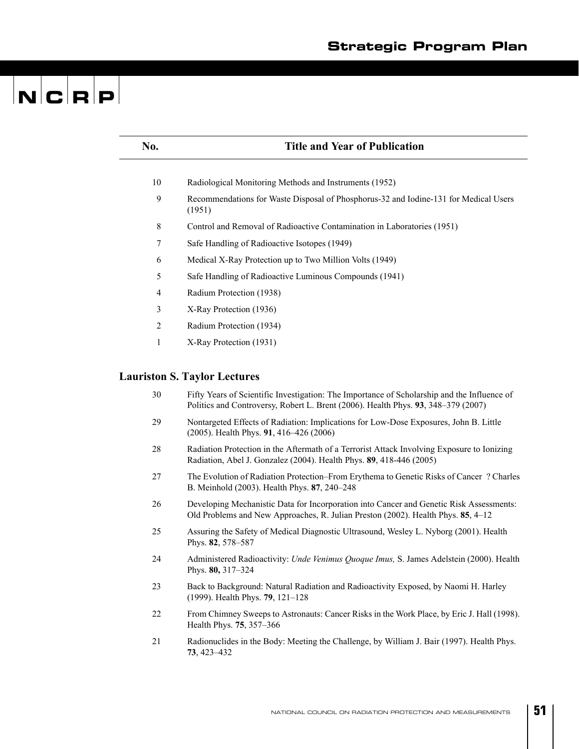| No. | Title and Year of Publication |
|---|---|
| 10 | Radiological Monitoring Methods and Instruments (1952) |
| 9 | Recommendations for Waste Disposal of Phosphorus-32 and Iodine-131 for Medical Users (1951) |
| 8 | Control and Removal of Radioactive Contamination in Laboratories (1951) |
| 7 | Safe Handling of Radioactive Isotopes (1949) |
| 6 | Medical X-Ray Protection up to Two Million Volts (1949) |
| 5 | Safe Handling of Radioactive Luminous Compounds (1941) |
| 4 | Radium Protection (1938) |
| 3 | X-Ray Protection (1936) |
| 2 | Radium Protection (1934) |
| 1 | X-Ray Protection (1931) |

## Lauriston S. Taylor Lectures

| | |
|---|---|
| 30 | Fifty Years of Scientific Investigation: The Importance of Scholarship and the Influence of Politics and Controversy, Robert L. Brent (2006). Health Phys. **93**, 348–379 (2007) |
| 29 | Nontargeted Effects of Radiation: Implications for Low-Dose Exposures, John B. Little (2005). Health Phys. **91**, 416–426 (2006) |
| 28 | Radiation Protection in the Aftermath of a Terrorist Attack Involving Exposure to Ionizing Radiation, Abel J. Gonzalez (2004). Health Phys. **89**, 418-446 (2005) |
| 27 | The Evolution of Radiation Protection–From Erythema to Genetic Risks of Cancer ? Charles B. Meinhold (2003). Health Phys. **87**, 240–248 |
| 26 | Developing Mechanistic Data for Incorporation into Cancer and Genetic Risk Assessments: Old Problems and New Approaches, R. Julian Preston (2002). Health Phys. **85**, 4–12 |
| 25 | Assuring the Safety of Medical Diagnostic Ultrasound, Wesley L. Nyborg (2001). Health Phys. **82**, 578–587 |
| 24 | Administered Radioactivity: *Unde Venimus Quoque Imus,* S. James Adelstein (2000). Health Phys. **80,** 317–324 |
| 23 | Back to Background: Natural Radiation and Radioactivity Exposed, by Naomi H. Harley (1999). Health Phys. **79**, 121–128 |
| 22 | From Chimney Sweeps to Astronauts: Cancer Risks in the Work Place, by Eric J. Hall (1998). Health Phys. **75**, 357–366 |
| 21 | Radionuclides in the Body: Meeting the Challenge, by William J. Bair (1997). Health Phys. **73**, 423–432 |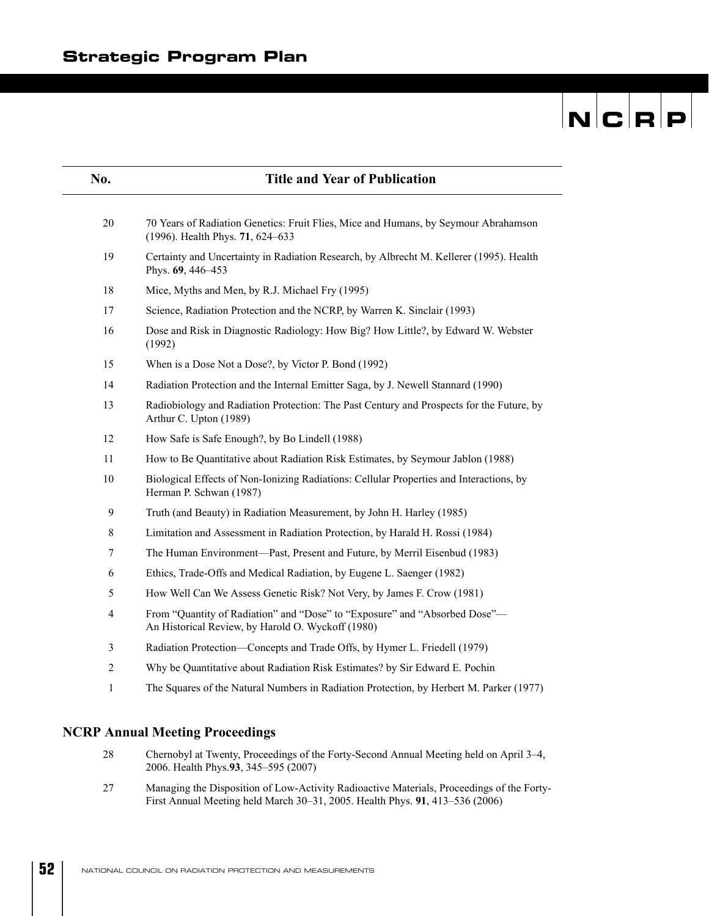| No. | Title and Year of Publication |
|---|---|
| 20 | 70 Years of Radiation Genetics: Fruit Flies, Mice and Humans, by Seymour Abrahamson (1996). Health Phys. **71**, 624–633 |
| 19 | Certainty and Uncertainty in Radiation Research, by Albrecht M. Kellerer (1995). Health Phys. **69**, 446–453 |
| 18 | Mice, Myths and Men, by R.J. Michael Fry (1995) |
| 17 | Science, Radiation Protection and the NCRP, by Warren K. Sinclair (1993) |
| 16 | Dose and Risk in Diagnostic Radiology: How Big? How Little?, by Edward W. Webster (1992) |
| 15 | When is a Dose Not a Dose?, by Victor P. Bond (1992) |
| 14 | Radiation Protection and the Internal Emitter Saga, by J. Newell Stannard (1990) |
| 13 | Radiobiology and Radiation Protection: The Past Century and Prospects for the Future, by Arthur C. Upton (1989) |
| 12 | How Safe is Safe Enough?, by Bo Lindell (1988) |
| 11 | How to Be Quantitative about Radiation Risk Estimates, by Seymour Jablon (1988) |
| 10 | Biological Effects of Non-Ionizing Radiations: Cellular Properties and Interactions, by Herman P. Schwan (1987) |
| 9 | Truth (and Beauty) in Radiation Measurement, by John H. Harley (1985) |
| 8 | Limitation and Assessment in Radiation Protection, by Harald H. Rossi (1984) |
| 7 | The Human Environment—Past, Present and Future, by Merril Eisenbud (1983) |
| 6 | Ethics, Trade-Offs and Medical Radiation, by Eugene L. Saenger (1982) |
| 5 | How Well Can We Assess Genetic Risk? Not Very, by James F. Crow (1981) |
| 4 | From "Quantity of Radiation" and "Dose" to "Exposure" and "Absorbed Dose"—An Historical Review, by Harold O. Wyckoff (1980) |
| 3 | Radiation Protection—Concepts and Trade Offs, by Hymer L. Friedell (1979) |
| 2 | Why be Quantitative about Radiation Risk Estimates? by Sir Edward E. Pochin |
| 1 | The Squares of the Natural Numbers in Radiation Protection, by Herbert M. Parker (1977) |

## NCRP Annual Meeting Proceedings

| | |
|---|---|
| 28 | Chernobyl at Twenty, Proceedings of the Forty-Second Annual Meeting held on April 3–4, 2006. Health Phys.**93**, 345–595 (2007) |
| 27 | Managing the Disposition of Low-Activity Radioactive Materials, Proceedings of the Forty-First Annual Meeting held March 30–31, 2005. Health Phys. **91**, 413–536 (2006) |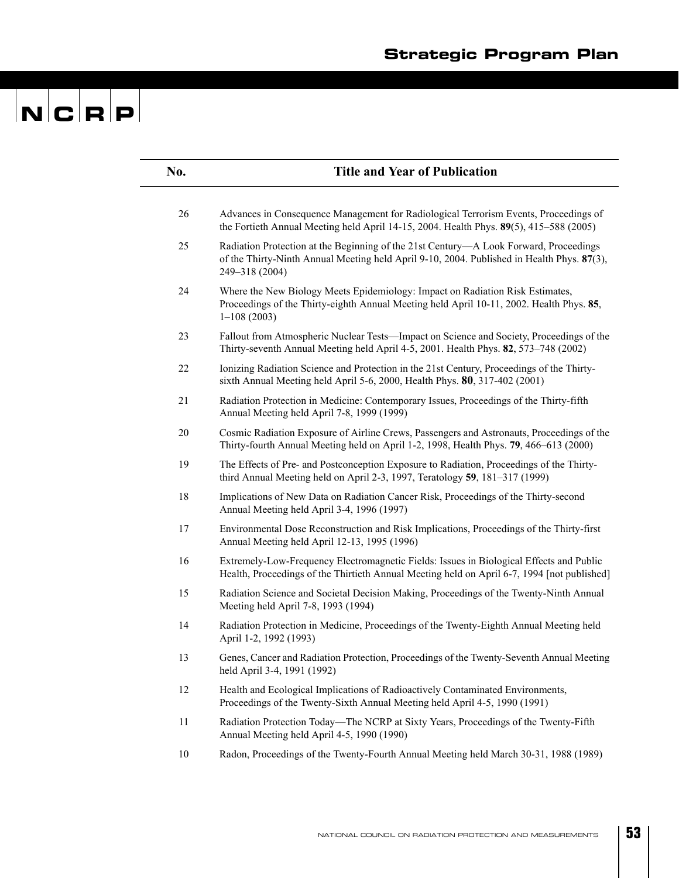| No. | Title and Year of Publication |
|---|---|
| 26 | Advances in Consequence Management for Radiological Terrorism Events, Proceedings of the Fortieth Annual Meeting held April 14-15, 2004. Health Phys. **89**(5), 415–588 (2005) |
| 25 | Radiation Protection at the Beginning of the 21st Century—A Look Forward, Proceedings of the Thirty-Ninth Annual Meeting held April 9-10, 2004. Published in Health Phys. **87**(3), 249–318 (2004) |
| 24 | Where the New Biology Meets Epidemiology: Impact on Radiation Risk Estimates, Proceedings of the Thirty-eighth Annual Meeting held April 10-11, 2002. Health Phys. **85**, 1–108 (2003) |
| 23 | Fallout from Atmospheric Nuclear Tests—Impact on Science and Society, Proceedings of the Thirty-seventh Annual Meeting held April 4-5, 2001. Health Phys. **82**, 573–748 (2002) |
| 22 | Ionizing Radiation Science and Protection in the 21st Century, Proceedings of the Thirty-sixth Annual Meeting held April 5-6, 2000, Health Phys. **80**, 317-402 (2001) |
| 21 | Radiation Protection in Medicine: Contemporary Issues, Proceedings of the Thirty-fifth Annual Meeting held April 7-8, 1999 (1999) |
| 20 | Cosmic Radiation Exposure of Airline Crews, Passengers and Astronauts, Proceedings of the Thirty-fourth Annual Meeting held on April 1-2, 1998, Health Phys. **79**, 466–613 (2000) |
| 19 | The Effects of Pre- and Postconception Exposure to Radiation, Proceedings of the Thirty-third Annual Meeting held on April 2-3, 1997, Teratology **59**, 181–317 (1999) |
| 18 | Implications of New Data on Radiation Cancer Risk, Proceedings of the Thirty-second Annual Meeting held April 3-4, 1996 (1997) |
| 17 | Environmental Dose Reconstruction and Risk Implications, Proceedings of the Thirty-first Annual Meeting held April 12-13, 1995 (1996) |
| 16 | Extremely-Low-Frequency Electromagnetic Fields: Issues in Biological Effects and Public Health, Proceedings of the Thirtieth Annual Meeting held on April 6-7, 1994 [not published] |
| 15 | Radiation Science and Societal Decision Making, Proceedings of the Twenty-Ninth Annual Meeting held April 7-8, 1993 (1994) |
| 14 | Radiation Protection in Medicine, Proceedings of the Twenty-Eighth Annual Meeting held April 1-2, 1992 (1993) |
| 13 | Genes, Cancer and Radiation Protection, Proceedings of the Twenty-Seventh Annual Meeting held April 3-4, 1991 (1992) |
| 12 | Health and Ecological Implications of Radioactively Contaminated Environments, Proceedings of the Twenty-Sixth Annual Meeting held April 4-5, 1990 (1991) |
| 11 | Radiation Protection Today—The NCRP at Sixty Years, Proceedings of the Twenty-Fifth Annual Meeting held April 4-5, 1990 (1990) |
| 10 | Radon, Proceedings of the Twenty-Fourth Annual Meeting held March 30-31, 1988 (1989) |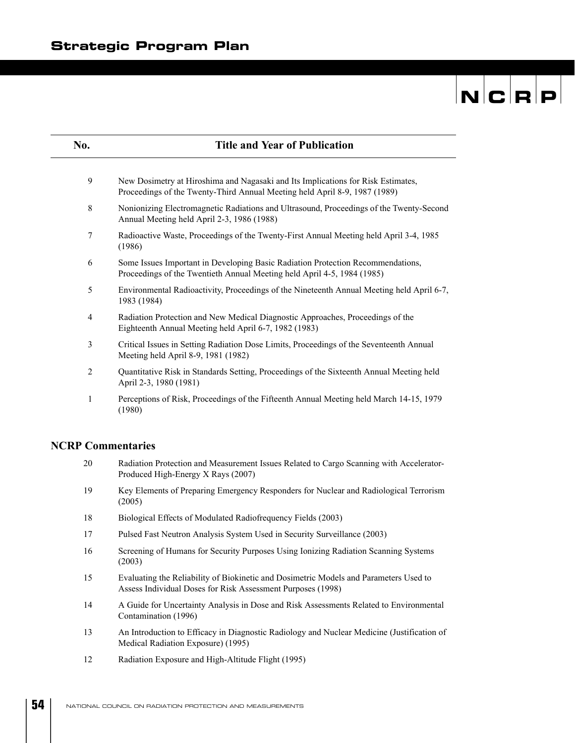| No. | Title and Year of Publication |
|---|---|
| 9 | New Dosimetry at Hiroshima and Nagasaki and Its Implications for Risk Estimates, Proceedings of the Twenty-Third Annual Meeting held April 8-9, 1987 (1989) |
| 8 | Nonionizing Electromagnetic Radiations and Ultrasound, Proceedings of the Twenty-Second Annual Meeting held April 2-3, 1986 (1988) |
| 7 | Radioactive Waste, Proceedings of the Twenty-First Annual Meeting held April 3-4, 1985 (1986) |
| 6 | Some Issues Important in Developing Basic Radiation Protection Recommendations, Proceedings of the Twentieth Annual Meeting held April 4-5, 1984 (1985) |
| 5 | Environmental Radioactivity, Proceedings of the Nineteenth Annual Meeting held April 6-7, 1983 (1984) |
| 4 | Radiation Protection and New Medical Diagnostic Approaches, Proceedings of the Eighteenth Annual Meeting held April 6-7, 1982 (1983) |
| 3 | Critical Issues in Setting Radiation Dose Limits, Proceedings of the Seventeenth Annual Meeting held April 8-9, 1981 (1982) |
| 2 | Quantitative Risk in Standards Setting, Proceedings of the Sixteenth Annual Meeting held April 2-3, 1980 (1981) |
| 1 | Perceptions of Risk, Proceedings of the Fifteenth Annual Meeting held March 14-15, 1979 (1980) |

## NCRP Commentaries

| No. | Title and Year of Publication |
|---|---|
| 20 | Radiation Protection and Measurement Issues Related to Cargo Scanning with Accelerator-Produced High-Energy X Rays (2007) |
| 19 | Key Elements of Preparing Emergency Responders for Nuclear and Radiological Terrorism (2005) |
| 18 | Biological Effects of Modulated Radiofrequency Fields (2003) |
| 17 | Pulsed Fast Neutron Analysis System Used in Security Surveillance (2003) |
| 16 | Screening of Humans for Security Purposes Using Ionizing Radiation Scanning Systems (2003) |
| 15 | Evaluating the Reliability of Biokinetic and Dosimetric Models and Parameters Used to Assess Individual Doses for Risk Assessment Purposes (1998) |
| 14 | A Guide for Uncertainty Analysis in Dose and Risk Assessments Related to Environmental Contamination (1996) |
| 13 | An Introduction to Efficacy in Diagnostic Radiology and Nuclear Medicine (Justification of Medical Radiation Exposure) (1995) |
| 12 | Radiation Exposure and High-Altitude Flight (1995) |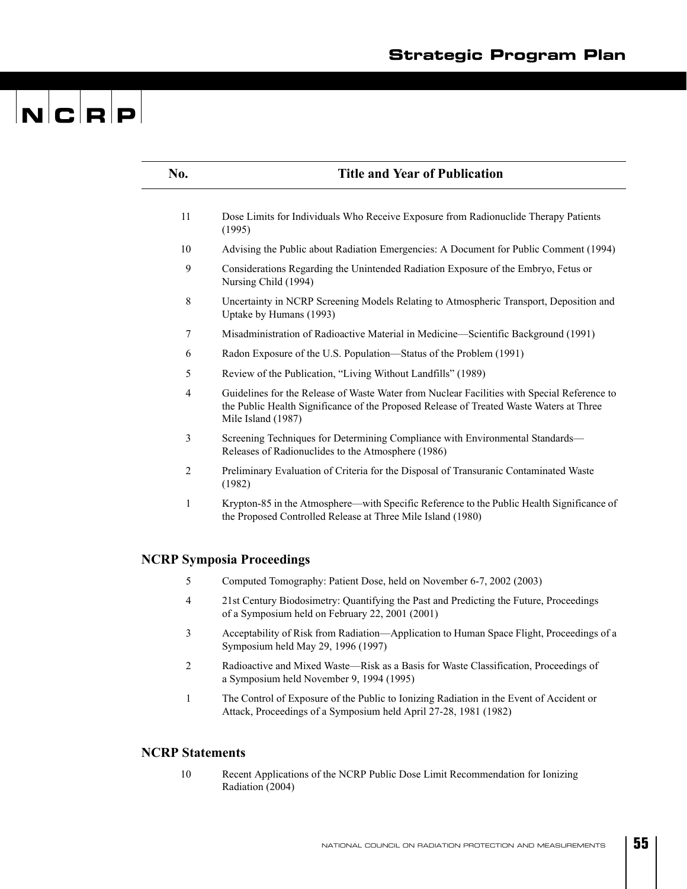| No. | Title and Year of Publication |
|---|---|
| 11 | Dose Limits for Individuals Who Receive Exposure from Radionuclide Therapy Patients (1995) |
| 10 | Advising the Public about Radiation Emergencies: A Document for Public Comment (1994) |
| 9 | Considerations Regarding the Unintended Radiation Exposure of the Embryo, Fetus or Nursing Child (1994) |
| 8 | Uncertainty in NCRP Screening Models Relating to Atmospheric Transport, Deposition and Uptake by Humans (1993) |
| 7 | Misadministration of Radioactive Material in Medicine—Scientific Background (1991) |
| 6 | Radon Exposure of the U.S. Population—Status of the Problem (1991) |
| 5 | Review of the Publication, "Living Without Landfills" (1989) |
| 4 | Guidelines for the Release of Waste Water from Nuclear Facilities with Special Reference to the Public Health Significance of the Proposed Release of Treated Waste Waters at Three Mile Island (1987) |
| 3 | Screening Techniques for Determining Compliance with Environmental Standards—Releases of Radionuclides to the Atmosphere (1986) |
| 2 | Preliminary Evaluation of Criteria for the Disposal of Transuranic Contaminated Waste (1982) |
| 1 | Krypton-85 in the Atmosphere—with Specific Reference to the Public Health Significance of the Proposed Controlled Release at Three Mile Island (1980) |

## NCRP Symposia Proceedings

| | |
|---|---|
| 5 | Computed Tomography: Patient Dose, held on November 6-7, 2002 (2003) |
| 4 | 21st Century Biodosimetry: Quantifying the Past and Predicting the Future, Proceedings of a Symposium held on February 22, 2001 (2001) |
| 3 | Acceptability of Risk from Radiation—Application to Human Space Flight, Proceedings of a Symposium held May 29, 1996 (1997) |
| 2 | Radioactive and Mixed Waste—Risk as a Basis for Waste Classification, Proceedings of a Symposium held November 9, 1994 (1995) |
| 1 | The Control of Exposure of the Public to Ionizing Radiation in the Event of Accident or Attack, Proceedings of a Symposium held April 27-28, 1981 (1982) |

## NCRP Statements

| | |
|---|---|
| 10 | Recent Applications of the NCRP Public Dose Limit Recommendation for Ionizing Radiation (2004) |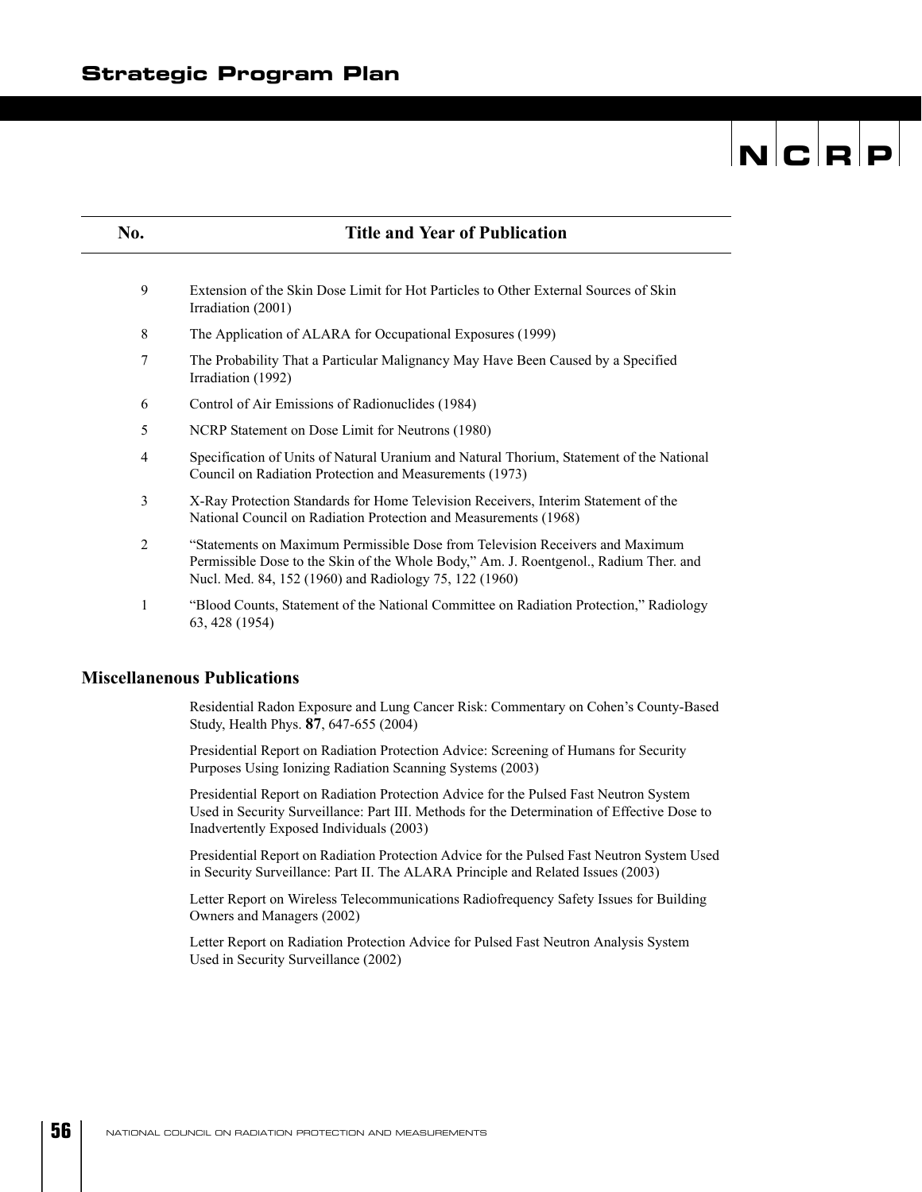| No. | Title and Year of Publication |
|---|---|
| 9 | Extension of the Skin Dose Limit for Hot Particles to Other External Sources of Skin Irradiation (2001) |
| 8 | The Application of ALARA for Occupational Exposures (1999) |
| 7 | The Probability That a Particular Malignancy May Have Been Caused by a Specified Irradiation (1992) |
| 6 | Control of Air Emissions of Radionuclides (1984) |
| 5 | NCRP Statement on Dose Limit for Neutrons (1980) |
| 4 | Specification of Units of Natural Uranium and Natural Thorium, Statement of the National Council on Radiation Protection and Measurements (1973) |
| 3 | X-Ray Protection Standards for Home Television Receivers, Interim Statement of the National Council on Radiation Protection and Measurements (1968) |
| 2 | "Statements on Maximum Permissible Dose from Television Receivers and Maximum Permissible Dose to the Skin of the Whole Body," Am. J. Roentgenol., Radium Ther. and Nucl. Med. 84, 152 (1960) and Radiology 75, 122 (1960) |
| 1 | "Blood Counts, Statement of the National Committee on Radiation Protection," Radiology 63, 428 (1954) |

## Miscellanenous Publications

Residential Radon Exposure and Lung Cancer Risk: Commentary on Cohen's County-Based Study, Health Phys. **87**, 647-655 (2004)

Presidential Report on Radiation Protection Advice: Screening of Humans for Security Purposes Using Ionizing Radiation Scanning Systems (2003)

Presidential Report on Radiation Protection Advice for the Pulsed Fast Neutron System Used in Security Surveillance: Part III. Methods for the Determination of Effective Dose to Inadvertently Exposed Individuals (2003)

Presidential Report on Radiation Protection Advice for the Pulsed Fast Neutron System Used in Security Surveillance: Part II. The ALARA Principle and Related Issues (2003)

Letter Report on Wireless Telecommunications Radiofrequency Safety Issues for Building Owners and Managers (2002)

Letter Report on Radiation Protection Advice for Pulsed Fast Neutron Analysis System Used in Security Surveillance (2002)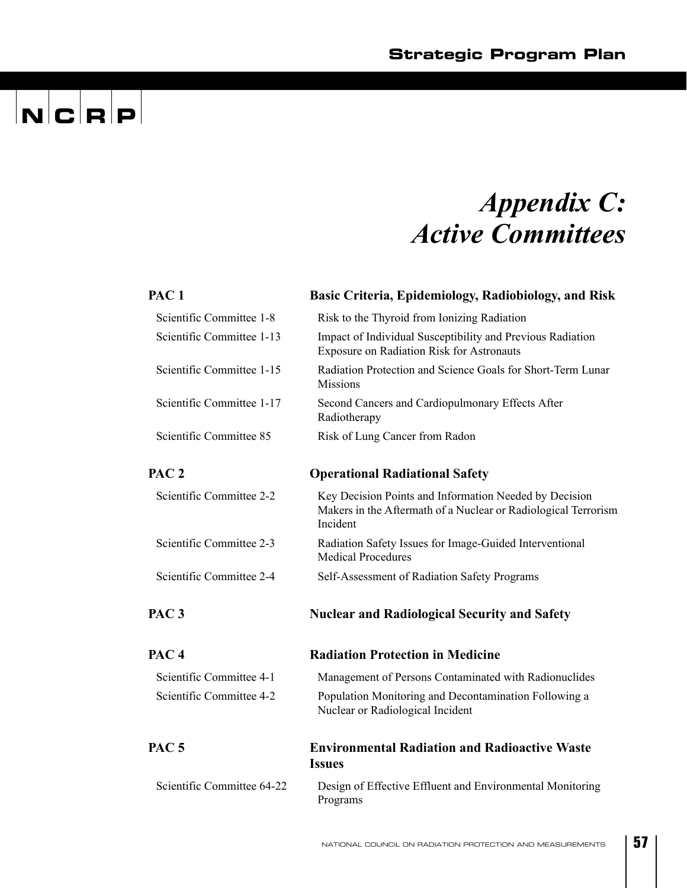# Appendix C: Active Committees

| | |
|---|---|
| **PAC 1** | **Basic Criteria, Epidemiology, Radiobiology, and Risk** |
| Scientific Committee 1-8 | Risk to the Thyroid from Ionizing Radiation |
| Scientific Committee 1-13 | Impact of Individual Susceptibility and Previous Radiation Exposure on Radiation Risk for Astronauts |
| Scientific Committee 1-15 | Radiation Protection and Science Goals for Short-Term Lunar Missions |
| Scientific Committee 1-17 | Second Cancers and Cardiopulmonary Effects After Radiotherapy |
| Scientific Committee 85 | Risk of Lung Cancer from Radon |
| **PAC 2** | **Operational Radiational Safety** |
| Scientific Committee 2-2 | Key Decision Points and Information Needed by Decision Makers in the Aftermath of a Nuclear or Radiological Terrorism Incident |
| Scientific Committee 2-3 | Radiation Safety Issues for Image-Guided Interventional Medical Procedures |
| Scientific Committee 2-4 | Self-Assessment of Radiation Safety Programs |
| **PAC 3** | **Nuclear and Radiological Security and Safety** |
| **PAC 4** | **Radiation Protection in Medicine** |
| Scientific Committee 4-1 | Management of Persons Contaminated with Radionuclides |
| Scientific Committee 4-2 | Population Monitoring and Decontamination Following a Nuclear or Radiological Incident |
| **PAC 5** | **Environmental Radiation and Radioactive Waste Issues** |
| Scientific Committee 64-22 | Design of Effective Effluent and Environmental Monitoring Programs |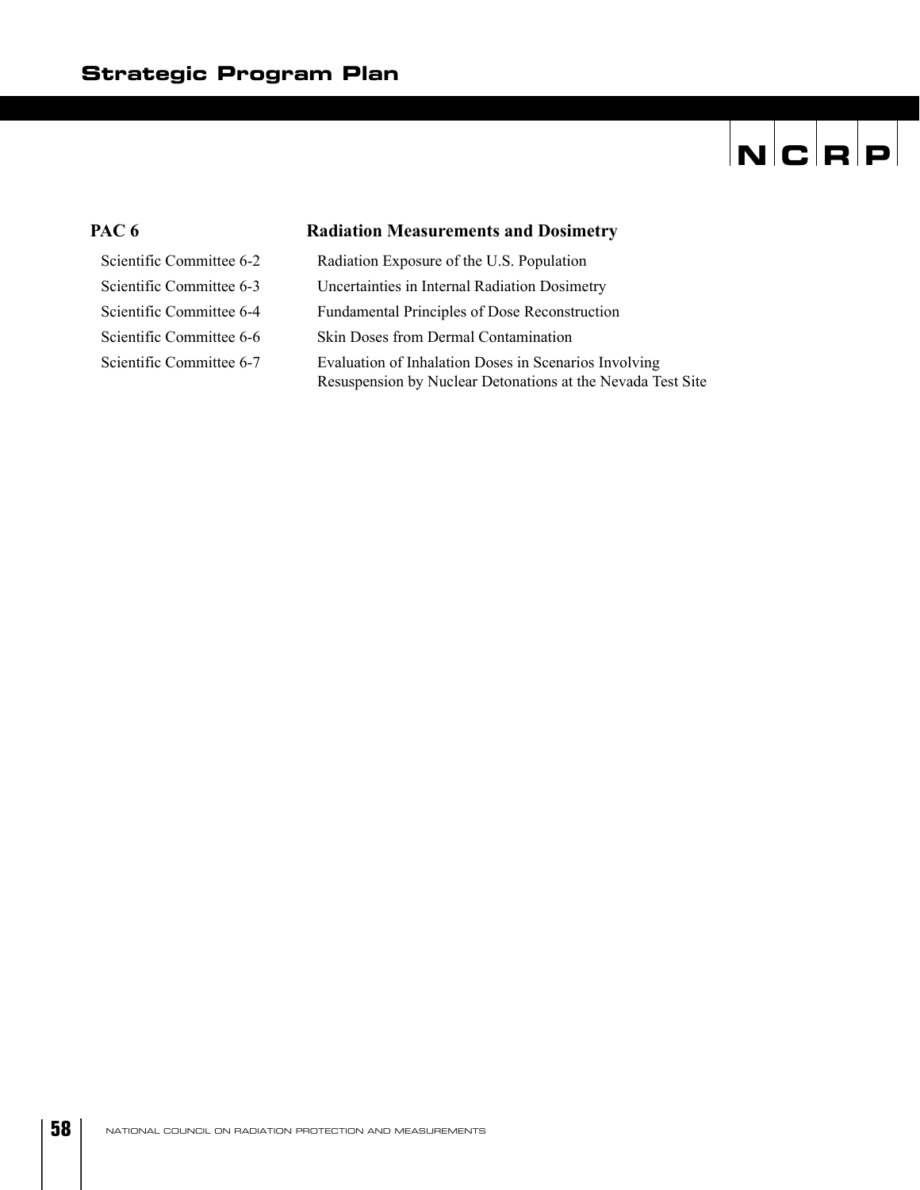| PAC 6 | Radiation Measurements and Dosimetry |
|---|---|
| Scientific Committee 6-2 | Radiation Exposure of the U.S. Population |
| Scientific Committee 6-3 | Uncertainties in Internal Radiation Dosimetry |
| Scientific Committee 6-4 | Fundamental Principles of Dose Reconstruction |
| Scientific Committee 6-6 | Skin Doses from Dermal Contamination |
| Scientific Committee 6-7 | Evaluation of Inhalation Doses in Scenarios Involving Resuspension by Nuclear Detonations at the Nevada Test Site |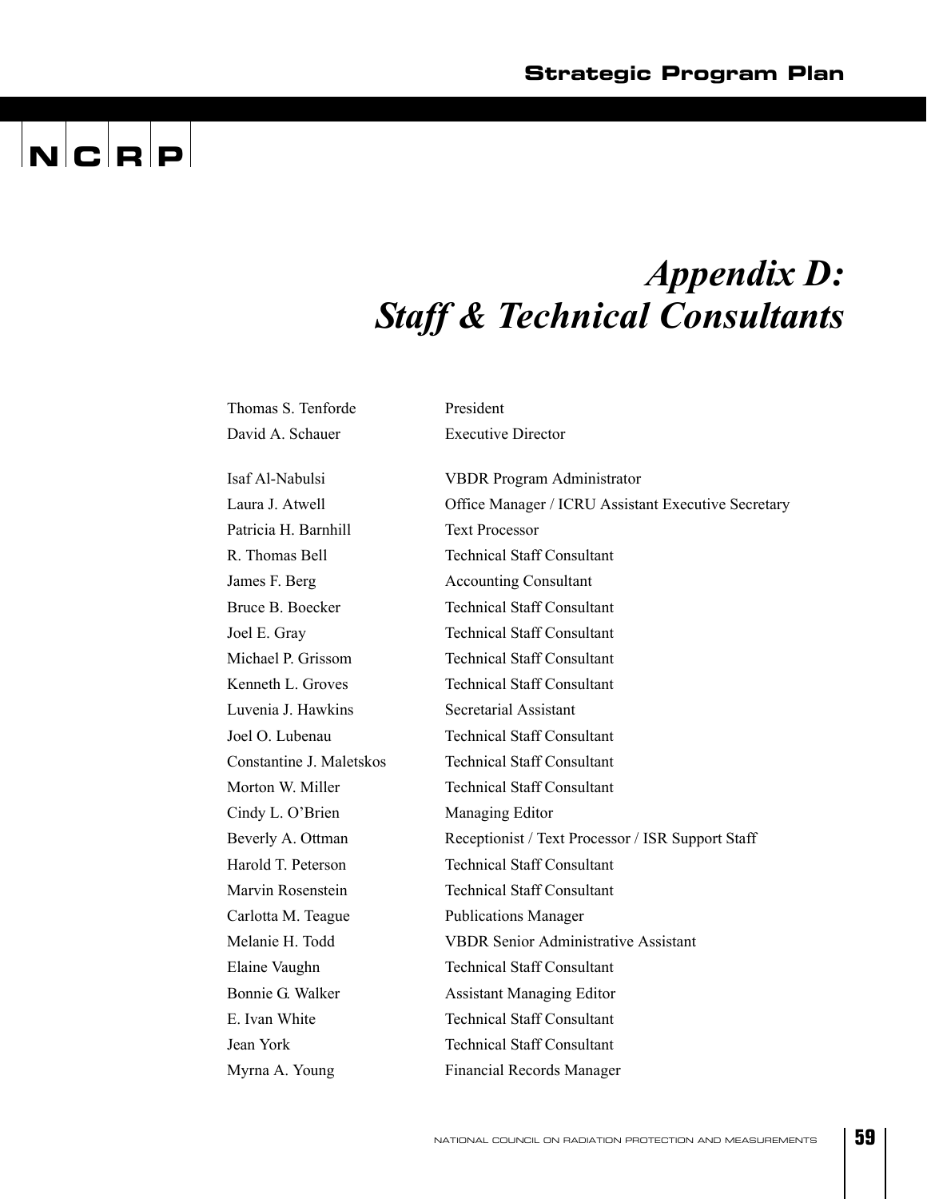# Appendix D: Staff & Technical Consultants

| | |
|---|---|
| Thomas S. Tenforde | President |
| David A. Schauer | Executive Director |
| | |
| Isaf Al-Nabulsi | VBDR Program Administrator |
| Laura J. Atwell | Office Manager / ICRU Assistant Executive Secretary |
| Patricia H. Barnhill | Text Processor |
| R. Thomas Bell | Technical Staff Consultant |
| James F. Berg | Accounting Consultant |
| Bruce B. Boecker | Technical Staff Consultant |
| Joel E. Gray | Technical Staff Consultant |
| Michael P. Grissom | Technical Staff Consultant |
| Kenneth L. Groves | Technical Staff Consultant |
| Luvenia J. Hawkins | Secretarial Assistant |
| Joel O. Lubenau | Technical Staff Consultant |
| Constantine J. Maletskos | Technical Staff Consultant |
| Morton W. Miller | Technical Staff Consultant |
| Cindy L. O'Brien | Managing Editor |
| Beverly A. Ottman | Receptionist / Text Processor / ISR Support Staff |
| Harold T. Peterson | Technical Staff Consultant |
| Marvin Rosenstein | Technical Staff Consultant |
| Carlotta M. Teague | Publications Manager |
| Melanie H. Todd | VBDR Senior Administrative Assistant |
| Elaine Vaughn | Technical Staff Consultant |
| Bonnie G. Walker | Assistant Managing Editor |
| E. Ivan White | Technical Staff Consultant |
| Jean York | Technical Staff Consultant |
| Myrna A. Young | Financial Records Manager |